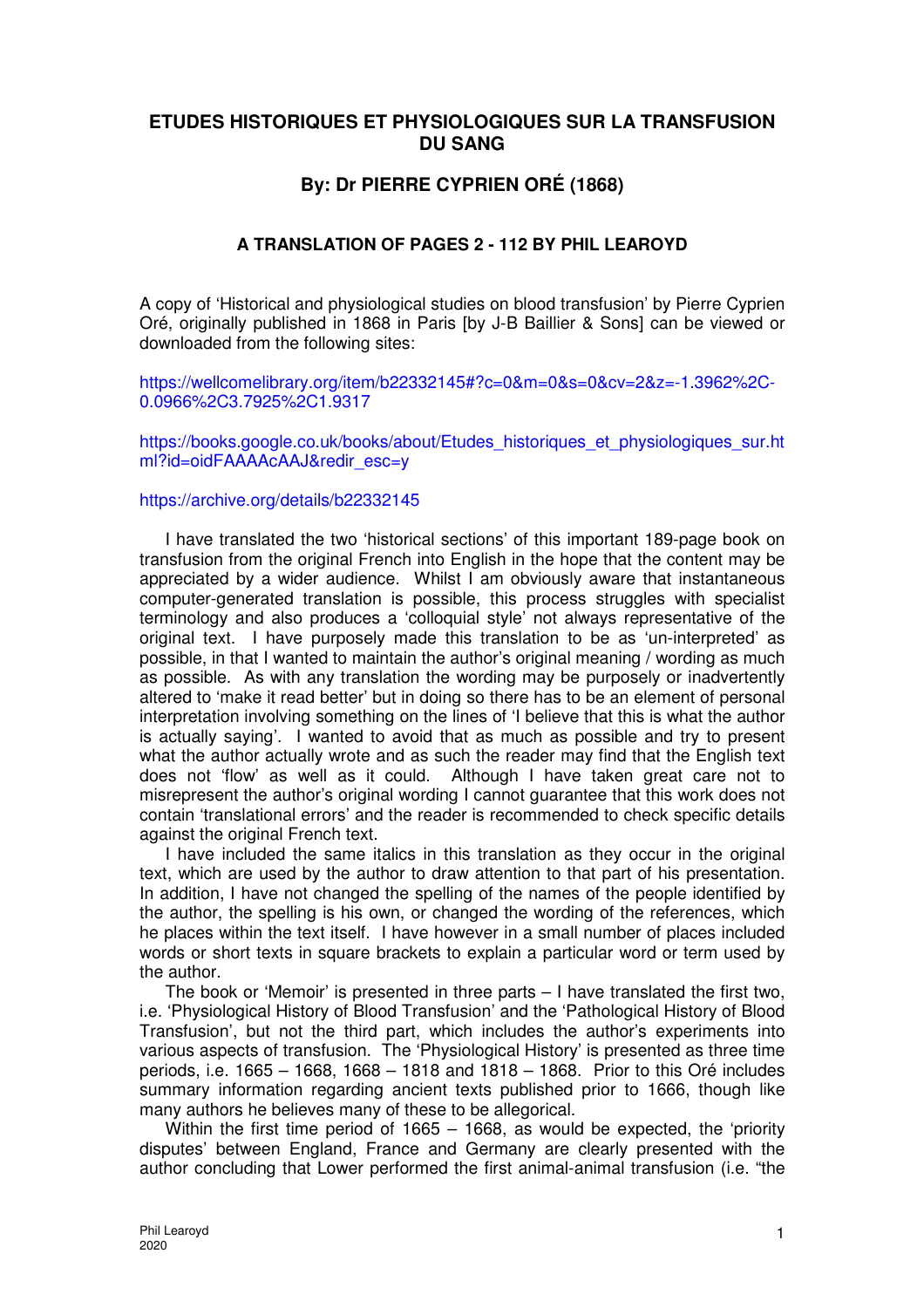# ETUDES HISTORIQUES ET PHYSIOLOGIQUES SUR LA TRANSFUSION DU SANG

## By: Dr PIERRE CYPRIEN ORÉ (1868)

### A TRANSLATION OF PAGES 2 - 112 BY PHIL LEAROYD

A copy of 'Historical and physiological studies on blood transfusion' by Pierre Cyprien Oré, originally published in 1868 in Paris [by J-B Baillier & Sons] can be viewed or downloaded from the following sites:

https://wellcomelibrary.org/item/b22332145#?c=0&m=0&s=0&cv=2&z=-1.3962%2C-0.0966%2C3.7925%2C1.9317

https://books.google.co.uk/books/about/Etudes_historiques_et_physiologiques_sur.html?id=oidFAAAAcAAJ&redir_esc=y

https://archive.org/details/b22332145

I have translated the two 'historical sections' of this important 189-page book on transfusion from the original French into English in the hope that the content may be appreciated by a wider audience. Whilst I am obviously aware that instantaneous computer-generated translation is possible, this process struggles with specialist terminology and also produces a 'colloquial style' not always representative of the original text. I have purposely made this translation to be as 'un-interpreted' as possible, in that I wanted to maintain the author's original meaning / wording as much as possible. As with any translation the wording may be purposely or inadvertently altered to 'make it read better' but in doing so there has to be an element of personal interpretation involving something on the lines of 'I believe that this is what the author is actually saying'. I wanted to avoid that as much as possible and try to present what the author actually wrote and as such the reader may find that the English text does not 'flow' as well as it could. Although I have taken great care not to misrepresent the author's original wording I cannot guarantee that this work does not contain 'translational errors' and the reader is recommended to check specific details against the original French text.

I have included the same italics in this translation as they occur in the original text, which are used by the author to draw attention to that part of his presentation. In addition, I have not changed the spelling of the names of the people identified by the author, the spelling is his own, or changed the wording of the references, which he places within the text itself. I have however in a small number of places included words or short texts in square brackets to explain a particular word or term used by the author.

The book or 'Memoir' is presented in three parts – I have translated the first two, i.e. 'Physiological History of Blood Transfusion' and the 'Pathological History of Blood Transfusion', but not the third part, which includes the author's experiments into various aspects of transfusion. The 'Physiological History' is presented as three time periods, i.e. 1665 – 1668, 1668 – 1818 and 1818 – 1868. Prior to this Oré includes summary information regarding ancient texts published prior to 1666, though like many authors he believes many of these to be allegorical.

Within the first time period of 1665 – 1668, as would be expected, the 'priority disputes' between England, France and Germany are clearly presented with the author concluding that Lower performed the first animal-animal transfusion (i.e. "the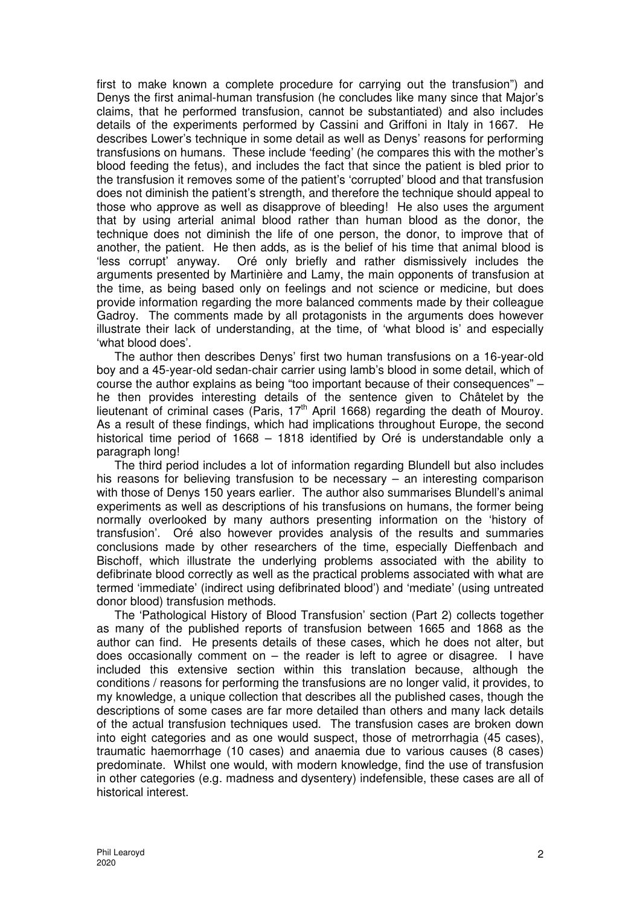first to make known a complete procedure for carrying out the transfusion") and Denys the first animal-human transfusion (he concludes like many since that Major's claims, that he performed transfusion, cannot be substantiated) and also includes details of the experiments performed by Cassini and Griffoni in Italy in 1667. He describes Lower's technique in some detail as well as Denys' reasons for performing transfusions on humans. These include 'feeding' (he compares this with the mother's blood feeding the fetus), and includes the fact that since the patient is bled prior to the transfusion it removes some of the patient's 'corrupted' blood and that transfusion does not diminish the patient's strength, and therefore the technique should appeal to those who approve as well as disapprove of bleeding! He also uses the argument that by using arterial animal blood rather than human blood as the donor, the technique does not diminish the life of one person, the donor, to improve that of another, the patient. He then adds, as is the belief of his time that animal blood is 'less corrupt' anyway. Oré only briefly and rather dismissively includes the arguments presented by Martinière and Lamy, the main opponents of transfusion at the time, as being based only on feelings and not science or medicine, but does provide information regarding the more balanced comments made by their colleague Gadroy. The comments made by all protagonists in the arguments does however illustrate their lack of understanding, at the time, of 'what blood is' and especially 'what blood does'.

The author then describes Denys' first two human transfusions on a 16-year-old boy and a 45-year-old sedan-chair carrier using lamb's blood in some detail, which of course the author explains as being "too important because of their consequences" – he then provides interesting details of the sentence given to Châtelet by the lieutenant of criminal cases (Paris, 17th April 1668) regarding the death of Mouroy. As a result of these findings, which had implications throughout Europe, the second historical time period of 1668 – 1818 identified by Oré is understandable only a paragraph long!

The third period includes a lot of information regarding Blundell but also includes his reasons for believing transfusion to be necessary – an interesting comparison with those of Denys 150 years earlier. The author also summarises Blundell's animal experiments as well as descriptions of his transfusions on humans, the former being normally overlooked by many authors presenting information on the 'history of transfusion'. Oré also however provides analysis of the results and summaries conclusions made by other researchers of the time, especially Dieffenbach and Bischoff, which illustrate the underlying problems associated with the ability to defibrinate blood correctly as well as the practical problems associated with what are termed 'immediate' (indirect using defibrinated blood') and 'mediate' (using untreated donor blood) transfusion methods.

The 'Pathological History of Blood Transfusion' section (Part 2) collects together as many of the published reports of transfusion between 1665 and 1868 as the author can find. He presents details of these cases, which he does not alter, but does occasionally comment on – the reader is left to agree or disagree. I have included this extensive section within this translation because, although the conditions / reasons for performing the transfusions are no longer valid, it provides, to my knowledge, a unique collection that describes all the published cases, though the descriptions of some cases are far more detailed than others and many lack details of the actual transfusion techniques used. The transfusion cases are broken down into eight categories and as one would suspect, those of metrorrhagia (45 cases), traumatic haemorrhage (10 cases) and anaemia due to various causes (8 cases) predominate. Whilst one would, with modern knowledge, find the use of transfusion in other categories (e.g. madness and dysentery) indefensible, these cases are all of historical interest.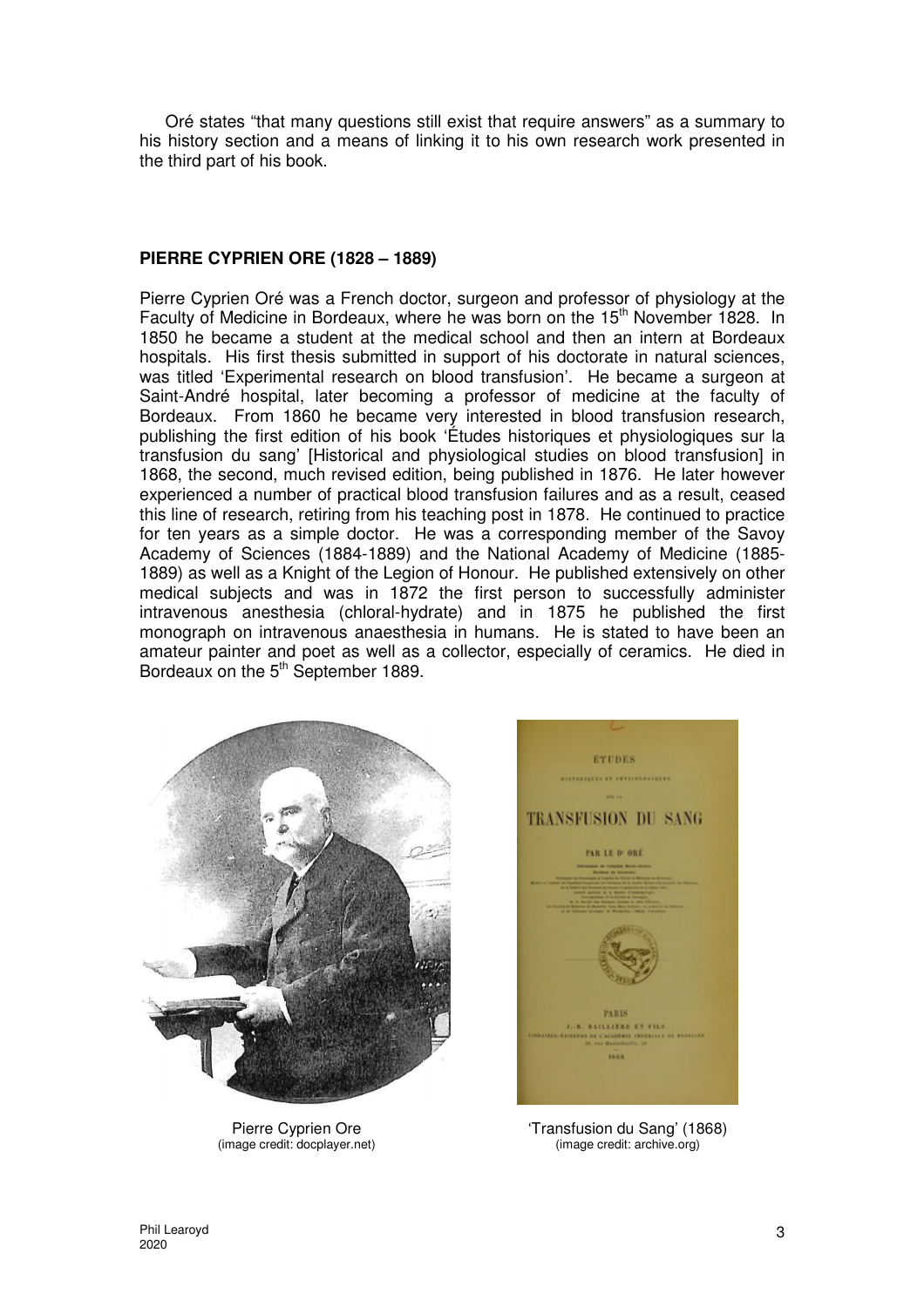Oré states "that many questions still exist that require answers" as a summary to his history section and a means of linking it to his own research work presented in the third part of his book.

## PIERRE CYPRIEN ORE (1828 – 1889)

Pierre Cyprien Oré was a French doctor, surgeon and professor of physiology at the Faculty of Medicine in Bordeaux, where he was born on the 15th November 1828. In 1850 he became a student at the medical school and then an intern at Bordeaux hospitals. His first thesis submitted in support of his doctorate in natural sciences, was titled 'Experimental research on blood transfusion'. He became a surgeon at Saint-André hospital, later becoming a professor of medicine at the faculty of Bordeaux. From 1860 he became very interested in blood transfusion research, publishing the first edition of his book 'Études historiques et physiologiques sur la transfusion du sang' [Historical and physiological studies on blood transfusion] in 1868, the second, much revised edition, being published in 1876. He later however experienced a number of practical blood transfusion failures and as a result, ceased this line of research, retiring from his teaching post in 1878. He continued to practice for ten years as a simple doctor. He was a corresponding member of the Savoy Academy of Sciences (1884-1889) and the National Academy of Medicine (1885-1889) as well as a Knight of the Legion of Honour. He published extensively on other medical subjects and was in 1872 the first person to successfully administer intravenous anesthesia (chloral-hydrate) and in 1875 he published the first monograph on intravenous anaesthesia in humans. He is stated to have been an amateur painter and poet as well as a collector, especially of ceramics. He died in Bordeaux on the 5th September 1889.

Pierre Cyprien Ore
(image credit: docplayer.net)

'Transfusion du Sang' (1868)
(image credit: archive.org)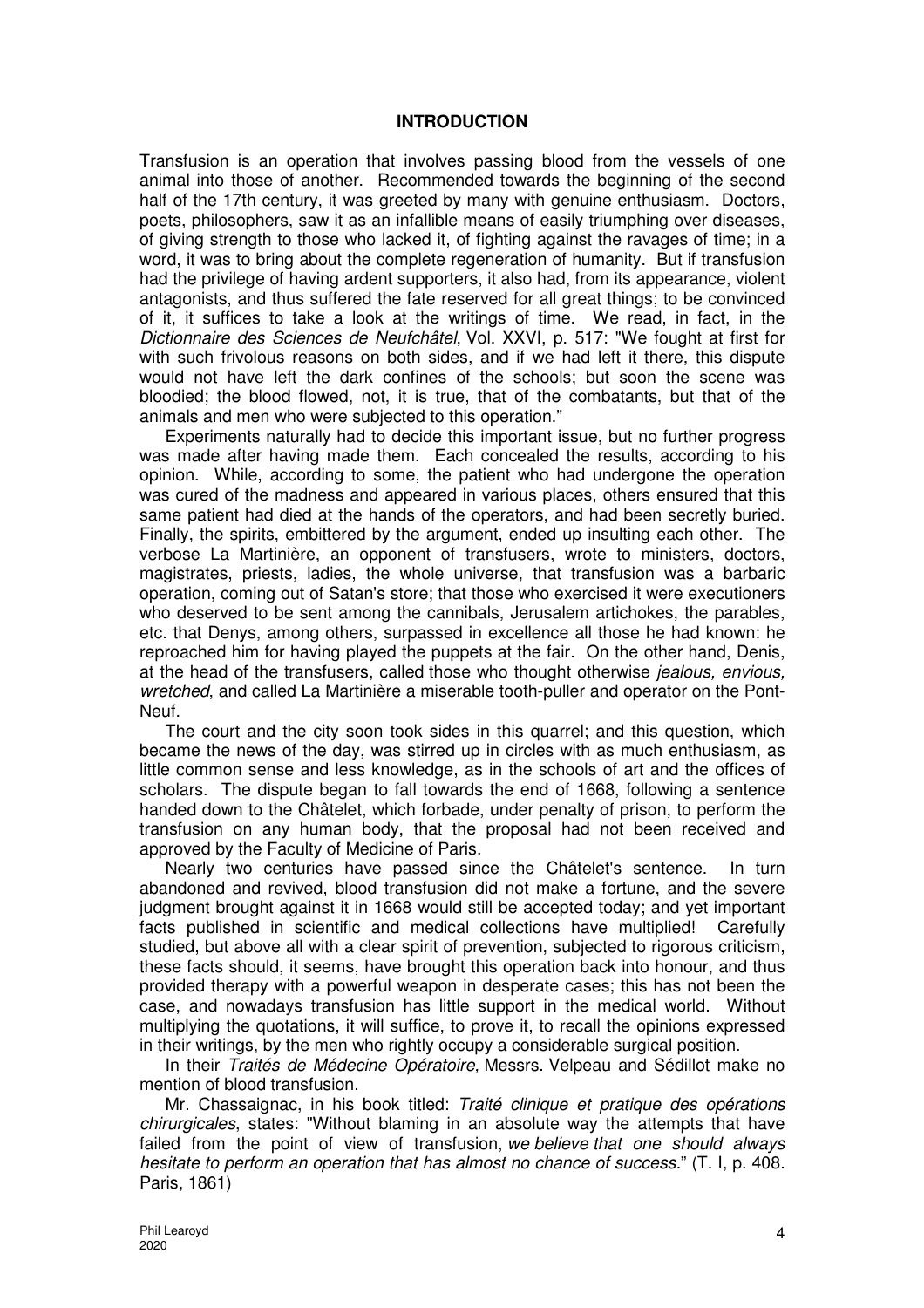## INTRODUCTION

Transfusion is an operation that involves passing blood from the vessels of one animal into those of another. Recommended towards the beginning of the second half of the 17th century, it was greeted by many with genuine enthusiasm. Doctors, poets, philosophers, saw it as an infallible means of easily triumphing over diseases, of giving strength to those who lacked it, of fighting against the ravages of time; in a word, it was to bring about the complete regeneration of humanity. But if transfusion had the privilege of having ardent supporters, it also had, from its appearance, violent antagonists, and thus suffered the fate reserved for all great things; to be convinced of it, it suffices to take a look at the writings of time. We read, in fact, in the *Dictionnaire des Sciences de Neufchâtel*, Vol. XXVI, p. 517: "We fought at first for with such frivolous reasons on both sides, and if we had left it there, this dispute would not have left the dark confines of the schools; but soon the scene was bloodied; the blood flowed, not, it is true, that of the combatants, but that of the animals and men who were subjected to this operation."

Experiments naturally had to decide this important issue, but no further progress was made after having made them. Each concealed the results, according to his opinion. While, according to some, the patient who had undergone the operation was cured of the madness and appeared in various places, others ensured that this same patient had died at the hands of the operators, and had been secretly buried. Finally, the spirits, embittered by the argument, ended up insulting each other. The verbose La Martinière, an opponent of transfusers, wrote to ministers, doctors, magistrates, priests, ladies, the whole universe, that transfusion was a barbaric operation, coming out of Satan's store; that those who exercised it were executioners who deserved to be sent among the cannibals, Jerusalem artichokes, the parables, etc. that Denys, among others, surpassed in excellence all those he had known: he reproached him for having played the puppets at the fair. On the other hand, Denis, at the head of the transfusers, called those who thought otherwise *jealous, envious, wretched*, and called La Martinière a miserable tooth-puller and operator on the Pont-Neuf.

The court and the city soon took sides in this quarrel; and this question, which became the news of the day, was stirred up in circles with as much enthusiasm, as little common sense and less knowledge, as in the schools of art and the offices of scholars. The dispute began to fall towards the end of 1668, following a sentence handed down to the Châtelet, which forbade, under penalty of prison, to perform the transfusion on any human body, that the proposal had not been received and approved by the Faculty of Medicine of Paris.

Nearly two centuries have passed since the Châtelet's sentence. In turn abandoned and revived, blood transfusion did not make a fortune, and the severe judgment brought against it in 1668 would still be accepted today; and yet important facts published in scientific and medical collections have multiplied! Carefully studied, but above all with a clear spirit of prevention, subjected to rigorous criticism, these facts should, it seems, have brought this operation back into honour, and thus provided therapy with a powerful weapon in desperate cases; this has not been the case, and nowadays transfusion has little support in the medical world. Without multiplying the quotations, it will suffice, to prove it, to recall the opinions expressed in their writings, by the men who rightly occupy a considerable surgical position.

In their *Traités de Médecine Opératoire,* Messrs. Velpeau and Sédillot make no mention of blood transfusion.

Mr. Chassaignac, in his book titled: *Traité clinique et pratique des opérations chirurgicales*, states: "Without blaming in an absolute way the attempts that have failed from the point of view of transfusion, *we believe that one should always hesitate to perform an operation that has almost no chance of success*." (T. I, p. 408. Paris, 1861)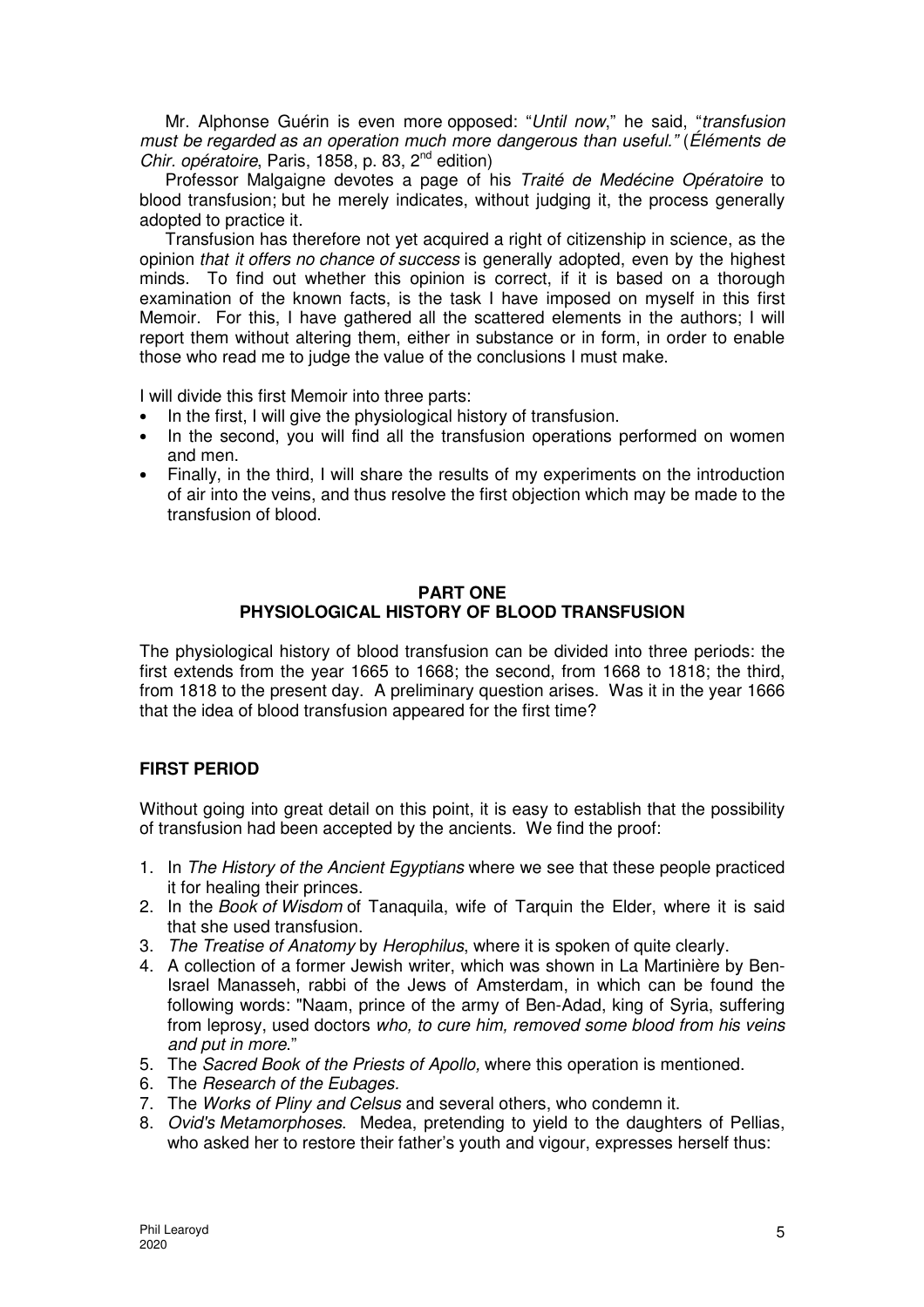Mr. Alphonse Guérin is even more opposed: "*Until now*," he said, "*transfusion must be regarded as an operation much more dangerous than useful.*" (*Éléments de Chir. opératoire*, Paris, 1858, p. 83, 2nd edition)

Professor Malgaigne devotes a page of his *Traité de Medécine Opératoire* to blood transfusion; but he merely indicates, without judging it, the process generally adopted to practice it.

Transfusion has therefore not yet acquired a right of citizenship in science, as the opinion *that it offers no chance of success* is generally adopted, even by the highest minds. To find out whether this opinion is correct, if it is based on a thorough examination of the known facts, is the task I have imposed on myself in this first Memoir. For this, I have gathered all the scattered elements in the authors; I will report them without altering them, either in substance or in form, in order to enable those who read me to judge the value of the conclusions I must make.

I will divide this first Memoir into three parts:

- In the first, I will give the physiological history of transfusion.
- In the second, you will find all the transfusion operations performed on women and men.
- Finally, in the third, I will share the results of my experiments on the introduction of air into the veins, and thus resolve the first objection which may be made to the transfusion of blood.

## PART ONE
## PHYSIOLOGICAL HISTORY OF BLOOD TRANSFUSION

The physiological history of blood transfusion can be divided into three periods: the first extends from the year 1665 to 1668; the second, from 1668 to 1818; the third, from 1818 to the present day. A preliminary question arises. Was it in the year 1666 that the idea of blood transfusion appeared for the first time?

### FIRST PERIOD

Without going into great detail on this point, it is easy to establish that the possibility of transfusion had been accepted by the ancients. We find the proof:

1. In *The History of the Ancient Egyptians* where we see that these people practiced it for healing their princes.
2. In the *Book of Wisdom* of Tanaquila, wife of Tarquin the Elder, where it is said that she used transfusion.
3. *The Treatise of Anatomy* by *Herophilus*, where it is spoken of quite clearly.
4. A collection of a former Jewish writer, which was shown in La Martinière by Ben-Israel Manasseh, rabbi of the Jews of Amsterdam, in which can be found the following words: "Naam, prince of the army of Ben-Adad, king of Syria, suffering from leprosy, used doctors *who, to cure him, removed some blood from his veins and put in more*."
5. The *Sacred Book of the Priests of Apollo,* where this operation is mentioned.
6. The *Research of the Eubages.*
7. The *Works of Pliny and Celsus* and several others, who condemn it.
8. *Ovid's Metamorphoses*. Medea, pretending to yield to the daughters of Pellias, who asked her to restore their father's youth and vigour, expresses herself thus: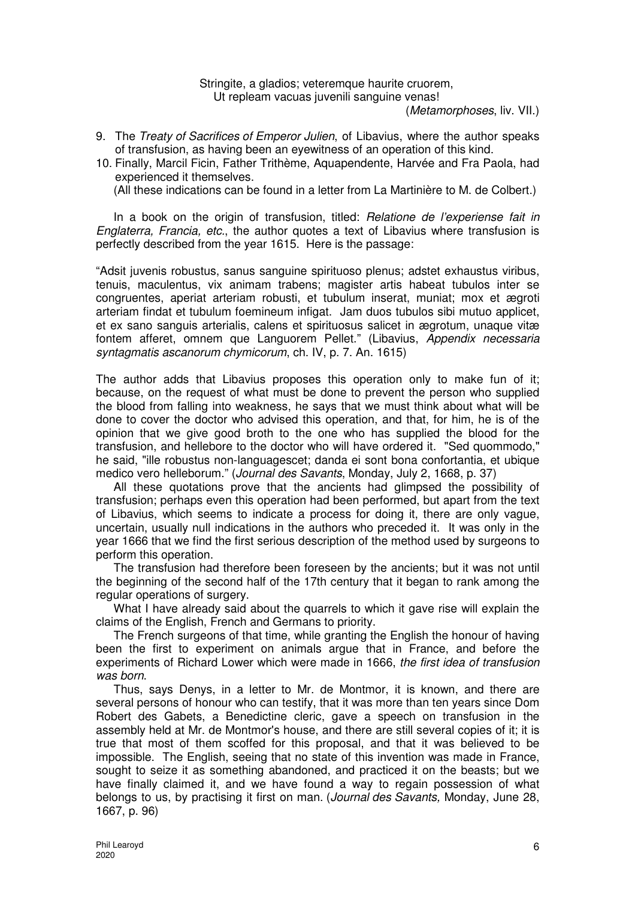Stringite, a gladios; veteremque haurite cruorem,  
Ut repleam vacuas juvenili sanguine venas!  
(*Metamorphoses*, liv. VII.)

9. The *Treaty of Sacrifices of Emperor Julien*, of Libavius, where the author speaks of transfusion, as having been an eyewitness of an operation of this kind.
10. Finally, Marcil Ficin, Father Trithème, Aquapendente, Harvée and Fra Paola, had experienced it themselves.  
    (All these indications can be found in a letter from La Martinière to M. de Colbert.)

In a book on the origin of transfusion, titled: *Relatione de l'experiense fait in Englaterra, Francia, etc.*, the author quotes a text of Libavius where transfusion is perfectly described from the year 1615. Here is the passage:

"Adsit juvenis robustus, sanus sanguine spirituoso plenus; adstet exhaustus viribus, tenuis, maculentus, vix animam trabens; magister artis habeat tubulos inter se congruentes, aperiat arteriam robusti, et tubulum inserat, muniat; mox et ægroti arteriam findat et tubulum foemineum infigat. Jam duos tubulos sibi mutuo applicet, et ex sano sanguis arterialis, calens et spirituosus salicet in ægrotum, unaque vitæ fontem afferet, omnem que Languorem Pellet." (Libavius, *Appendix necessaria syntagmatis ascanorum chymicorum*, ch. IV, p. 7. An. 1615)

The author adds that Libavius proposes this operation only to make fun of it; because, on the request of what must be done to prevent the person who supplied the blood from falling into weakness, he says that we must think about what will be done to cover the doctor who advised this operation, and that, for him, he is of the opinion that we give good broth to the one who has supplied the blood for the transfusion, and hellebore to the doctor who will have ordered it. "Sed quommodo," he said, "ille robustus non-languagescet; danda ei sont bona confortantia, et ubique medico vero helleborum." (*Journal des Savants*, Monday, July 2, 1668, p. 37)

All these quotations prove that the ancients had glimpsed the possibility of transfusion; perhaps even this operation had been performed, but apart from the text of Libavius, which seems to indicate a process for doing it, there are only vague, uncertain, usually null indications in the authors who preceded it. It was only in the year 1666 that we find the first serious description of the method used by surgeons to perform this operation.

The transfusion had therefore been foreseen by the ancients; but it was not until the beginning of the second half of the 17th century that it began to rank among the regular operations of surgery.

What I have already said about the quarrels to which it gave rise will explain the claims of the English, French and Germans to priority.

The French surgeons of that time, while granting the English the honour of having been the first to experiment on animals argue that in France, and before the experiments of Richard Lower which were made in 1666, *the first idea of transfusion was born*.

Thus, says Denys, in a letter to Mr. de Montmor, it is known, and there are several persons of honour who can testify, that it was more than ten years since Dom Robert des Gabets, a Benedictine cleric, gave a speech on transfusion in the assembly held at Mr. de Montmor's house, and there are still several copies of it; it is true that most of them scoffed for this proposal, and that it was believed to be impossible. The English, seeing that no state of this invention was made in France, sought to seize it as something abandoned, and practiced it on the beasts; but we have finally claimed it, and we have found a way to regain possession of what belongs to us, by practising it first on man. (*Journal des Savants,* Monday, June 28, 1667, p. 96)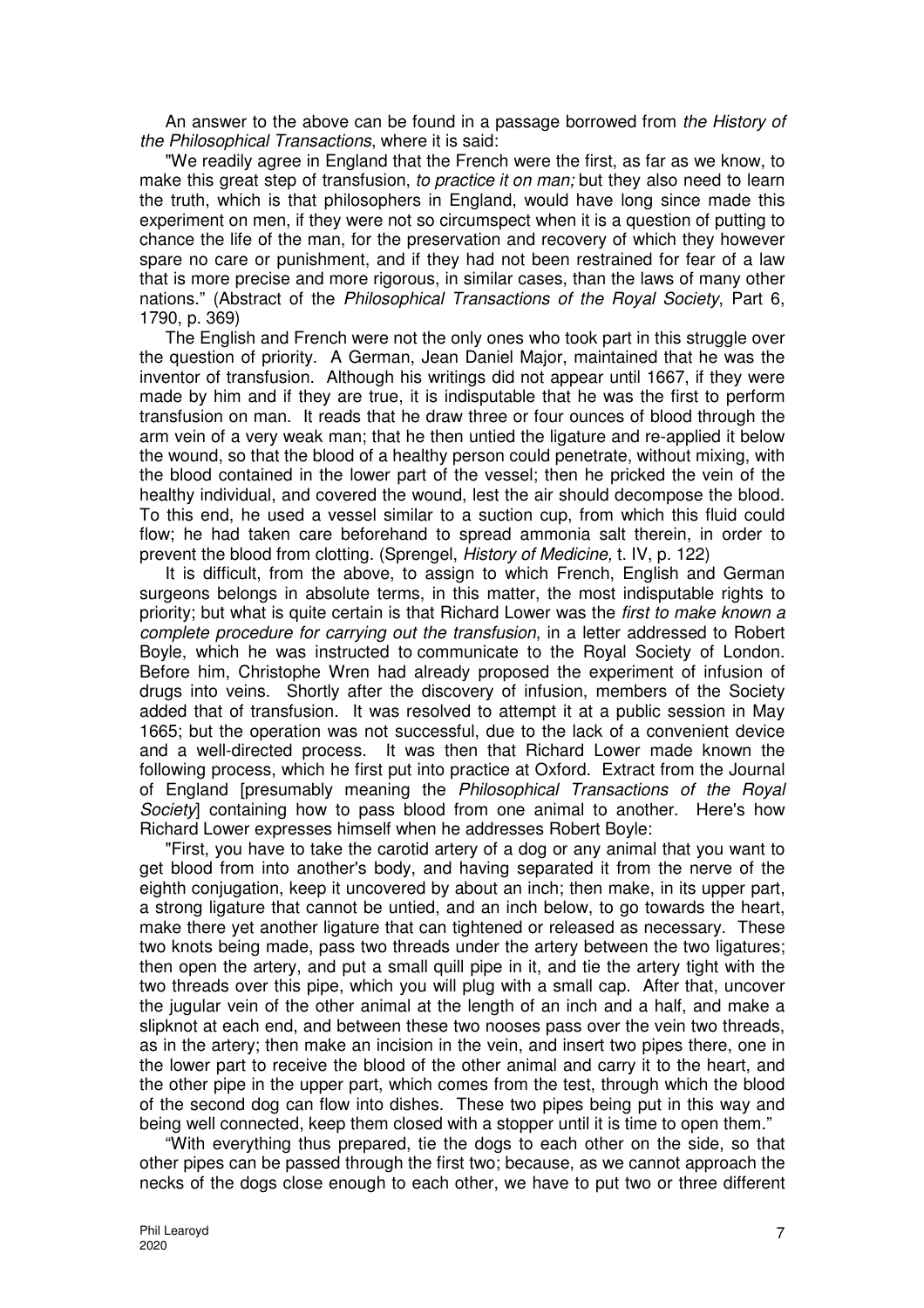An answer to the above can be found in a passage borrowed from *the History of the Philosophical Transactions*, where it is said:

"We readily agree in England that the French were the first, as far as we know, to make this great step of transfusion, *to practice it on man;* but they also need to learn the truth, which is that philosophers in England, would have long since made this experiment on men, if they were not so circumspect when it is a question of putting to chance the life of the man, for the preservation and recovery of which they however spare no care or punishment, and if they had not been restrained for fear of a law that is more precise and more rigorous, in similar cases, than the laws of many other nations." (Abstract of the *Philosophical Transactions of the Royal Society*, Part 6, 1790, p. 369)

The English and French were not the only ones who took part in this struggle over the question of priority. A German, Jean Daniel Major, maintained that he was the inventor of transfusion. Although his writings did not appear until 1667, if they were made by him and if they are true, it is indisputable that he was the first to perform transfusion on man. It reads that he draw three or four ounces of blood through the arm vein of a very weak man; that he then untied the ligature and re-applied it below the wound, so that the blood of a healthy person could penetrate, without mixing, with the blood contained in the lower part of the vessel; then he pricked the vein of the healthy individual, and covered the wound, lest the air should decompose the blood. To this end, he used a vessel similar to a suction cup, from which this fluid could flow; he had taken care beforehand to spread ammonia salt therein, in order to prevent the blood from clotting. (Sprengel, *History of Medicine,* t. IV, p. 122)

It is difficult, from the above, to assign to which French, English and German surgeons belongs in absolute terms, in this matter, the most indisputable rights to priority; but what is quite certain is that Richard Lower was the *first to make known a complete procedure for carrying out the transfusion*, in a letter addressed to Robert Boyle, which he was instructed to communicate to the Royal Society of London. Before him, Christophe Wren had already proposed the experiment of infusion of drugs into veins. Shortly after the discovery of infusion, members of the Society added that of transfusion. It was resolved to attempt it at a public session in May 1665; but the operation was not successful, due to the lack of a convenient device and a well-directed process. It was then that Richard Lower made known the following process, which he first put into practice at Oxford. Extract from the Journal of England [presumably meaning the *Philosophical Transactions of the Royal Society*] containing how to pass blood from one animal to another. Here's how Richard Lower expresses himself when he addresses Robert Boyle:

"First, you have to take the carotid artery of a dog or any animal that you want to get blood from into another's body, and having separated it from the nerve of the eighth conjugation, keep it uncovered by about an inch; then make, in its upper part, a strong ligature that cannot be untied, and an inch below, to go towards the heart, make there yet another ligature that can tightened or released as necessary. These two knots being made, pass two threads under the artery between the two ligatures; then open the artery, and put a small quill pipe in it, and tie the artery tight with the two threads over this pipe, which you will plug with a small cap. After that, uncover the jugular vein of the other animal at the length of an inch and a half, and make a slipknot at each end, and between these two nooses pass over the vein two threads, as in the artery; then make an incision in the vein, and insert two pipes there, one in the lower part to receive the blood of the other animal and carry it to the heart, and the other pipe in the upper part, which comes from the test, through which the blood of the second dog can flow into dishes. These two pipes being put in this way and being well connected, keep them closed with a stopper until it is time to open them."

"With everything thus prepared, tie the dogs to each other on the side, so that other pipes can be passed through the first two; because, as we cannot approach the necks of the dogs close enough to each other, we have to put two or three different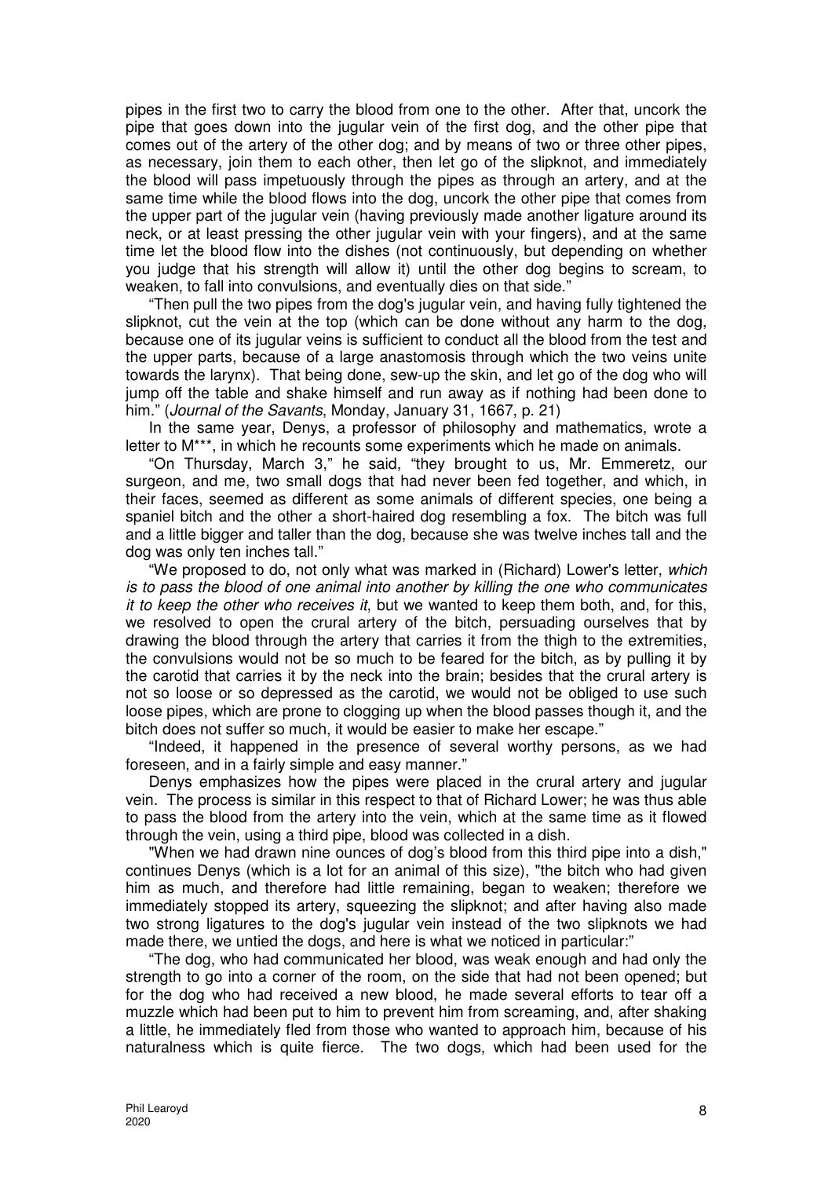pipes in the first two to carry the blood from one to the other. After that, uncork the pipe that goes down into the jugular vein of the first dog, and the other pipe that comes out of the artery of the other dog; and by means of two or three other pipes, as necessary, join them to each other, then let go of the slipknot, and immediately the blood will pass impetuously through the pipes as through an artery, and at the same time while the blood flows into the dog, uncork the other pipe that comes from the upper part of the jugular vein (having previously made another ligature around its neck, or at least pressing the other jugular vein with your fingers), and at the same time let the blood flow into the dishes (not continuously, but depending on whether you judge that his strength will allow it) until the other dog begins to scream, to weaken, to fall into convulsions, and eventually dies on that side."

"Then pull the two pipes from the dog's jugular vein, and having fully tightened the slipknot, cut the vein at the top (which can be done without any harm to the dog, because one of its jugular veins is sufficient to conduct all the blood from the test and the upper parts, because of a large anastomosis through which the two veins unite towards the larynx). That being done, sew-up the skin, and let go of the dog who will jump off the table and shake himself and run away as if nothing had been done to him." (*Journal of the Savants*, Monday, January 31, 1667, p. 21)

In the same year, Denys, a professor of philosophy and mathematics, wrote a letter to M***, in which he recounts some experiments which he made on animals.

"On Thursday, March 3," he said, "they brought to us, Mr. Emmeretz, our surgeon, and me, two small dogs that had never been fed together, and which, in their faces, seemed as different as some animals of different species, one being a spaniel bitch and the other a short-haired dog resembling a fox. The bitch was full and a little bigger and taller than the dog, because she was twelve inches tall and the dog was only ten inches tall."

"We proposed to do, not only what was marked in (Richard) Lower's letter, *which is to pass the blood of one animal into another by killing the one who communicates it to keep the other who receives it*, but we wanted to keep them both, and, for this, we resolved to open the crural artery of the bitch, persuading ourselves that by drawing the blood through the artery that carries it from the thigh to the extremities, the convulsions would not be so much to be feared for the bitch, as by pulling it by the carotid that carries it by the neck into the brain; besides that the crural artery is not so loose or so depressed as the carotid, we would not be obliged to use such loose pipes, which are prone to clogging up when the blood passes though it, and the bitch does not suffer so much, it would be easier to make her escape."

"Indeed, it happened in the presence of several worthy persons, as we had foreseen, and in a fairly simple and easy manner."

Denys emphasizes how the pipes were placed in the crural artery and jugular vein. The process is similar in this respect to that of Richard Lower; he was thus able to pass the blood from the artery into the vein, which at the same time as it flowed through the vein, using a third pipe, blood was collected in a dish.

"When we had drawn nine ounces of dog's blood from this third pipe into a dish," continues Denys (which is a lot for an animal of this size), "the bitch who had given him as much, and therefore had little remaining, began to weaken; therefore we immediately stopped its artery, squeezing the slipknot; and after having also made two strong ligatures to the dog's jugular vein instead of the two slipknots we had made there, we untied the dogs, and here is what we noticed in particular:"

"The dog, who had communicated her blood, was weak enough and had only the strength to go into a corner of the room, on the side that had not been opened; but for the dog who had received a new blood, he made several efforts to tear off a muzzle which had been put to him to prevent him from screaming, and, after shaking a little, he immediately fled from those who wanted to approach him, because of his naturalness which is quite fierce. The two dogs, which had been used for the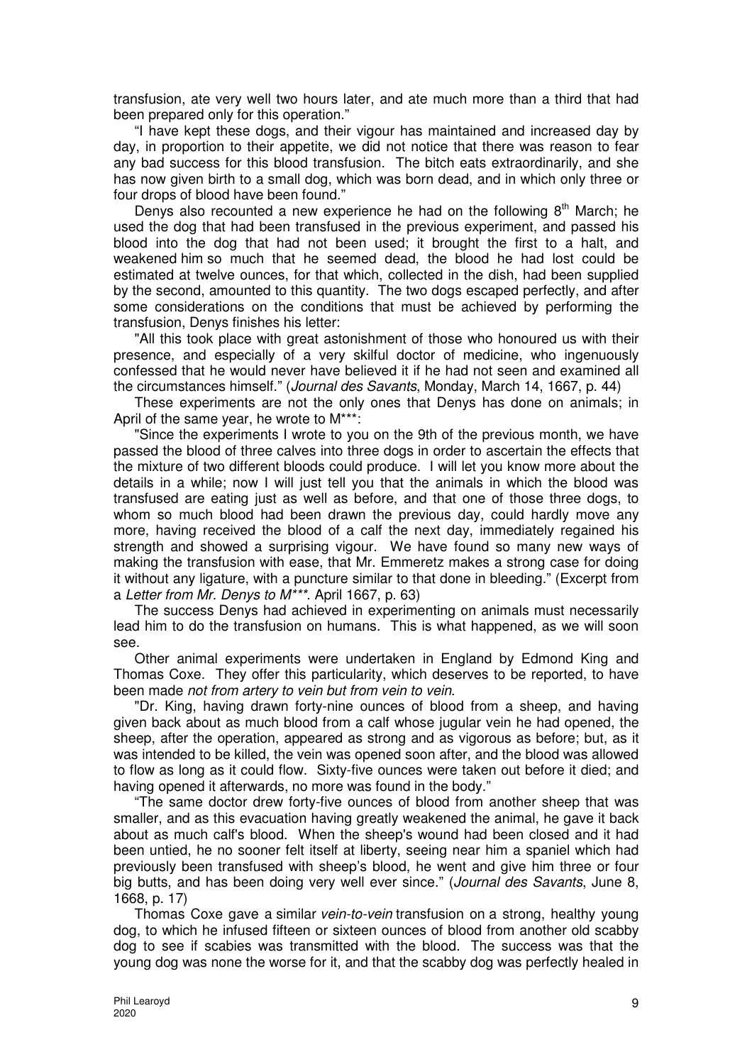transfusion, ate very well two hours later, and ate much more than a third that had been prepared only for this operation."

"I have kept these dogs, and their vigour has maintained and increased day by day, in proportion to their appetite, we did not notice that there was reason to fear any bad success for this blood transfusion. The bitch eats extraordinarily, and she has now given birth to a small dog, which was born dead, and in which only three or four drops of blood have been found."

Denys also recounted a new experience he had on the following 8th March; he used the dog that had been transfused in the previous experiment, and passed his blood into the dog that had not been used; it brought the first to a halt, and weakened him so much that he seemed dead, the blood he had lost could be estimated at twelve ounces, for that which, collected in the dish, had been supplied by the second, amounted to this quantity. The two dogs escaped perfectly, and after some considerations on the conditions that must be achieved by performing the transfusion, Denys finishes his letter:

"All this took place with great astonishment of those who honoured us with their presence, and especially of a very skilful doctor of medicine, who ingenuously confessed that he would never have believed it if he had not seen and examined all the circumstances himself." (*Journal des Savants*, Monday, March 14, 1667, p. 44)

These experiments are not the only ones that Denys has done on animals; in April of the same year, he wrote to M***:

"Since the experiments I wrote to you on the 9th of the previous month, we have passed the blood of three calves into three dogs in order to ascertain the effects that the mixture of two different bloods could produce. I will let you know more about the details in a while; now I will just tell you that the animals in which the blood was transfused are eating just as well as before, and that one of those three dogs, to whom so much blood had been drawn the previous day, could hardly move any more, having received the blood of a calf the next day, immediately regained his strength and showed a surprising vigour. We have found so many new ways of making the transfusion with ease, that Mr. Emmeretz makes a strong case for doing it without any ligature, with a puncture similar to that done in bleeding." (Excerpt from a *Letter from Mr. Denys to M****. April 1667, p. 63)

The success Denys had achieved in experimenting on animals must necessarily lead him to do the transfusion on humans. This is what happened, as we will soon see.

Other animal experiments were undertaken in England by Edmond King and Thomas Coxe. They offer this particularity, which deserves to be reported, to have been made *not from artery to vein but from vein to vein*.

"Dr. King, having drawn forty-nine ounces of blood from a sheep, and having given back about as much blood from a calf whose jugular vein he had opened, the sheep, after the operation, appeared as strong and as vigorous as before; but, as it was intended to be killed, the vein was opened soon after, and the blood was allowed to flow as long as it could flow. Sixty-five ounces were taken out before it died; and having opened it afterwards, no more was found in the body."

"The same doctor drew forty-five ounces of blood from another sheep that was smaller, and as this evacuation having greatly weakened the animal, he gave it back about as much calf's blood. When the sheep's wound had been closed and it had been untied, he no sooner felt itself at liberty, seeing near him a spaniel which had previously been transfused with sheep's blood, he went and give him three or four big butts, and has been doing very well ever since." (*Journal des Savants*, June 8, 1668, p. 17)

Thomas Coxe gave a similar *vein-to-vein* transfusion on a strong, healthy young dog, to which he infused fifteen or sixteen ounces of blood from another old scabby dog to see if scabies was transmitted with the blood. The success was that the young dog was none the worse for it, and that the scabby dog was perfectly healed in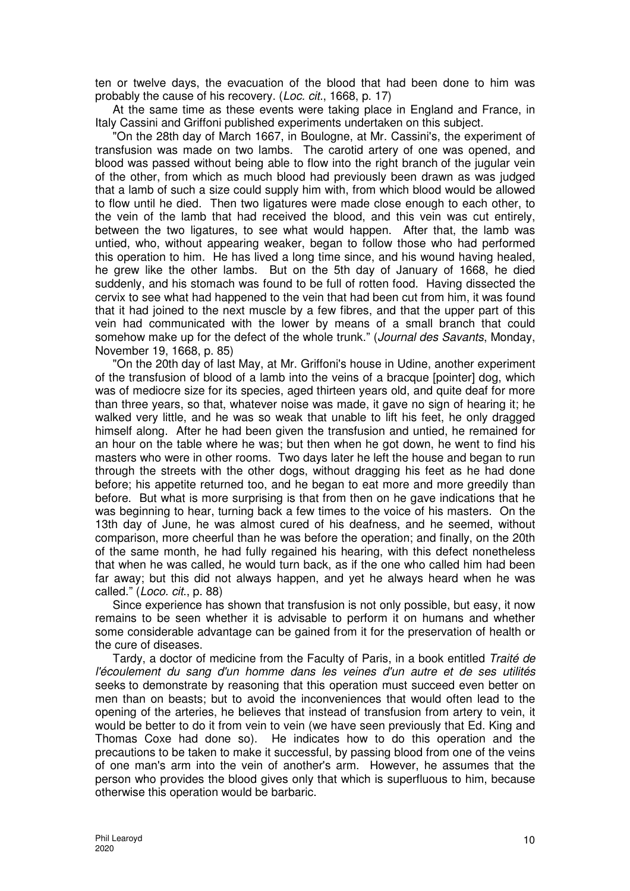ten or twelve days, the evacuation of the blood that had been done to him was probably the cause of his recovery. (*Loc. cit.*, 1668, p. 17)

At the same time as these events were taking place in England and France, in Italy Cassini and Griffoni published experiments undertaken on this subject.

"On the 28th day of March 1667, in Boulogne, at Mr. Cassini's, the experiment of transfusion was made on two lambs. The carotid artery of one was opened, and blood was passed without being able to flow into the right branch of the jugular vein of the other, from which as much blood had previously been drawn as was judged that a lamb of such a size could supply him with, from which blood would be allowed to flow until he died. Then two ligatures were made close enough to each other, to the vein of the lamb that had received the blood, and this vein was cut entirely, between the two ligatures, to see what would happen. After that, the lamb was untied, who, without appearing weaker, began to follow those who had performed this operation to him. He has lived a long time since, and his wound having healed, he grew like the other lambs. But on the 5th day of January of 1668, he died suddenly, and his stomach was found to be full of rotten food. Having dissected the cervix to see what had happened to the vein that had been cut from him, it was found that it had joined to the next muscle by a few fibres, and that the upper part of this vein had communicated with the lower by means of a small branch that could somehow make up for the defect of the whole trunk." (*Journal des Savants*, Monday, November 19, 1668, p. 85)

"On the 20th day of last May, at Mr. Griffoni's house in Udine, another experiment of the transfusion of blood of a lamb into the veins of a bracque [pointer] dog, which was of mediocre size for its species, aged thirteen years old, and quite deaf for more than three years, so that, whatever noise was made, it gave no sign of hearing it; he walked very little, and he was so weak that unable to lift his feet, he only dragged himself along. After he had been given the transfusion and untied, he remained for an hour on the table where he was; but then when he got down, he went to find his masters who were in other rooms. Two days later he left the house and began to run through the streets with the other dogs, without dragging his feet as he had done before; his appetite returned too, and he began to eat more and more greedily than before. But what is more surprising is that from then on he gave indications that he was beginning to hear, turning back a few times to the voice of his masters. On the 13th day of June, he was almost cured of his deafness, and he seemed, without comparison, more cheerful than he was before the operation; and finally, on the 20th of the same month, he had fully regained his hearing, with this defect nonetheless that when he was called, he would turn back, as if the one who called him had been far away; but this did not always happen, and yet he always heard when he was called." (*Loco. cit.*, p. 88)

Since experience has shown that transfusion is not only possible, but easy, it now remains to be seen whether it is advisable to perform it on humans and whether some considerable advantage can be gained from it for the preservation of health or the cure of diseases.

Tardy, a doctor of medicine from the Faculty of Paris, in a book entitled *Traité de l'écoulement du sang d'un homme dans les veines d'un autre et de ses utilités* seeks to demonstrate by reasoning that this operation must succeed even better on men than on beasts; but to avoid the inconveniences that would often lead to the opening of the arteries, he believes that instead of transfusion from artery to vein, it would be better to do it from vein to vein (we have seen previously that Ed. King and Thomas Coxe had done so). He indicates how to do this operation and the precautions to be taken to make it successful, by passing blood from one of the veins of one man's arm into the vein of another's arm. However, he assumes that the person who provides the blood gives only that which is superfluous to him, because otherwise this operation would be barbaric.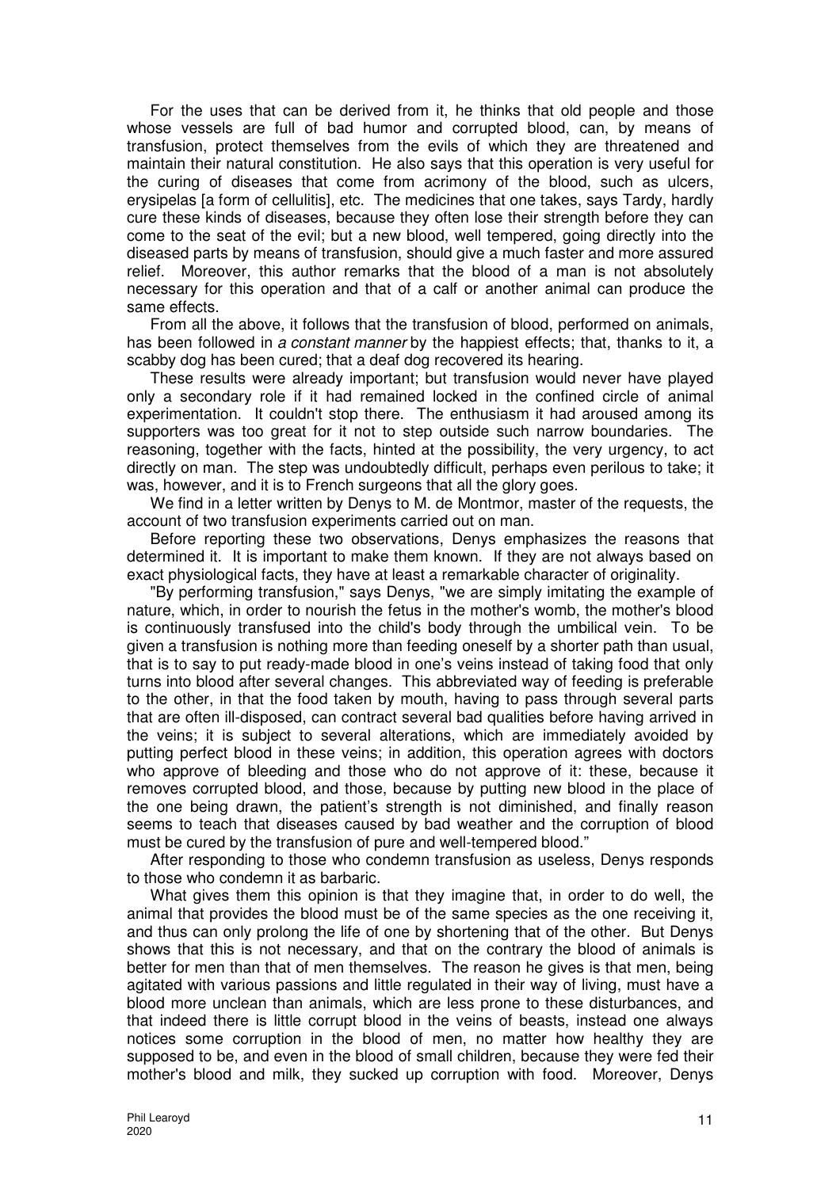For the uses that can be derived from it, he thinks that old people and those whose vessels are full of bad humor and corrupted blood, can, by means of transfusion, protect themselves from the evils of which they are threatened and maintain their natural constitution. He also says that this operation is very useful for the curing of diseases that come from acrimony of the blood, such as ulcers, erysipelas [a form of cellulitis], etc. The medicines that one takes, says Tardy, hardly cure these kinds of diseases, because they often lose their strength before they can come to the seat of the evil; but a new blood, well tempered, going directly into the diseased parts by means of transfusion, should give a much faster and more assured relief. Moreover, this author remarks that the blood of a man is not absolutely necessary for this operation and that of a calf or another animal can produce the same effects.

From all the above, it follows that the transfusion of blood, performed on animals, has been followed in *a constant manner* by the happiest effects; that, thanks to it, a scabby dog has been cured; that a deaf dog recovered its hearing.

These results were already important; but transfusion would never have played only a secondary role if it had remained locked in the confined circle of animal experimentation. It couldn't stop there. The enthusiasm it had aroused among its supporters was too great for it not to step outside such narrow boundaries. The reasoning, together with the facts, hinted at the possibility, the very urgency, to act directly on man. The step was undoubtedly difficult, perhaps even perilous to take; it was, however, and it is to French surgeons that all the glory goes.

We find in a letter written by Denys to M. de Montmor, master of the requests, the account of two transfusion experiments carried out on man.

Before reporting these two observations, Denys emphasizes the reasons that determined it. It is important to make them known. If they are not always based on exact physiological facts, they have at least a remarkable character of originality.

"By performing transfusion," says Denys, "we are simply imitating the example of nature, which, in order to nourish the fetus in the mother's womb, the mother's blood is continuously transfused into the child's body through the umbilical vein. To be given a transfusion is nothing more than feeding oneself by a shorter path than usual, that is to say to put ready-made blood in one's veins instead of taking food that only turns into blood after several changes. This abbreviated way of feeding is preferable to the other, in that the food taken by mouth, having to pass through several parts that are often ill-disposed, can contract several bad qualities before having arrived in the veins; it is subject to several alterations, which are immediately avoided by putting perfect blood in these veins; in addition, this operation agrees with doctors who approve of bleeding and those who do not approve of it: these, because it removes corrupted blood, and those, because by putting new blood in the place of the one being drawn, the patient's strength is not diminished, and finally reason seems to teach that diseases caused by bad weather and the corruption of blood must be cured by the transfusion of pure and well-tempered blood."

After responding to those who condemn transfusion as useless, Denys responds to those who condemn it as barbaric.

What gives them this opinion is that they imagine that, in order to do well, the animal that provides the blood must be of the same species as the one receiving it, and thus can only prolong the life of one by shortening that of the other. But Denys shows that this is not necessary, and that on the contrary the blood of animals is better for men than that of men themselves. The reason he gives is that men, being agitated with various passions and little regulated in their way of living, must have a blood more unclean than animals, which are less prone to these disturbances, and that indeed there is little corrupt blood in the veins of beasts, instead one always notices some corruption in the blood of men, no matter how healthy they are supposed to be, and even in the blood of small children, because they were fed their mother's blood and milk, they sucked up corruption with food. Moreover, Denys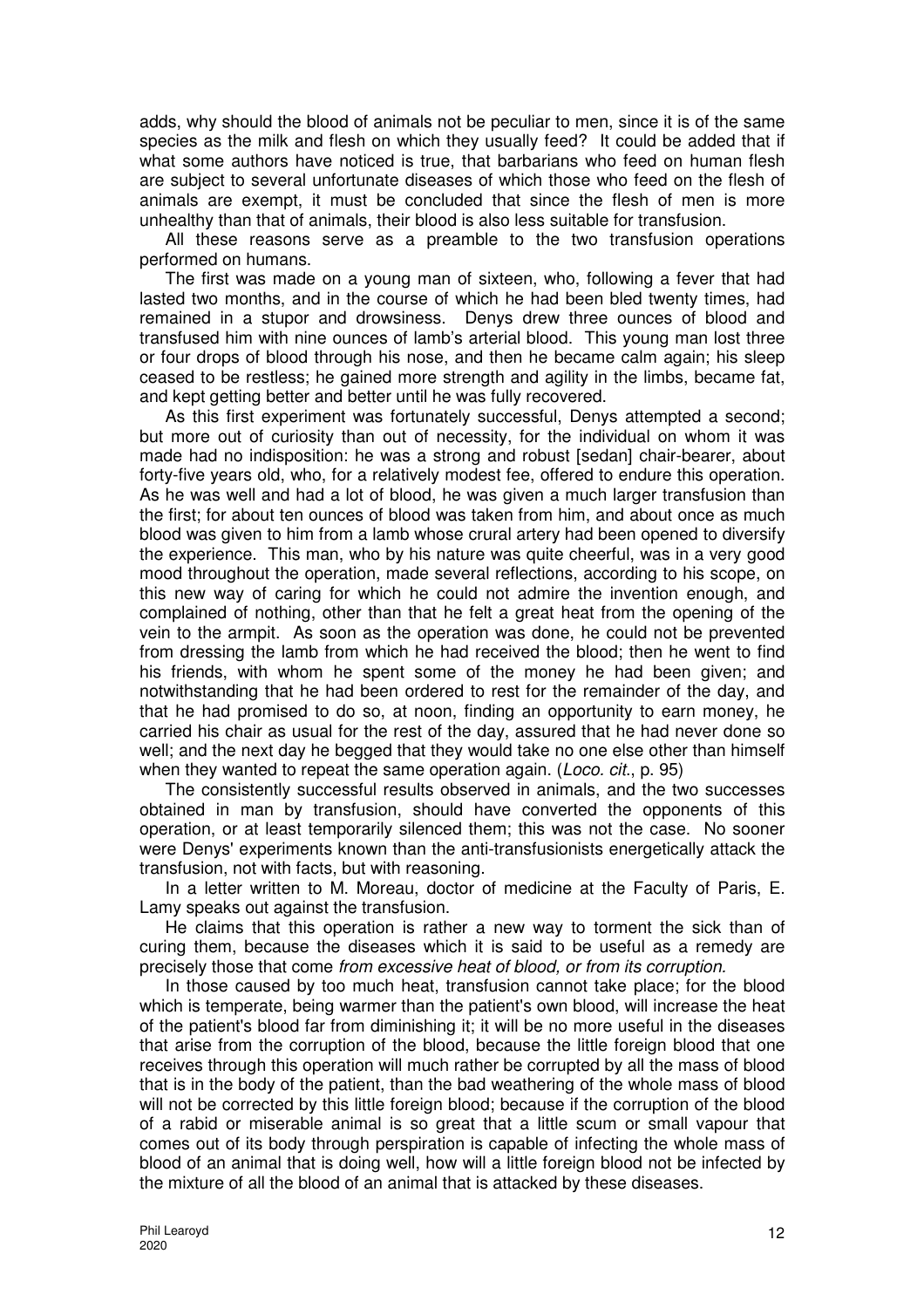adds, why should the blood of animals not be peculiar to men, since it is of the same species as the milk and flesh on which they usually feed? It could be added that if what some authors have noticed is true, that barbarians who feed on human flesh are subject to several unfortunate diseases of which those who feed on the flesh of animals are exempt, it must be concluded that since the flesh of men is more unhealthy than that of animals, their blood is also less suitable for transfusion.

All these reasons serve as a preamble to the two transfusion operations performed on humans.

The first was made on a young man of sixteen, who, following a fever that had lasted two months, and in the course of which he had been bled twenty times, had remained in a stupor and drowsiness. Denys drew three ounces of blood and transfused him with nine ounces of lamb's arterial blood. This young man lost three or four drops of blood through his nose, and then he became calm again; his sleep ceased to be restless; he gained more strength and agility in the limbs, became fat, and kept getting better and better until he was fully recovered.

As this first experiment was fortunately successful, Denys attempted a second; but more out of curiosity than out of necessity, for the individual on whom it was made had no indisposition: he was a strong and robust [sedan] chair-bearer, about forty-five years old, who, for a relatively modest fee, offered to endure this operation. As he was well and had a lot of blood, he was given a much larger transfusion than the first; for about ten ounces of blood was taken from him, and about once as much blood was given to him from a lamb whose crural artery had been opened to diversify the experience. This man, who by his nature was quite cheerful, was in a very good mood throughout the operation, made several reflections, according to his scope, on this new way of caring for which he could not admire the invention enough, and complained of nothing, other than that he felt a great heat from the opening of the vein to the armpit. As soon as the operation was done, he could not be prevented from dressing the lamb from which he had received the blood; then he went to find his friends, with whom he spent some of the money he had been given; and notwithstanding that he had been ordered to rest for the remainder of the day, and that he had promised to do so, at noon, finding an opportunity to earn money, he carried his chair as usual for the rest of the day, assured that he had never done so well; and the next day he begged that they would take no one else other than himself when they wanted to repeat the same operation again. (*Loco. cit.*, p. 95)

The consistently successful results observed in animals, and the two successes obtained in man by transfusion, should have converted the opponents of this operation, or at least temporarily silenced them; this was not the case. No sooner were Denys' experiments known than the anti-transfusionists energetically attack the transfusion, not with facts, but with reasoning.

In a letter written to M. Moreau, doctor of medicine at the Faculty of Paris, E. Lamy speaks out against the transfusion.

He claims that this operation is rather a new way to torment the sick than of curing them, because the diseases which it is said to be useful as a remedy are precisely those that come *from excessive heat of blood, or from its corruption.*

In those caused by too much heat, transfusion cannot take place; for the blood which is temperate, being warmer than the patient's own blood, will increase the heat of the patient's blood far from diminishing it; it will be no more useful in the diseases that arise from the corruption of the blood, because the little foreign blood that one receives through this operation will much rather be corrupted by all the mass of blood that is in the body of the patient, than the bad weathering of the whole mass of blood will not be corrected by this little foreign blood; because if the corruption of the blood of a rabid or miserable animal is so great that a little scum or small vapour that comes out of its body through perspiration is capable of infecting the whole mass of blood of an animal that is doing well, how will a little foreign blood not be infected by the mixture of all the blood of an animal that is attacked by these diseases.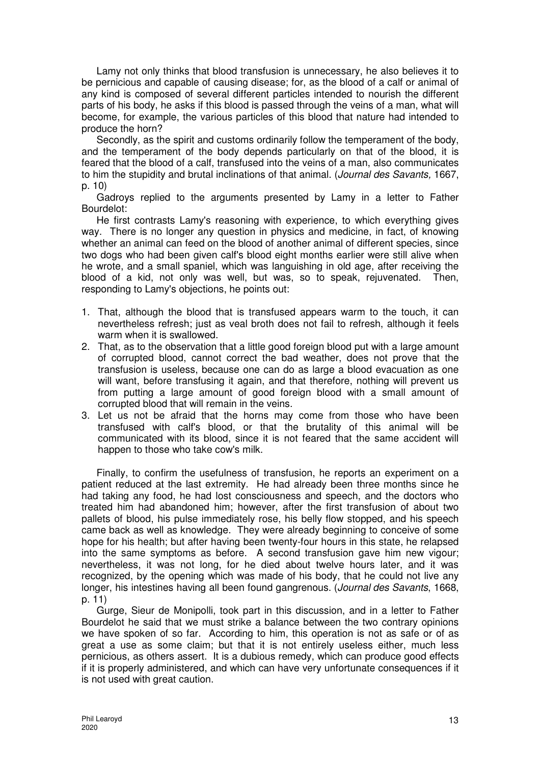Lamy not only thinks that blood transfusion is unnecessary, he also believes it to be pernicious and capable of causing disease; for, as the blood of a calf or animal of any kind is composed of several different particles intended to nourish the different parts of his body, he asks if this blood is passed through the veins of a man, what will become, for example, the various particles of this blood that nature had intended to produce the horn?

Secondly, as the spirit and customs ordinarily follow the temperament of the body, and the temperament of the body depends particularly on that of the blood, it is feared that the blood of a calf, transfused into the veins of a man, also communicates to him the stupidity and brutal inclinations of that animal. (*Journal des Savants,* 1667, p. 10)

Gadroys replied to the arguments presented by Lamy in a letter to Father Bourdelot:

He first contrasts Lamy's reasoning with experience, to which everything gives way. There is no longer any question in physics and medicine, in fact, of knowing whether an animal can feed on the blood of another animal of different species, since two dogs who had been given calf's blood eight months earlier were still alive when he wrote, and a small spaniel, which was languishing in old age, after receiving the blood of a kid, not only was well, but was, so to speak, rejuvenated. Then, responding to Lamy's objections, he points out:

1. That, although the blood that is transfused appears warm to the touch, it can nevertheless refresh; just as veal broth does not fail to refresh, although it feels warm when it is swallowed.
2. That, as to the observation that a little good foreign blood put with a large amount of corrupted blood, cannot correct the bad weather, does not prove that the transfusion is useless, because one can do as large a blood evacuation as one will want, before transfusing it again, and that therefore, nothing will prevent us from putting a large amount of good foreign blood with a small amount of corrupted blood that will remain in the veins.
3. Let us not be afraid that the horns may come from those who have been transfused with calf's blood, or that the brutality of this animal will be communicated with its blood, since it is not feared that the same accident will happen to those who take cow's milk.

Finally, to confirm the usefulness of transfusion, he reports an experiment on a patient reduced at the last extremity. He had already been three months since he had taking any food, he had lost consciousness and speech, and the doctors who treated him had abandoned him; however, after the first transfusion of about two pallets of blood, his pulse immediately rose, his belly flow stopped, and his speech came back as well as knowledge. They were already beginning to conceive of some hope for his health; but after having been twenty-four hours in this state, he relapsed into the same symptoms as before. A second transfusion gave him new vigour; nevertheless, it was not long, for he died about twelve hours later, and it was recognized, by the opening which was made of his body, that he could not live any longer, his intestines having all been found gangrenous. (*Journal des Savants*, 1668, p. 11)

Gurge, Sieur de Monipolli, took part in this discussion, and in a letter to Father Bourdelot he said that we must strike a balance between the two contrary opinions we have spoken of so far. According to him, this operation is not as safe or of as great a use as some claim; but that it is not entirely useless either, much less pernicious, as others assert. It is a dubious remedy, which can produce good effects if it is properly administered, and which can have very unfortunate consequences if it is not used with great caution.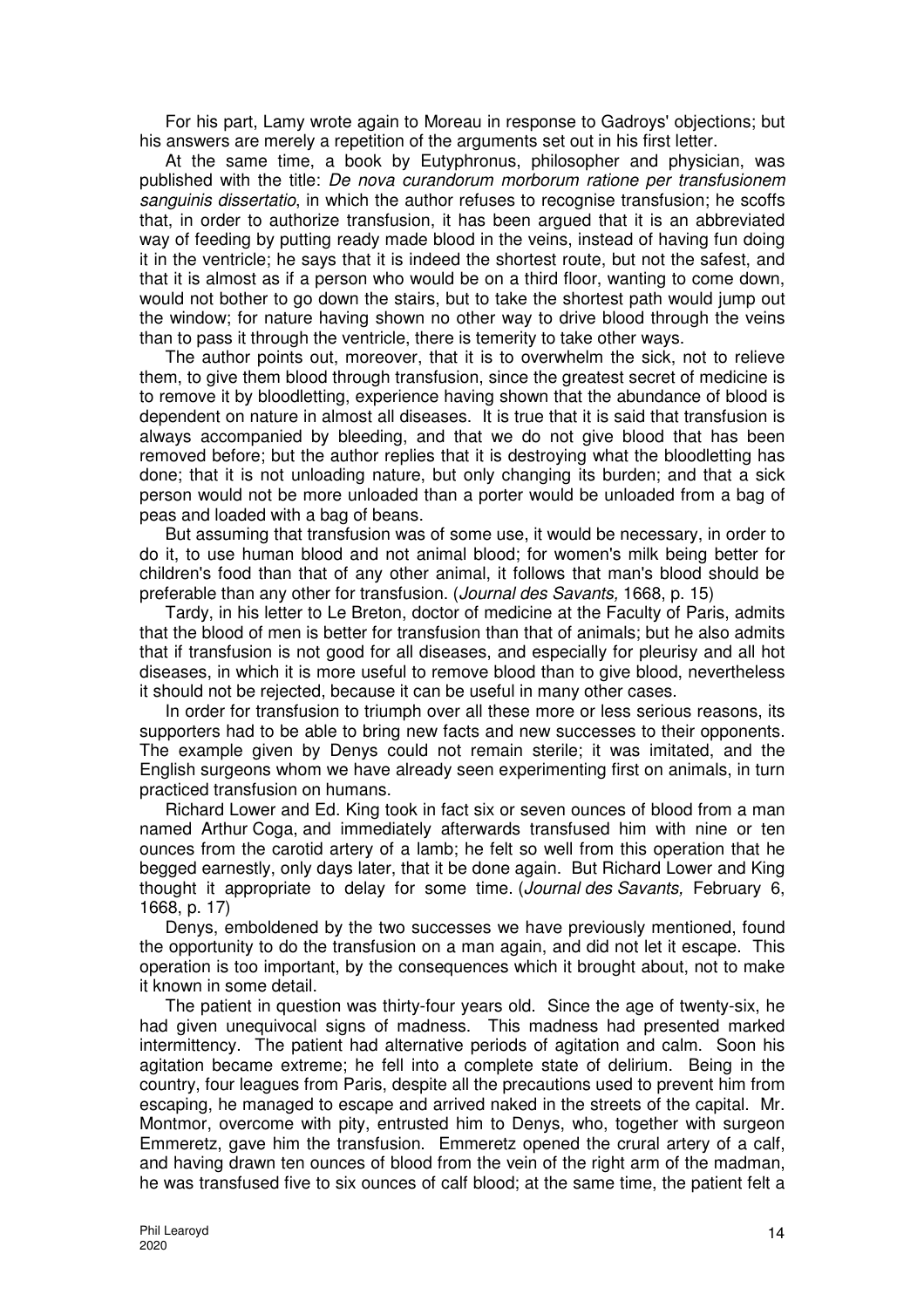For his part, Lamy wrote again to Moreau in response to Gadroys' objections; but his answers are merely a repetition of the arguments set out in his first letter.

At the same time, a book by Eutyphronus, philosopher and physician, was published with the title: *De nova curandorum morborum ratione per transfusionem sanguinis dissertatio*, in which the author refuses to recognise transfusion; he scoffs that, in order to authorize transfusion, it has been argued that it is an abbreviated way of feeding by putting ready made blood in the veins, instead of having fun doing it in the ventricle; he says that it is indeed the shortest route, but not the safest, and that it is almost as if a person who would be on a third floor, wanting to come down, would not bother to go down the stairs, but to take the shortest path would jump out the window; for nature having shown no other way to drive blood through the veins than to pass it through the ventricle, there is temerity to take other ways.

The author points out, moreover, that it is to overwhelm the sick, not to relieve them, to give them blood through transfusion, since the greatest secret of medicine is to remove it by bloodletting, experience having shown that the abundance of blood is dependent on nature in almost all diseases. It is true that it is said that transfusion is always accompanied by bleeding, and that we do not give blood that has been removed before; but the author replies that it is destroying what the bloodletting has done; that it is not unloading nature, but only changing its burden; and that a sick person would not be more unloaded than a porter would be unloaded from a bag of peas and loaded with a bag of beans.

But assuming that transfusion was of some use, it would be necessary, in order to do it, to use human blood and not animal blood; for women's milk being better for children's food than that of any other animal, it follows that man's blood should be preferable than any other for transfusion. (*Journal des Savants,* 1668, p. 15)

Tardy, in his letter to Le Breton, doctor of medicine at the Faculty of Paris, admits that the blood of men is better for transfusion than that of animals; but he also admits that if transfusion is not good for all diseases, and especially for pleurisy and all hot diseases, in which it is more useful to remove blood than to give blood, nevertheless it should not be rejected, because it can be useful in many other cases.

In order for transfusion to triumph over all these more or less serious reasons, its supporters had to be able to bring new facts and new successes to their opponents. The example given by Denys could not remain sterile; it was imitated, and the English surgeons whom we have already seen experimenting first on animals, in turn practiced transfusion on humans.

Richard Lower and Ed. King took in fact six or seven ounces of blood from a man named Arthur Coga, and immediately afterwards transfused him with nine or ten ounces from the carotid artery of a lamb; he felt so well from this operation that he begged earnestly, only days later, that it be done again. But Richard Lower and King thought it appropriate to delay for some time. (*Journal des Savants,* February 6, 1668, p. 17)

Denys, emboldened by the two successes we have previously mentioned, found the opportunity to do the transfusion on a man again, and did not let it escape. This operation is too important, by the consequences which it brought about, not to make it known in some detail.

The patient in question was thirty-four years old. Since the age of twenty-six, he had given unequivocal signs of madness. This madness had presented marked intermittency. The patient had alternative periods of agitation and calm. Soon his agitation became extreme; he fell into a complete state of delirium. Being in the country, four leagues from Paris, despite all the precautions used to prevent him from escaping, he managed to escape and arrived naked in the streets of the capital. Mr. Montmor, overcome with pity, entrusted him to Denys, who, together with surgeon Emmeretz, gave him the transfusion. Emmeretz opened the crural artery of a calf, and having drawn ten ounces of blood from the vein of the right arm of the madman, he was transfused five to six ounces of calf blood; at the same time, the patient felt a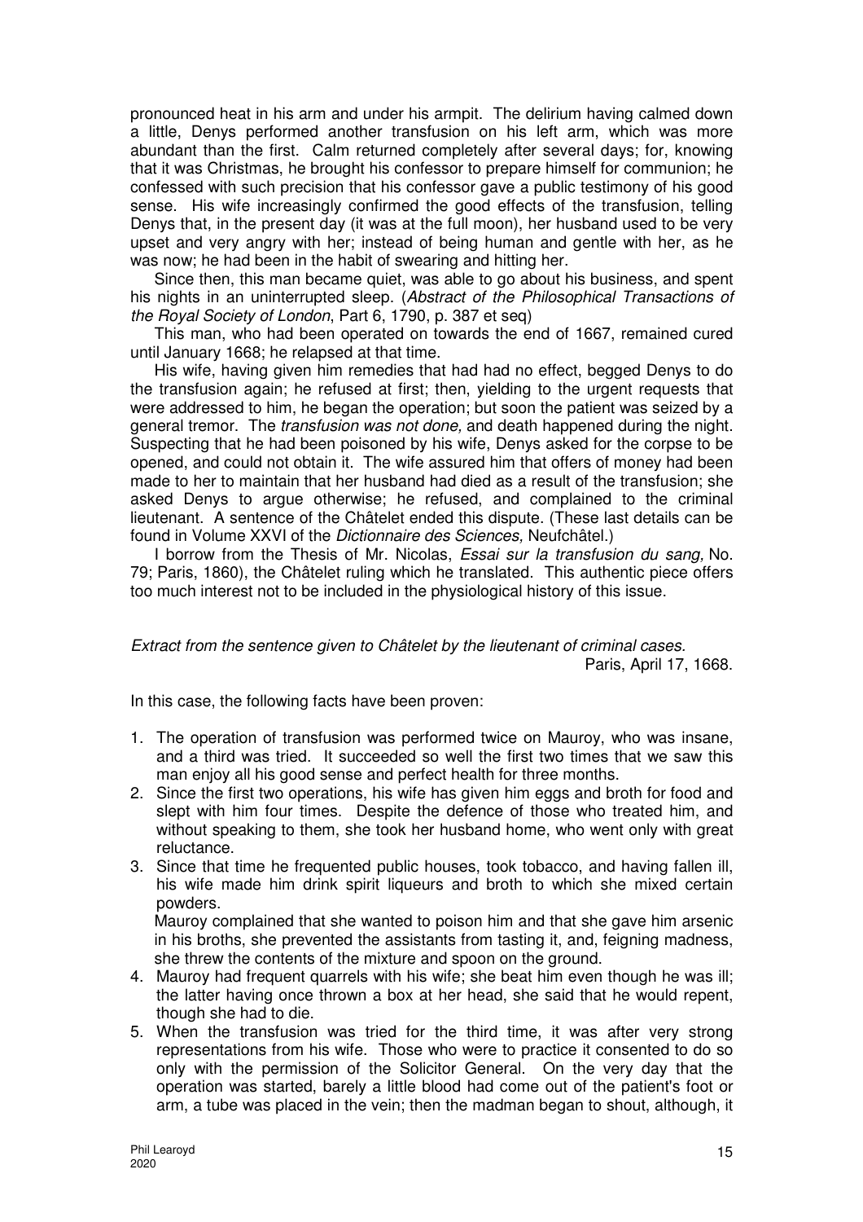pronounced heat in his arm and under his armpit. The delirium having calmed down a little, Denys performed another transfusion on his left arm, which was more abundant than the first. Calm returned completely after several days; for, knowing that it was Christmas, he brought his confessor to prepare himself for communion; he confessed with such precision that his confessor gave a public testimony of his good sense. His wife increasingly confirmed the good effects of the transfusion, telling Denys that, in the present day (it was at the full moon), her husband used to be very upset and very angry with her; instead of being human and gentle with her, as he was now; he had been in the habit of swearing and hitting her.

Since then, this man became quiet, was able to go about his business, and spent his nights in an uninterrupted sleep. (*Abstract of the Philosophical Transactions of the Royal Society of London*, Part 6, 1790, p. 387 et seq)

This man, who had been operated on towards the end of 1667, remained cured until January 1668; he relapsed at that time.

His wife, having given him remedies that had had no effect, begged Denys to do the transfusion again; he refused at first; then, yielding to the urgent requests that were addressed to him, he began the operation; but soon the patient was seized by a general tremor. The *transfusion was not done,* and death happened during the night. Suspecting that he had been poisoned by his wife, Denys asked for the corpse to be opened, and could not obtain it. The wife assured him that offers of money had been made to her to maintain that her husband had died as a result of the transfusion; she asked Denys to argue otherwise; he refused, and complained to the criminal lieutenant. A sentence of the Châtelet ended this dispute. (These last details can be found in Volume XXVI of the *Dictionnaire des Sciences,* Neufchâtel.)

I borrow from the Thesis of Mr. Nicolas, *Essai sur la transfusion du sang,* No. 79; Paris, 1860), the Châtelet ruling which he translated. This authentic piece offers too much interest not to be included in the physiological history of this issue.

*Extract from the sentence given to Châtelet by the lieutenant of criminal cases.*
Paris, April 17, 1668.

In this case, the following facts have been proven:

1. The operation of transfusion was performed twice on Mauroy, who was insane, and a third was tried. It succeeded so well the first two times that we saw this man enjoy all his good sense and perfect health for three months.
2. Since the first two operations, his wife has given him eggs and broth for food and slept with him four times. Despite the defence of those who treated him, and without speaking to them, she took her husband home, who went only with great reluctance.
3. Since that time he frequented public houses, took tobacco, and having fallen ill, his wife made him drink spirit liqueurs and broth to which she mixed certain powders.
   Mauroy complained that she wanted to poison him and that she gave him arsenic in his broths, she prevented the assistants from tasting it, and, feigning madness, she threw the contents of the mixture and spoon on the ground.
4. Mauroy had frequent quarrels with his wife; she beat him even though he was ill; the latter having once thrown a box at her head, she said that he would repent, though she had to die.
5. When the transfusion was tried for the third time, it was after very strong representations from his wife. Those who were to practice it consented to do so only with the permission of the Solicitor General. On the very day that the operation was started, barely a little blood had come out of the patient's foot or arm, a tube was placed in the vein; then the madman began to shout, although, it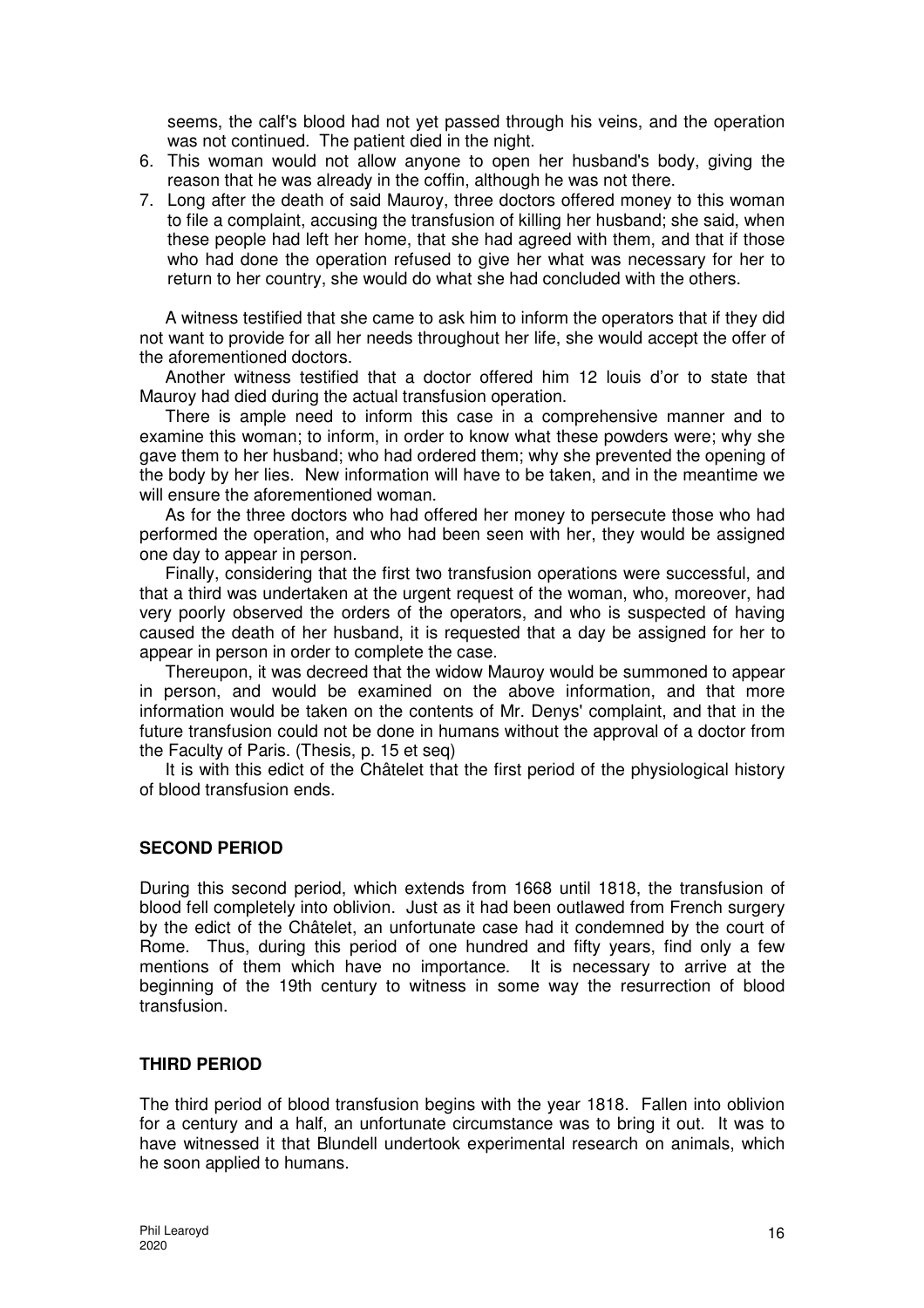seems, the calf's blood had not yet passed through his veins, and the operation was not continued. The patient died in the night.

6. This woman would not allow anyone to open her husband's body, giving the reason that he was already in the coffin, although he was not there.
7. Long after the death of said Mauroy, three doctors offered money to this woman to file a complaint, accusing the transfusion of killing her husband; she said, when these people had left her home, that she had agreed with them, and that if those who had done the operation refused to give her what was necessary for her to return to her country, she would do what she had concluded with the others.

A witness testified that she came to ask him to inform the operators that if they did not want to provide for all her needs throughout her life, she would accept the offer of the aforementioned doctors.

Another witness testified that a doctor offered him 12 louis d'or to state that Mauroy had died during the actual transfusion operation.

There is ample need to inform this case in a comprehensive manner and to examine this woman; to inform, in order to know what these powders were; why she gave them to her husband; who had ordered them; why she prevented the opening of the body by her lies. New information will have to be taken, and in the meantime we will ensure the aforementioned woman.

As for the three doctors who had offered her money to persecute those who had performed the operation, and who had been seen with her, they would be assigned one day to appear in person.

Finally, considering that the first two transfusion operations were successful, and that a third was undertaken at the urgent request of the woman, who, moreover, had very poorly observed the orders of the operators, and who is suspected of having caused the death of her husband, it is requested that a day be assigned for her to appear in person in order to complete the case.

Thereupon, it was decreed that the widow Mauroy would be summoned to appear in person, and would be examined on the above information, and that more information would be taken on the contents of Mr. Denys' complaint, and that in the future transfusion could not be done in humans without the approval of a doctor from the Faculty of Paris. (Thesis, p. 15 et seq)

It is with this edict of the Châtelet that the first period of the physiological history of blood transfusion ends.

## SECOND PERIOD

During this second period, which extends from 1668 until 1818, the transfusion of blood fell completely into oblivion. Just as it had been outlawed from French surgery by the edict of the Châtelet, an unfortunate case had it condemned by the court of Rome. Thus, during this period of one hundred and fifty years, find only a few mentions of them which have no importance. It is necessary to arrive at the beginning of the 19th century to witness in some way the resurrection of blood transfusion.

## THIRD PERIOD

The third period of blood transfusion begins with the year 1818. Fallen into oblivion for a century and a half, an unfortunate circumstance was to bring it out. It was to have witnessed it that Blundell undertook experimental research on animals, which he soon applied to humans.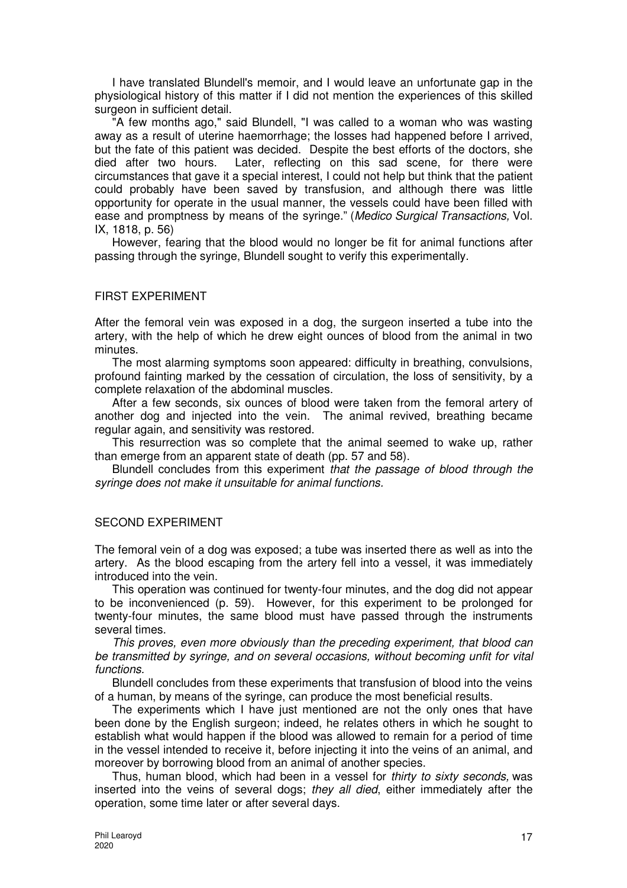I have translated Blundell's memoir, and I would leave an unfortunate gap in the physiological history of this matter if I did not mention the experiences of this skilled surgeon in sufficient detail.

"A few months ago," said Blundell, "I was called to a woman who was wasting away as a result of uterine haemorrhage; the losses had happened before I arrived, but the fate of this patient was decided. Despite the best efforts of the doctors, she died after two hours. Later, reflecting on this sad scene, for there were circumstances that gave it a special interest, I could not help but think that the patient could probably have been saved by transfusion, and although there was little opportunity for operate in the usual manner, the vessels could have been filled with ease and promptness by means of the syringe." (*Medico Surgical Transactions,* Vol. IX, 1818, p. 56)

However, fearing that the blood would no longer be fit for animal functions after passing through the syringe, Blundell sought to verify this experimentally.

## FIRST EXPERIMENT

After the femoral vein was exposed in a dog, the surgeon inserted a tube into the artery, with the help of which he drew eight ounces of blood from the animal in two minutes.

The most alarming symptoms soon appeared: difficulty in breathing, convulsions, profound fainting marked by the cessation of circulation, the loss of sensitivity, by a complete relaxation of the abdominal muscles.

After a few seconds, six ounces of blood were taken from the femoral artery of another dog and injected into the vein. The animal revived, breathing became regular again, and sensitivity was restored.

This resurrection was so complete that the animal seemed to wake up, rather than emerge from an apparent state of death (pp. 57 and 58).

Blundell concludes from this experiment *that the passage of blood through the syringe does not make it unsuitable for animal functions.*

## SECOND EXPERIMENT

The femoral vein of a dog was exposed; a tube was inserted there as well as into the artery. As the blood escaping from the artery fell into a vessel, it was immediately introduced into the vein.

This operation was continued for twenty-four minutes, and the dog did not appear to be inconvenienced (p. 59). However, for this experiment to be prolonged for twenty-four minutes, the same blood must have passed through the instruments several times.

*This proves, even more obviously than the preceding experiment, that blood can be transmitted by syringe, and on several occasions, without becoming unfit for vital functions.*

Blundell concludes from these experiments that transfusion of blood into the veins of a human, by means of the syringe, can produce the most beneficial results.

The experiments which I have just mentioned are not the only ones that have been done by the English surgeon; indeed, he relates others in which he sought to establish what would happen if the blood was allowed to remain for a period of time in the vessel intended to receive it, before injecting it into the veins of an animal, and moreover by borrowing blood from an animal of another species.

Thus, human blood, which had been in a vessel for *thirty to sixty seconds,* was inserted into the veins of several dogs; *they all died*, either immediately after the operation, some time later or after several days.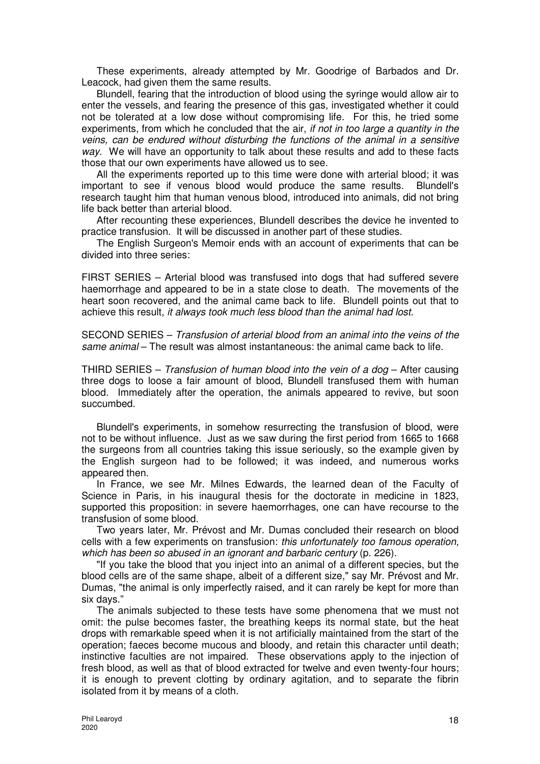These experiments, already attempted by Mr. Goodrige of Barbados and Dr. Leacock, had given them the same results.

Blundell, fearing that the introduction of blood using the syringe would allow air to enter the vessels, and fearing the presence of this gas, investigated whether it could not be tolerated at a low dose without compromising life. For this, he tried some experiments, from which he concluded that the air, *if not in too large a quantity in the veins, can be endured without disturbing the functions of the animal in a sensitive way*. We will have an opportunity to talk about these results and add to these facts those that our own experiments have allowed us to see.

All the experiments reported up to this time were done with arterial blood; it was important to see if venous blood would produce the same results. Blundell's research taught him that human venous blood, introduced into animals, did not bring life back better than arterial blood.

After recounting these experiences, Blundell describes the device he invented to practice transfusion. It will be discussed in another part of these studies.

The English Surgeon's Memoir ends with an account of experiments that can be divided into three series:

FIRST SERIES – Arterial blood was transfused into dogs that had suffered severe haemorrhage and appeared to be in a state close to death. The movements of the heart soon recovered, and the animal came back to life. Blundell points out that to achieve this result, *it always took much less blood than the animal had lost*.

SECOND SERIES – *Transfusion of arterial blood from an animal into the veins of the same animal* – The result was almost instantaneous: the animal came back to life.

THIRD SERIES – *Transfusion of human blood into the vein of a dog* – After causing three dogs to loose a fair amount of blood, Blundell transfused them with human blood. Immediately after the operation, the animals appeared to revive, but soon succumbed.

Blundell's experiments, in somehow resurrecting the transfusion of blood, were not to be without influence. Just as we saw during the first period from 1665 to 1668 the surgeons from all countries taking this issue seriously, so the example given by the English surgeon had to be followed; it was indeed, and numerous works appeared then.

In France, we see Mr. Milnes Edwards, the learned dean of the Faculty of Science in Paris, in his inaugural thesis for the doctorate in medicine in 1823, supported this proposition: in severe haemorrhages, one can have recourse to the transfusion of some blood.

Two years later, Mr. Prévost and Mr. Dumas concluded their research on blood cells with a few experiments on transfusion: *this unfortunately too famous operation, which has been so abused in an ignorant and barbaric century* (p. 226).

"If you take the blood that you inject into an animal of a different species, but the blood cells are of the same shape, albeit of a different size," say Mr. Prévost and Mr. Dumas, "the animal is only imperfectly raised, and it can rarely be kept for more than six days."

The animals subjected to these tests have some phenomena that we must not omit: the pulse becomes faster, the breathing keeps its normal state, but the heat drops with remarkable speed when it is not artificially maintained from the start of the operation; faeces become mucous and bloody, and retain this character until death; instinctive faculties are not impaired. These observations apply to the injection of fresh blood, as well as that of blood extracted for twelve and even twenty-four hours; it is enough to prevent clotting by ordinary agitation, and to separate the fibrin isolated from it by means of a cloth.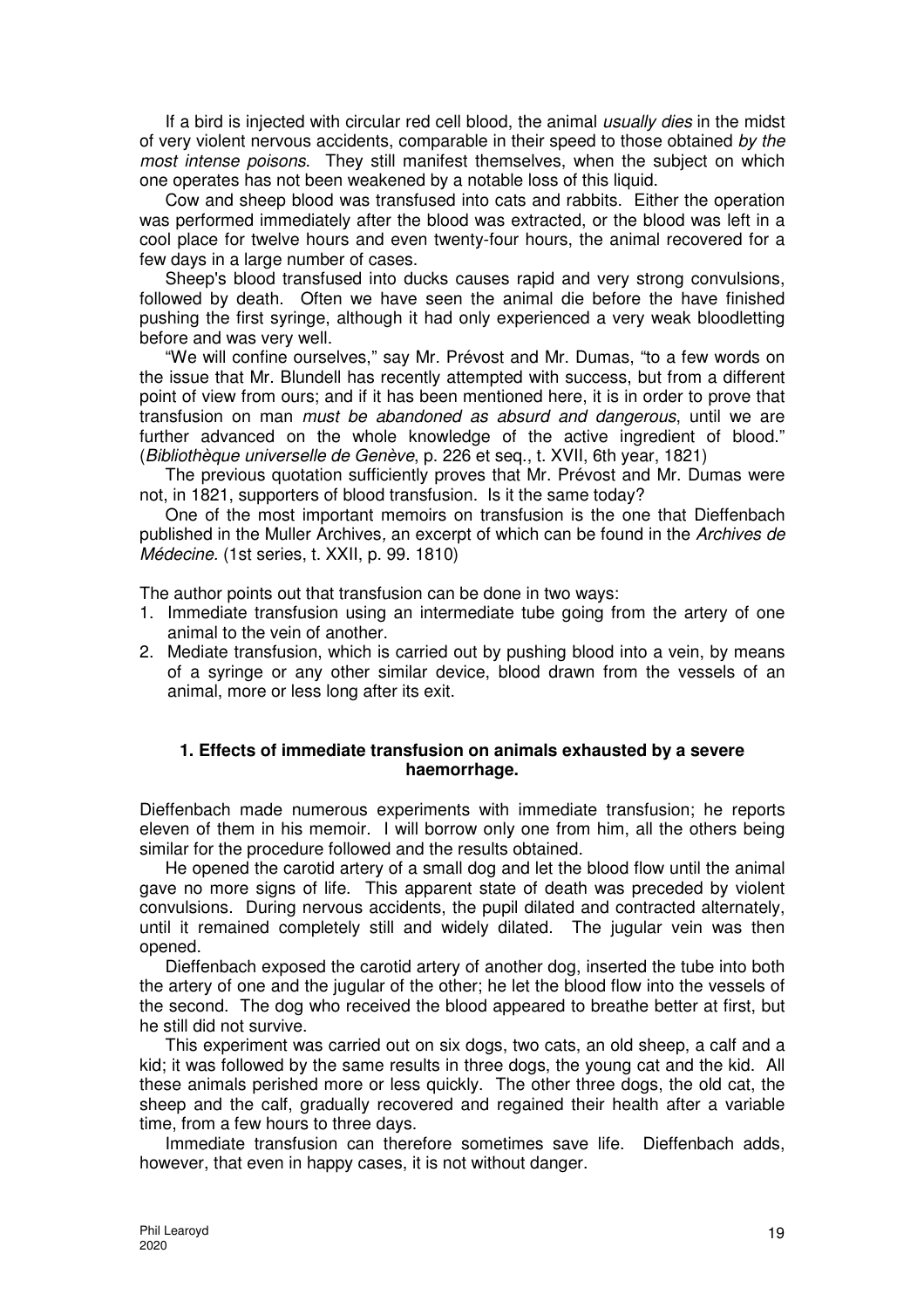If a bird is injected with circular red cell blood, the animal *usually dies* in the midst of very violent nervous accidents, comparable in their speed to those obtained *by the most intense poisons*. They still manifest themselves, when the subject on which one operates has not been weakened by a notable loss of this liquid.

Cow and sheep blood was transfused into cats and rabbits. Either the operation was performed immediately after the blood was extracted, or the blood was left in a cool place for twelve hours and even twenty-four hours, the animal recovered for a few days in a large number of cases.

Sheep's blood transfused into ducks causes rapid and very strong convulsions, followed by death. Often we have seen the animal die before the have finished pushing the first syringe, although it had only experienced a very weak bloodletting before and was very well.

"We will confine ourselves," say Mr. Prévost and Mr. Dumas, "to a few words on the issue that Mr. Blundell has recently attempted with success, but from a different point of view from ours; and if it has been mentioned here, it is in order to prove that transfusion on man *must be abandoned as absurd and dangerous*, until we are further advanced on the whole knowledge of the active ingredient of blood." (*Bibliothèque universelle de Genève*, p. 226 et seq., t. XVII, 6th year, 1821)

The previous quotation sufficiently proves that Mr. Prévost and Mr. Dumas were not, in 1821, supporters of blood transfusion. Is it the same today?

One of the most important memoirs on transfusion is the one that Dieffenbach published in the Muller Archives, an excerpt of which can be found in the *Archives de Médecine.* (1st series, t. XXII, p. 99. 1810)

The author points out that transfusion can be done in two ways:

1. Immediate transfusion using an intermediate tube going from the artery of one animal to the vein of another.
2. Mediate transfusion, which is carried out by pushing blood into a vein, by means of a syringe or any other similar device, blood drawn from the vessels of an animal, more or less long after its exit.

### 1. Effects of immediate transfusion on animals exhausted by a severe haemorrhage.

Dieffenbach made numerous experiments with immediate transfusion; he reports eleven of them in his memoir. I will borrow only one from him, all the others being similar for the procedure followed and the results obtained.

He opened the carotid artery of a small dog and let the blood flow until the animal gave no more signs of life. This apparent state of death was preceded by violent convulsions. During nervous accidents, the pupil dilated and contracted alternately, until it remained completely still and widely dilated. The jugular vein was then opened.

Dieffenbach exposed the carotid artery of another dog, inserted the tube into both the artery of one and the jugular of the other; he let the blood flow into the vessels of the second. The dog who received the blood appeared to breathe better at first, but he still did not survive.

This experiment was carried out on six dogs, two cats, an old sheep, a calf and a kid; it was followed by the same results in three dogs, the young cat and the kid. All these animals perished more or less quickly. The other three dogs, the old cat, the sheep and the calf, gradually recovered and regained their health after a variable time, from a few hours to three days.

Immediate transfusion can therefore sometimes save life. Dieffenbach adds, however, that even in happy cases, it is not without danger.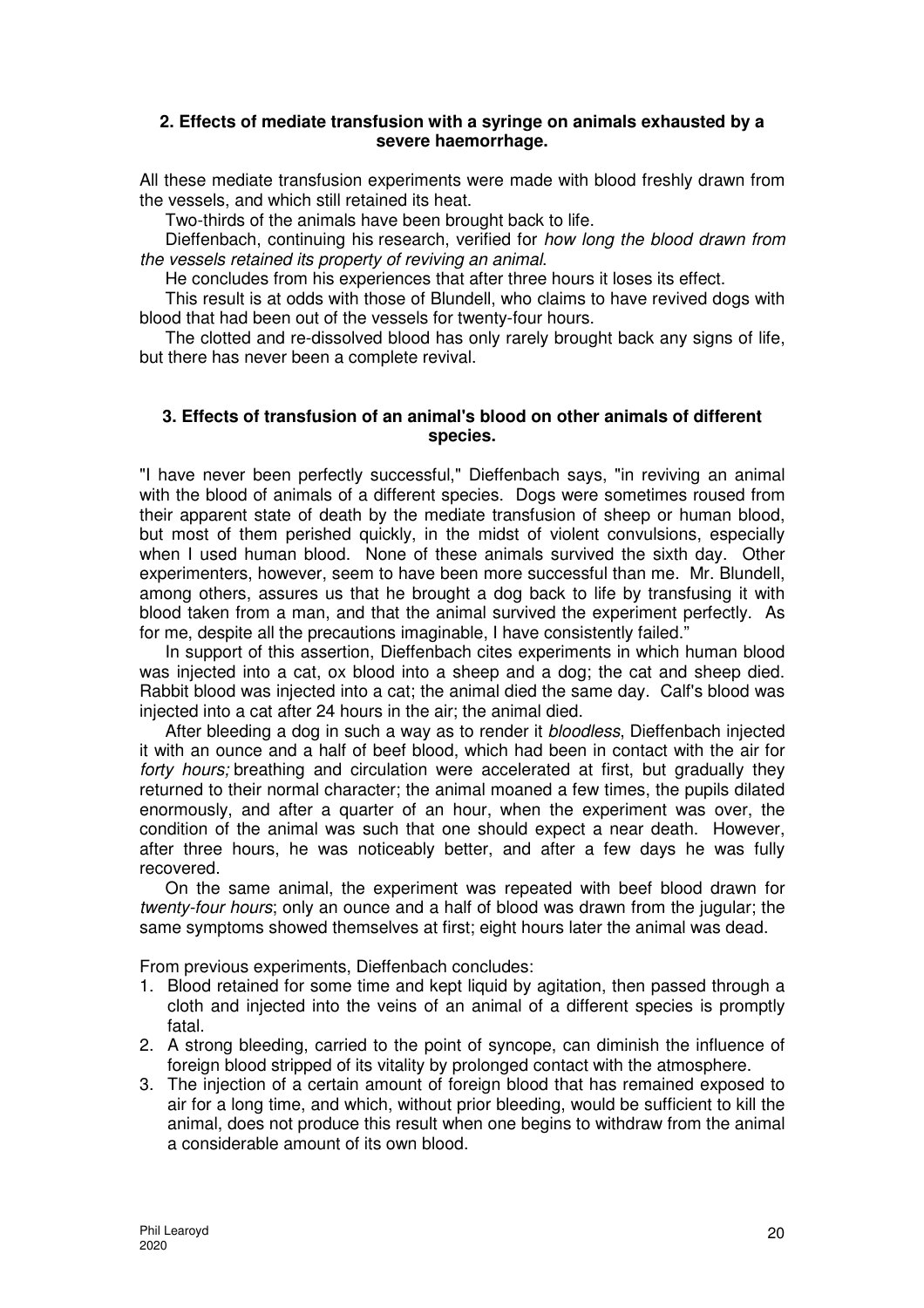### 2. Effects of mediate transfusion with a syringe on animals exhausted by a severe haemorrhage.

All these mediate transfusion experiments were made with blood freshly drawn from the vessels, and which still retained its heat.

Two-thirds of the animals have been brought back to life.

Dieffenbach, continuing his research, verified for *how long the blood drawn from the vessels retained its property of reviving an animal*.

He concludes from his experiences that after three hours it loses its effect.

This result is at odds with those of Blundell, who claims to have revived dogs with blood that had been out of the vessels for twenty-four hours.

The clotted and re-dissolved blood has only rarely brought back any signs of life, but there has never been a complete revival.

### 3. Effects of transfusion of an animal's blood on other animals of different species.

"I have never been perfectly successful," Dieffenbach says, "in reviving an animal with the blood of animals of a different species. Dogs were sometimes roused from their apparent state of death by the mediate transfusion of sheep or human blood, but most of them perished quickly, in the midst of violent convulsions, especially when I used human blood. None of these animals survived the sixth day. Other experimenters, however, seem to have been more successful than me. Mr. Blundell, among others, assures us that he brought a dog back to life by transfusing it with blood taken from a man, and that the animal survived the experiment perfectly. As for me, despite all the precautions imaginable, I have consistently failed."

In support of this assertion, Dieffenbach cites experiments in which human blood was injected into a cat, ox blood into a sheep and a dog; the cat and sheep died. Rabbit blood was injected into a cat; the animal died the same day. Calf's blood was injected into a cat after 24 hours in the air; the animal died.

After bleeding a dog in such a way as to render it *bloodless*, Dieffenbach injected it with an ounce and a half of beef blood, which had been in contact with the air for *forty hours;* breathing and circulation were accelerated at first, but gradually they returned to their normal character; the animal moaned a few times, the pupils dilated enormously, and after a quarter of an hour, when the experiment was over, the condition of the animal was such that one should expect a near death. However, after three hours, he was noticeably better, and after a few days he was fully recovered.

On the same animal, the experiment was repeated with beef blood drawn for *twenty-four hours*; only an ounce and a half of blood was drawn from the jugular; the same symptoms showed themselves at first; eight hours later the animal was dead.

From previous experiments, Dieffenbach concludes:

1. Blood retained for some time and kept liquid by agitation, then passed through a cloth and injected into the veins of an animal of a different species is promptly fatal.
2. A strong bleeding, carried to the point of syncope, can diminish the influence of foreign blood stripped of its vitality by prolonged contact with the atmosphere.
3. The injection of a certain amount of foreign blood that has remained exposed to air for a long time, and which, without prior bleeding, would be sufficient to kill the animal, does not produce this result when one begins to withdraw from the animal a considerable amount of its own blood.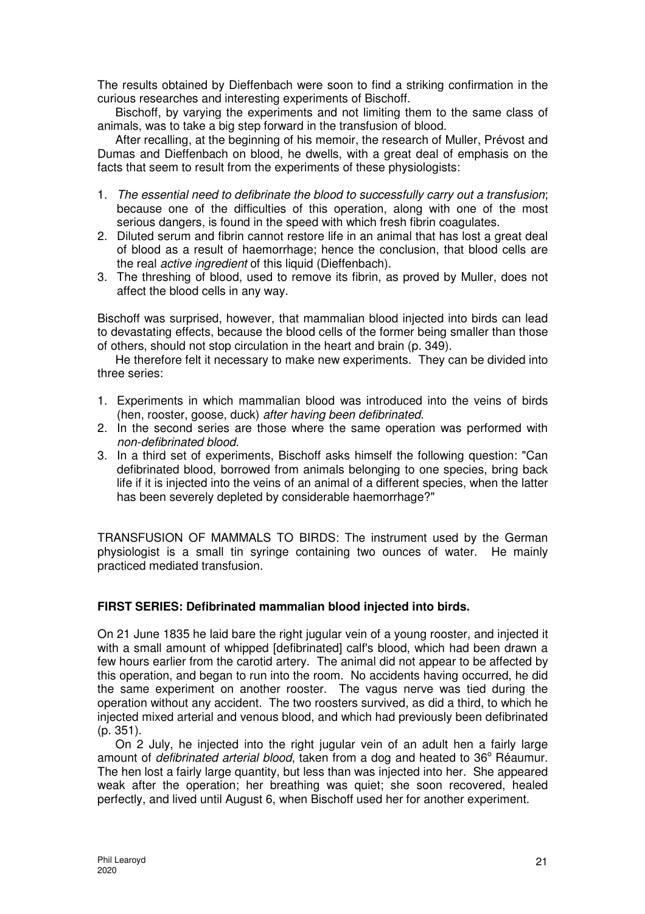The results obtained by Dieffenbach were soon to find a striking confirmation in the curious researches and interesting experiments of Bischoff.

Bischoff, by varying the experiments and not limiting them to the same class of animals, was to take a big step forward in the transfusion of blood.

After recalling, at the beginning of his memoir, the research of Muller, Prévost and Dumas and Dieffenbach on blood, he dwells, with a great deal of emphasis on the facts that seem to result from the experiments of these physiologists:

1. *The essential need to defibrinate the blood to successfully carry out a transfusion*; because one of the difficulties of this operation, along with one of the most serious dangers, is found in the speed with which fresh fibrin coagulates.
2. Diluted serum and fibrin cannot restore life in an animal that has lost a great deal of blood as a result of haemorrhage; hence the conclusion, that blood cells are the real *active ingredient* of this liquid (Dieffenbach).
3. The threshing of blood, used to remove its fibrin, as proved by Muller, does not affect the blood cells in any way.

Bischoff was surprised, however, that mammalian blood injected into birds can lead to devastating effects, because the blood cells of the former being smaller than those of others, should not stop circulation in the heart and brain (p. 349).

He therefore felt it necessary to make new experiments. They can be divided into three series:

1. Experiments in which mammalian blood was introduced into the veins of birds (hen, rooster, goose, duck) *after having been defibrinated*.
2. In the second series are those where the same operation was performed with *non-defibrinated blood*.
3. In a third set of experiments, Bischoff asks himself the following question: "Can defibrinated blood, borrowed from animals belonging to one species, bring back life if it is injected into the veins of an animal of a different species, when the latter has been severely depleted by considerable haemorrhage?"

TRANSFUSION OF MAMMALS TO BIRDS: The instrument used by the German physiologist is a small tin syringe containing two ounces of water. He mainly practiced mediated transfusion.

**FIRST SERIES: Defibrinated mammalian blood injected into birds.**

On 21 June 1835 he laid bare the right jugular vein of a young rooster, and injected it with a small amount of whipped [defibrinated] calf's blood, which had been drawn a few hours earlier from the carotid artery. The animal did not appear to be affected by this operation, and began to run into the room. No accidents having occurred, he did the same experiment on another rooster. The vagus nerve was tied during the operation without any accident. The two roosters survived, as did a third, to which he injected mixed arterial and venous blood, and which had previously been defibrinated (p. 351).

On 2 July, he injected into the right jugular vein of an adult hen a fairly large amount of *defibrinated arterial blood*, taken from a dog and heated to 36° Réaumur. The hen lost a fairly large quantity, but less than was injected into her. She appeared weak after the operation; her breathing was quiet; she soon recovered, healed perfectly, and lived until August 6, when Bischoff used her for another experiment.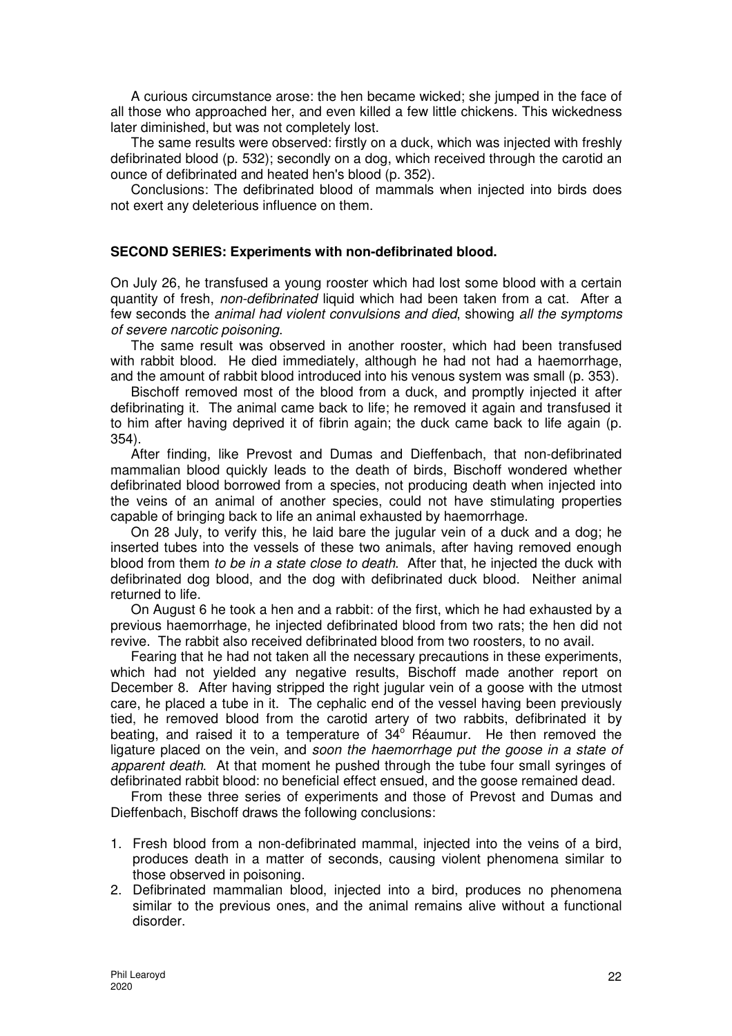A curious circumstance arose: the hen became wicked; she jumped in the face of all those who approached her, and even killed a few little chickens. This wickedness later diminished, but was not completely lost.

The same results were observed: firstly on a duck, which was injected with freshly defibrinated blood (p. 532); secondly on a dog, which received through the carotid an ounce of defibrinated and heated hen's blood (p. 352).

Conclusions: The defibrinated blood of mammals when injected into birds does not exert any deleterious influence on them.

**SECOND SERIES: Experiments with non-defibrinated blood.**

On July 26, he transfused a young rooster which had lost some blood with a certain quantity of fresh, *non-defibrinated* liquid which had been taken from a cat. After a few seconds the *animal had violent convulsions and died*, showing *all the symptoms of severe narcotic poisoning*.

The same result was observed in another rooster, which had been transfused with rabbit blood. He died immediately, although he had not had a haemorrhage, and the amount of rabbit blood introduced into his venous system was small (p. 353).

Bischoff removed most of the blood from a duck, and promptly injected it after defibrinating it. The animal came back to life; he removed it again and transfused it to him after having deprived it of fibrin again; the duck came back to life again (p. 354).

After finding, like Prevost and Dumas and Dieffenbach, that non-defibrinated mammalian blood quickly leads to the death of birds, Bischoff wondered whether defibrinated blood borrowed from a species, not producing death when injected into the veins of an animal of another species, could not have stimulating properties capable of bringing back to life an animal exhausted by haemorrhage.

On 28 July, to verify this, he laid bare the jugular vein of a duck and a dog; he inserted tubes into the vessels of these two animals, after having removed enough blood from them *to be in a state close to death*. After that, he injected the duck with defibrinated dog blood, and the dog with defibrinated duck blood. Neither animal returned to life.

On August 6 he took a hen and a rabbit: of the first, which he had exhausted by a previous haemorrhage, he injected defibrinated blood from two rats; the hen did not revive. The rabbit also received defibrinated blood from two roosters, to no avail.

Fearing that he had not taken all the necessary precautions in these experiments, which had not yielded any negative results, Bischoff made another report on December 8. After having stripped the right jugular vein of a goose with the utmost care, he placed a tube in it. The cephalic end of the vessel having been previously tied, he removed blood from the carotid artery of two rabbits, defibrinated it by beating, and raised it to a temperature of 34° Réaumur. He then removed the ligature placed on the vein, and *soon the haemorrhage put the goose in a state of apparent death*. At that moment he pushed through the tube four small syringes of defibrinated rabbit blood: no beneficial effect ensued, and the goose remained dead.

From these three series of experiments and those of Prevost and Dumas and Dieffenbach, Bischoff draws the following conclusions:

1. Fresh blood from a non-defibrinated mammal, injected into the veins of a bird, produces death in a matter of seconds, causing violent phenomena similar to those observed in poisoning.
2. Defibrinated mammalian blood, injected into a bird, produces no phenomena similar to the previous ones, and the animal remains alive without a functional disorder.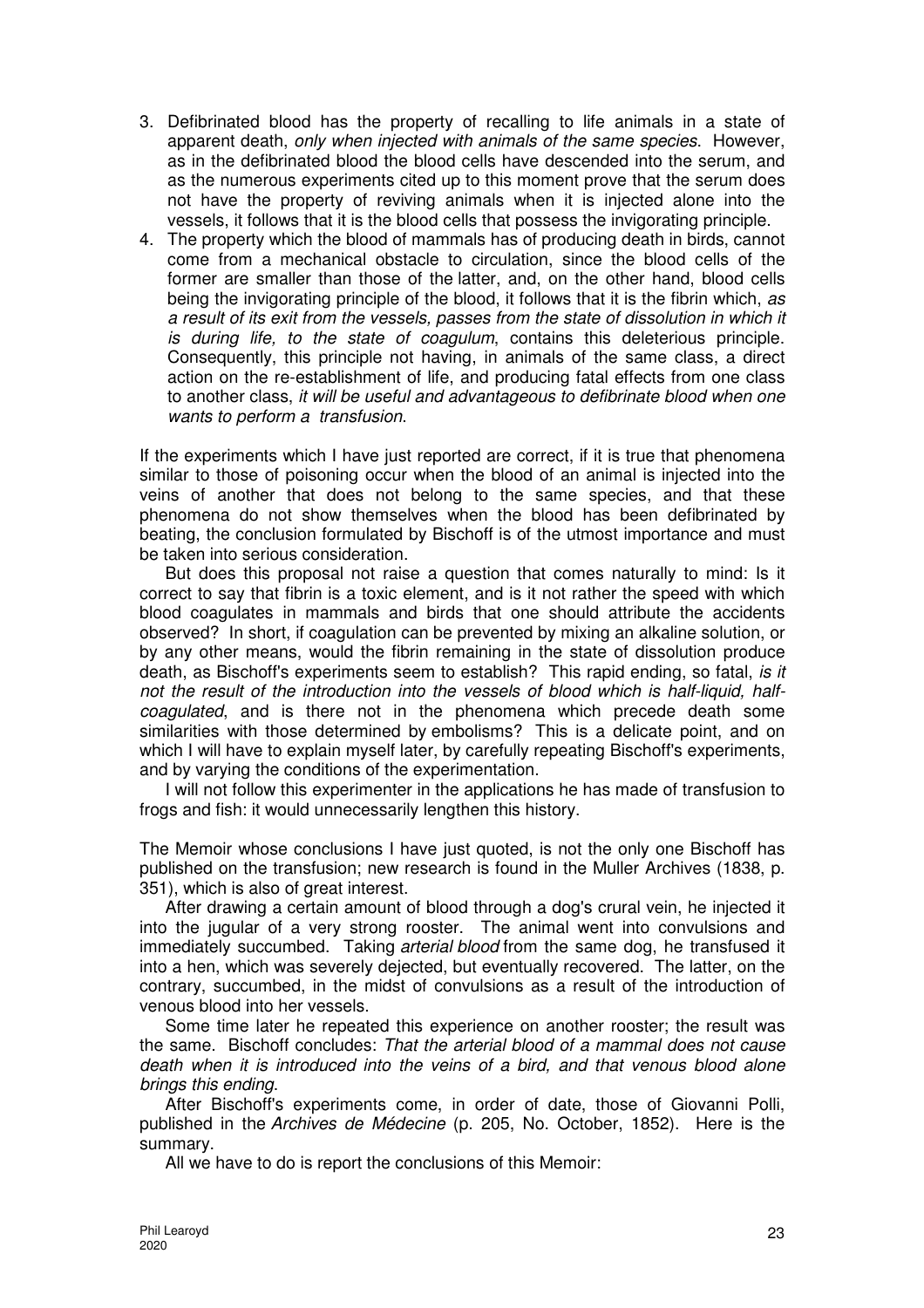3. Defibrinated blood has the property of recalling to life animals in a state of apparent death, *only when injected with animals of the same species*. However, as in the defibrinated blood the blood cells have descended into the serum, and as the numerous experiments cited up to this moment prove that the serum does not have the property of reviving animals when it is injected alone into the vessels, it follows that it is the blood cells that possess the invigorating principle.
4. The property which the blood of mammals has of producing death in birds, cannot come from a mechanical obstacle to circulation, since the blood cells of the former are smaller than those of the latter, and, on the other hand, blood cells being the invigorating principle of the blood, it follows that it is the fibrin which, *as a result of its exit from the vessels, passes from the state of dissolution in which it is during life, to the state of coagulum*, contains this deleterious principle. Consequently, this principle not having, in animals of the same class, a direct action on the re-establishment of life, and producing fatal effects from one class to another class, *it will be useful and advantageous to defibrinate blood when one wants to perform a transfusion*.

If the experiments which I have just reported are correct, if it is true that phenomena similar to those of poisoning occur when the blood of an animal is injected into the veins of another that does not belong to the same species, and that these phenomena do not show themselves when the blood has been defibrinated by beating, the conclusion formulated by Bischoff is of the utmost importance and must be taken into serious consideration.

But does this proposal not raise a question that comes naturally to mind: Is it correct to say that fibrin is a toxic element, and is it not rather the speed with which blood coagulates in mammals and birds that one should attribute the accidents observed? In short, if coagulation can be prevented by mixing an alkaline solution, or by any other means, would the fibrin remaining in the state of dissolution produce death, as Bischoff's experiments seem to establish? This rapid ending, so fatal, *is it not the result of the introduction into the vessels of blood which is half-liquid, half-coagulated*, and is there not in the phenomena which precede death some similarities with those determined by embolisms? This is a delicate point, and on which I will have to explain myself later, by carefully repeating Bischoff's experiments, and by varying the conditions of the experimentation.

I will not follow this experimenter in the applications he has made of transfusion to frogs and fish: it would unnecessarily lengthen this history.

The Memoir whose conclusions I have just quoted, is not the only one Bischoff has published on the transfusion; new research is found in the Muller Archives (1838, p. 351), which is also of great interest.

After drawing a certain amount of blood through a dog's crural vein, he injected it into the jugular of a very strong rooster. The animal went into convulsions and immediately succumbed. Taking *arterial blood* from the same dog, he transfused it into a hen, which was severely dejected, but eventually recovered. The latter, on the contrary, succumbed, in the midst of convulsions as a result of the introduction of venous blood into her vessels.

Some time later he repeated this experience on another rooster; the result was the same. Bischoff concludes: *That the arterial blood of a mammal does not cause death when it is introduced into the veins of a bird, and that venous blood alone brings this ending*.

After Bischoff's experiments come, in order of date, those of Giovanni Polli, published in the *Archives de Médecine* (p. 205, No. October, 1852). Here is the summary.

All we have to do is report the conclusions of this Memoir: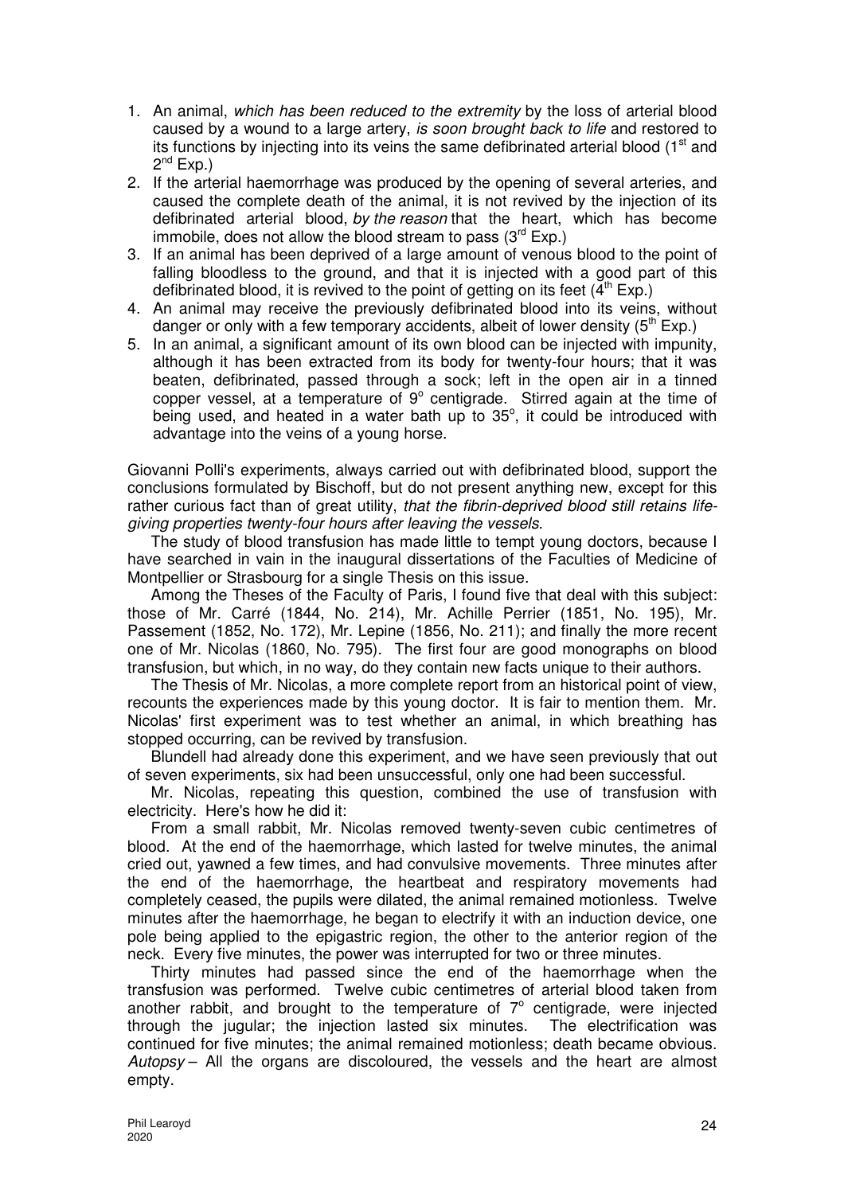1. An animal, *which has been reduced to the extremity* by the loss of arterial blood caused by a wound to a large artery, *is soon brought back to life* and restored to its functions by injecting into its veins the same defibrinated arterial blood (1st and 2nd Exp.)
2. If the arterial haemorrhage was produced by the opening of several arteries, and caused the complete death of the animal, it is not revived by the injection of its defibrinated arterial blood, *by the reason* that the heart, which has become immobile, does not allow the blood stream to pass (3rd Exp.)
3. If an animal has been deprived of a large amount of venous blood to the point of falling bloodless to the ground, and that it is injected with a good part of this defibrinated blood, it is revived to the point of getting on its feet (4th Exp.)
4. An animal may receive the previously defibrinated blood into its veins, without danger or only with a few temporary accidents, albeit of lower density (5th Exp.)
5. In an animal, a significant amount of its own blood can be injected with impunity, although it has been extracted from its body for twenty-four hours; that it was beaten, defibrinated, passed through a sock; left in the open air in a tinned copper vessel, at a temperature of 9° centigrade. Stirred again at the time of being used, and heated in a water bath up to 35°, it could be introduced with advantage into the veins of a young horse.

Giovanni Polli's experiments, always carried out with defibrinated blood, support the conclusions formulated by Bischoff, but do not present anything new, except for this rather curious fact than of great utility, *that the fibrin-deprived blood still retains life-giving properties twenty-four hours after leaving the vessels*.

The study of blood transfusion has made little to tempt young doctors, because I have searched in vain in the inaugural dissertations of the Faculties of Medicine of Montpellier or Strasbourg for a single Thesis on this issue.

Among the Theses of the Faculty of Paris, I found five that deal with this subject: those of Mr. Carré (1844, No. 214), Mr. Achille Perrier (1851, No. 195), Mr. Passement (1852, No. 172), Mr. Lepine (1856, No. 211); and finally the more recent one of Mr. Nicolas (1860, No. 795). The first four are good monographs on blood transfusion, but which, in no way, do they contain new facts unique to their authors.

The Thesis of Mr. Nicolas, a more complete report from an historical point of view, recounts the experiences made by this young doctor. It is fair to mention them. Mr. Nicolas' first experiment was to test whether an animal, in which breathing has stopped occurring, can be revived by transfusion.

Blundell had already done this experiment, and we have seen previously that out of seven experiments, six had been unsuccessful, only one had been successful.

Mr. Nicolas, repeating this question, combined the use of transfusion with electricity. Here's how he did it:

From a small rabbit, Mr. Nicolas removed twenty-seven cubic centimetres of blood. At the end of the haemorrhage, which lasted for twelve minutes, the animal cried out, yawned a few times, and had convulsive movements. Three minutes after the end of the haemorrhage, the heartbeat and respiratory movements had completely ceased, the pupils were dilated, the animal remained motionless. Twelve minutes after the haemorrhage, he began to electrify it with an induction device, one pole being applied to the epigastric region, the other to the anterior region of the neck. Every five minutes, the power was interrupted for two or three minutes.

Thirty minutes had passed since the end of the haemorrhage when the transfusion was performed. Twelve cubic centimetres of arterial blood taken from another rabbit, and brought to the temperature of 7° centigrade, were injected through the jugular; the injection lasted six minutes. The electrification was continued for five minutes; the animal remained motionless; death became obvious. *Autopsy* – All the organs are discoloured, the vessels and the heart are almost empty.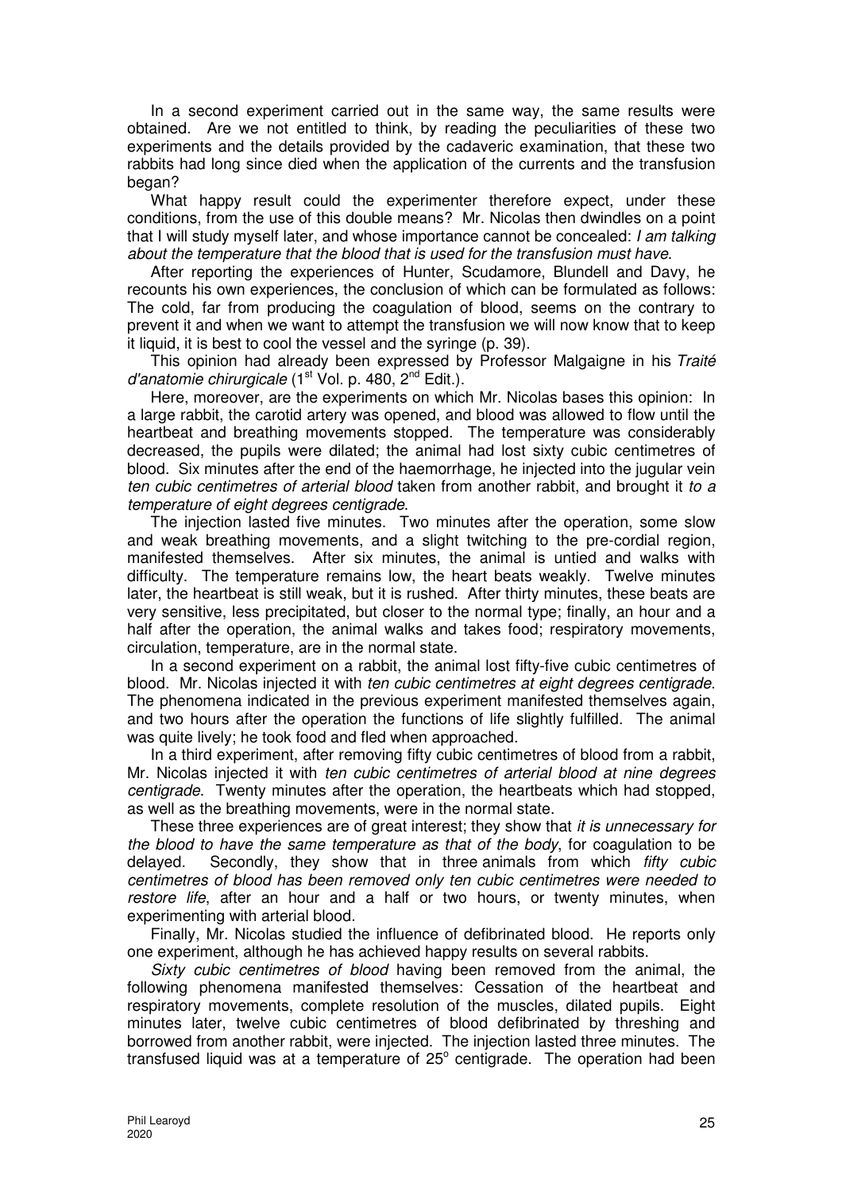In a second experiment carried out in the same way, the same results were obtained. Are we not entitled to think, by reading the peculiarities of these two experiments and the details provided by the cadaveric examination, that these two rabbits had long since died when the application of the currents and the transfusion began?

What happy result could the experimenter therefore expect, under these conditions, from the use of this double means? Mr. Nicolas then dwindles on a point that I will study myself later, and whose importance cannot be concealed: *I am talking about the temperature that the blood that is used for the transfusion must have*.

After reporting the experiences of Hunter, Scudamore, Blundell and Davy, he recounts his own experiences, the conclusion of which can be formulated as follows: The cold, far from producing the coagulation of blood, seems on the contrary to prevent it and when we want to attempt the transfusion we will now know that to keep it liquid, it is best to cool the vessel and the syringe (p. 39).

This opinion had already been expressed by Professor Malgaigne in his *Traité d'anatomie chirurgicale* (1st Vol. p. 480, 2nd Edit.).

Here, moreover, are the experiments on which Mr. Nicolas bases this opinion: In a large rabbit, the carotid artery was opened, and blood was allowed to flow until the heartbeat and breathing movements stopped. The temperature was considerably decreased, the pupils were dilated; the animal had lost sixty cubic centimetres of blood. Six minutes after the end of the haemorrhage, he injected into the jugular vein *ten cubic centimetres of arterial blood* taken from another rabbit, and brought it *to a temperature of eight degrees centigrade*.

The injection lasted five minutes. Two minutes after the operation, some slow and weak breathing movements, and a slight twitching to the pre-cordial region, manifested themselves. After six minutes, the animal is untied and walks with difficulty. The temperature remains low, the heart beats weakly. Twelve minutes later, the heartbeat is still weak, but it is rushed. After thirty minutes, these beats are very sensitive, less precipitated, but closer to the normal type; finally, an hour and a half after the operation, the animal walks and takes food; respiratory movements, circulation, temperature, are in the normal state.

In a second experiment on a rabbit, the animal lost fifty-five cubic centimetres of blood. Mr. Nicolas injected it with *ten cubic centimetres at eight degrees centigrade*. The phenomena indicated in the previous experiment manifested themselves again, and two hours after the operation the functions of life slightly fulfilled. The animal was quite lively; he took food and fled when approached.

In a third experiment, after removing fifty cubic centimetres of blood from a rabbit, Mr. Nicolas injected it with *ten cubic centimetres of arterial blood at nine degrees centigrade.* Twenty minutes after the operation, the heartbeats which had stopped, as well as the breathing movements, were in the normal state.

These three experiences are of great interest; they show that *it is unnecessary for the blood to have the same temperature as that of the body*, for coagulation to be delayed. Secondly, they show that in three animals from which *fifty cubic centimetres of blood has been removed only ten cubic centimetres were needed to restore life*, after an hour and a half or two hours, or twenty minutes, when experimenting with arterial blood.

Finally, Mr. Nicolas studied the influence of defibrinated blood. He reports only one experiment, although he has achieved happy results on several rabbits.

*Sixty cubic centimetres of blood* having been removed from the animal, the following phenomena manifested themselves: Cessation of the heartbeat and respiratory movements, complete resolution of the muscles, dilated pupils. Eight minutes later, twelve cubic centimetres of blood defibrinated by threshing and borrowed from another rabbit, were injected. The injection lasted three minutes. The transfused liquid was at a temperature of 25° centigrade. The operation had been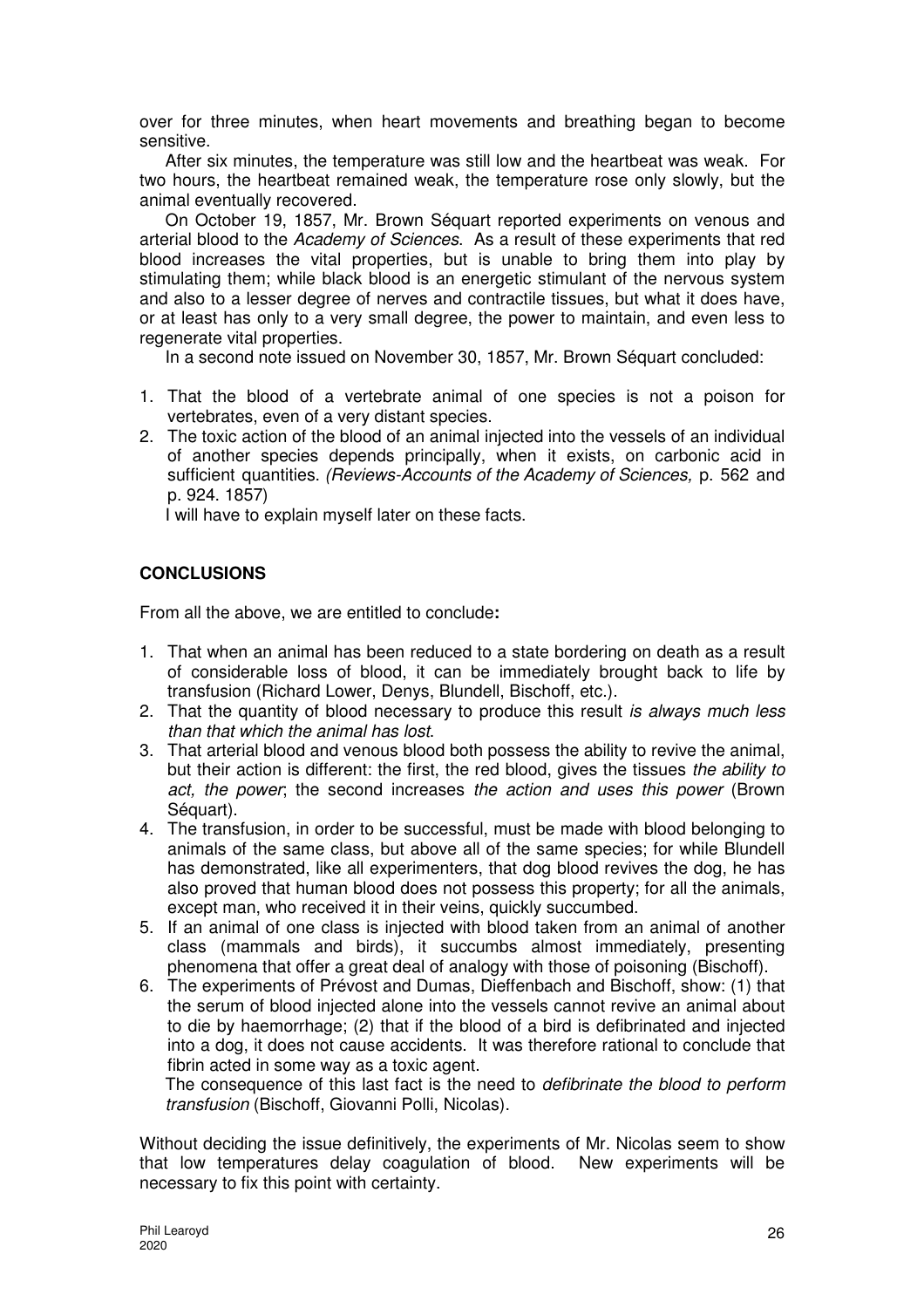over for three minutes, when heart movements and breathing began to become sensitive.

After six minutes, the temperature was still low and the heartbeat was weak. For two hours, the heartbeat remained weak, the temperature rose only slowly, but the animal eventually recovered.

On October 19, 1857, Mr. Brown Séquart reported experiments on venous and arterial blood to the *Academy of Sciences*. As a result of these experiments that red blood increases the vital properties, but is unable to bring them into play by stimulating them; while black blood is an energetic stimulant of the nervous system and also to a lesser degree of nerves and contractile tissues, but what it does have, or at least has only to a very small degree, the power to maintain, and even less to regenerate vital properties.

In a second note issued on November 30, 1857, Mr. Brown Séquart concluded:

1. That the blood of a vertebrate animal of one species is not a poison for vertebrates, even of a very distant species.
2. The toxic action of the blood of an animal injected into the vessels of an individual of another species depends principally, when it exists, on carbonic acid in sufficient quantities. *(Reviews-Accounts of the Academy of Sciences,* p. 562 and p. 924. 1857)

I will have to explain myself later on these facts.

## CONCLUSIONS

From all the above, we are entitled to conclude**:**

1. That when an animal has been reduced to a state bordering on death as a result of considerable loss of blood, it can be immediately brought back to life by transfusion (Richard Lower, Denys, Blundell, Bischoff, etc.).
2. That the quantity of blood necessary to produce this result *is always much less than that which the animal has lost*.
3. That arterial blood and venous blood both possess the ability to revive the animal, but their action is different: the first, the red blood, gives the tissues *the ability to act, the power*; the second increases *the action and uses this power* (Brown Séquart).
4. The transfusion, in order to be successful, must be made with blood belonging to animals of the same class, but above all of the same species; for while Blundell has demonstrated, like all experimenters, that dog blood revives the dog, he has also proved that human blood does not possess this property; for all the animals, except man, who received it in their veins, quickly succumbed.
5. If an animal of one class is injected with blood taken from an animal of another class (mammals and birds), it succumbs almost immediately, presenting phenomena that offer a great deal of analogy with those of poisoning (Bischoff).
6. The experiments of Prévost and Dumas, Dieffenbach and Bischoff, show: (1) that the serum of blood injected alone into the vessels cannot revive an animal about to die by haemorrhage; (2) that if the blood of a bird is defibrinated and injected into a dog, it does not cause accidents. It was therefore rational to conclude that fibrin acted in some way as a toxic agent.

   The consequence of this last fact is the need to *defibrinate the blood to perform transfusion* (Bischoff, Giovanni Polli, Nicolas).

Without deciding the issue definitively, the experiments of Mr. Nicolas seem to show that low temperatures delay coagulation of blood. New experiments will be necessary to fix this point with certainty.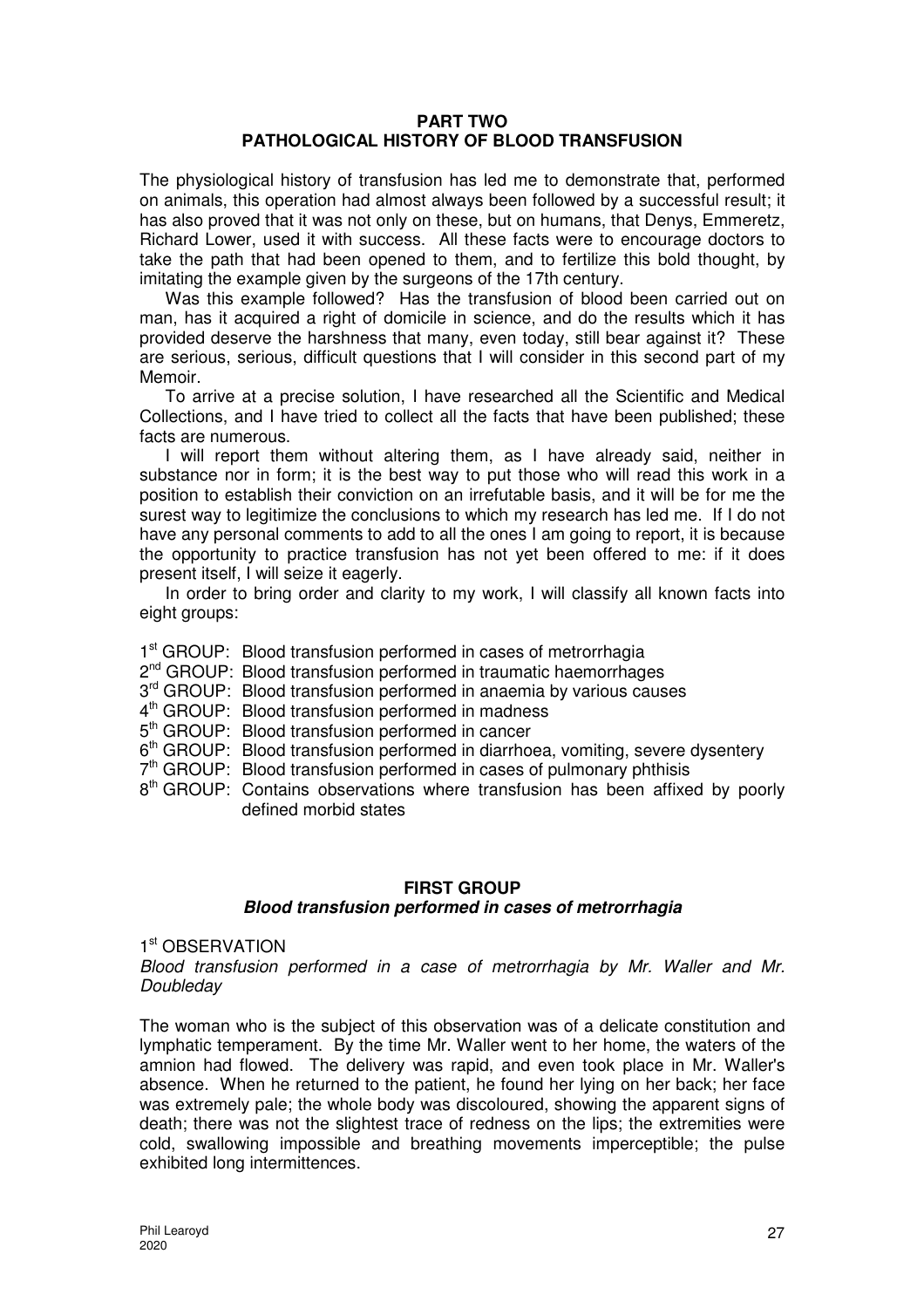## PART TWO
## PATHOLOGICAL HISTORY OF BLOOD TRANSFUSION

The physiological history of transfusion has led me to demonstrate that, performed on animals, this operation had almost always been followed by a successful result; it has also proved that it was not only on these, but on humans, that Denys, Emmeretz, Richard Lower, used it with success. All these facts were to encourage doctors to take the path that had been opened to them, and to fertilize this bold thought, by imitating the example given by the surgeons of the 17th century.

Was this example followed? Has the transfusion of blood been carried out on man, has it acquired a right of domicile in science, and do the results which it has provided deserve the harshness that many, even today, still bear against it? These are serious, serious, difficult questions that I will consider in this second part of my Memoir.

To arrive at a precise solution, I have researched all the Scientific and Medical Collections, and I have tried to collect all the facts that have been published; these facts are numerous.

I will report them without altering them, as I have already said, neither in substance nor in form; it is the best way to put those who will read this work in a position to establish their conviction on an irrefutable basis, and it will be for me the surest way to legitimize the conclusions to which my research has led me. If I do not have any personal comments to add to all the ones I am going to report, it is because the opportunity to practice transfusion has not yet been offered to me: if it does present itself, I will seize it eagerly.

In order to bring order and clarity to my work, I will classify all known facts into eight groups:

1st GROUP: Blood transfusion performed in cases of metrorrhagia
2nd GROUP: Blood transfusion performed in traumatic haemorrhages
3rd GROUP: Blood transfusion performed in anaemia by various causes
4th GROUP: Blood transfusion performed in madness
5th GROUP: Blood transfusion performed in cancer
6th GROUP: Blood transfusion performed in diarrhoea, vomiting, severe dysentery
7th GROUP: Blood transfusion performed in cases of pulmonary phthisis
8th GROUP: Contains observations where transfusion has been affixed by poorly defined morbid states

### FIRST GROUP
### *Blood transfusion performed in cases of metrorrhagia*

1st OBSERVATION

*Blood transfusion performed in a case of metrorrhagia by Mr. Waller and Mr. Doubleday*

The woman who is the subject of this observation was of a delicate constitution and lymphatic temperament. By the time Mr. Waller went to her home, the waters of the amnion had flowed. The delivery was rapid, and even took place in Mr. Waller's absence. When he returned to the patient, he found her lying on her back; her face was extremely pale; the whole body was discoloured, showing the apparent signs of death; there was not the slightest trace of redness on the lips; the extremities were cold, swallowing impossible and breathing movements imperceptible; the pulse exhibited long intermittences.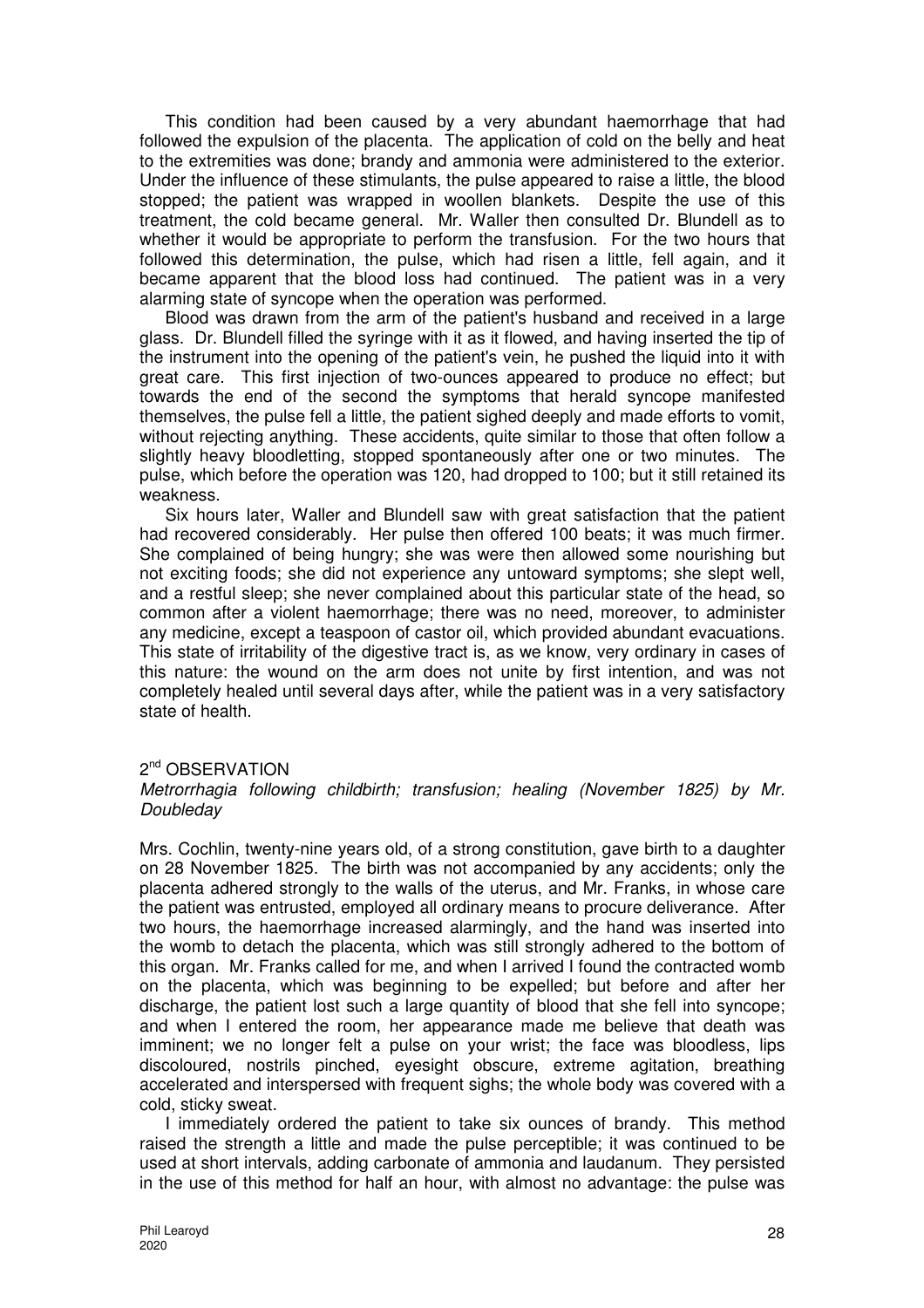This condition had been caused by a very abundant haemorrhage that had followed the expulsion of the placenta. The application of cold on the belly and heat to the extremities was done; brandy and ammonia were administered to the exterior. Under the influence of these stimulants, the pulse appeared to raise a little, the blood stopped; the patient was wrapped in woollen blankets. Despite the use of this treatment, the cold became general. Mr. Waller then consulted Dr. Blundell as to whether it would be appropriate to perform the transfusion. For the two hours that followed this determination, the pulse, which had risen a little, fell again, and it became apparent that the blood loss had continued. The patient was in a very alarming state of syncope when the operation was performed.

Blood was drawn from the arm of the patient's husband and received in a large glass. Dr. Blundell filled the syringe with it as it flowed, and having inserted the tip of the instrument into the opening of the patient's vein, he pushed the liquid into it with great care. This first injection of two-ounces appeared to produce no effect; but towards the end of the second the symptoms that herald syncope manifested themselves, the pulse fell a little, the patient sighed deeply and made efforts to vomit, without rejecting anything. These accidents, quite similar to those that often follow a slightly heavy bloodletting, stopped spontaneously after one or two minutes. The pulse, which before the operation was 120, had dropped to 100; but it still retained its weakness.

Six hours later, Waller and Blundell saw with great satisfaction that the patient had recovered considerably. Her pulse then offered 100 beats; it was much firmer. She complained of being hungry; she was were then allowed some nourishing but not exciting foods; she did not experience any untoward symptoms; she slept well, and a restful sleep; she never complained about this particular state of the head, so common after a violent haemorrhage; there was no need, moreover, to administer any medicine, except a teaspoon of castor oil, which provided abundant evacuations. This state of irritability of the digestive tract is, as we know, very ordinary in cases of this nature: the wound on the arm does not unite by first intention, and was not completely healed until several days after, while the patient was in a very satisfactory state of health.

## 2nd OBSERVATION

*Metrorrhagia following childbirth; transfusion; healing (November 1825) by Mr. Doubleday*

Mrs. Cochlin, twenty-nine years old, of a strong constitution, gave birth to a daughter on 28 November 1825. The birth was not accompanied by any accidents; only the placenta adhered strongly to the walls of the uterus, and Mr. Franks, in whose care the patient was entrusted, employed all ordinary means to procure deliverance. After two hours, the haemorrhage increased alarmingly, and the hand was inserted into the womb to detach the placenta, which was still strongly adhered to the bottom of this organ. Mr. Franks called for me, and when I arrived I found the contracted womb on the placenta, which was beginning to be expelled; but before and after her discharge, the patient lost such a large quantity of blood that she fell into syncope; and when I entered the room, her appearance made me believe that death was imminent; we no longer felt a pulse on your wrist; the face was bloodless, lips discoloured, nostrils pinched, eyesight obscure, extreme agitation, breathing accelerated and interspersed with frequent sighs; the whole body was covered with a cold, sticky sweat.

I immediately ordered the patient to take six ounces of brandy. This method raised the strength a little and made the pulse perceptible; it was continued to be used at short intervals, adding carbonate of ammonia and laudanum. They persisted in the use of this method for half an hour, with almost no advantage: the pulse was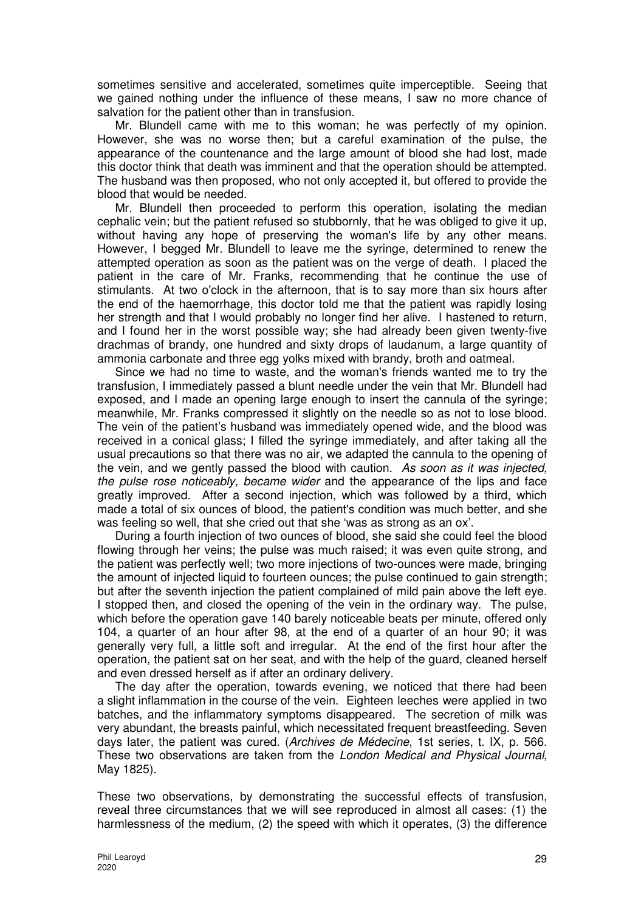sometimes sensitive and accelerated, sometimes quite imperceptible. Seeing that we gained nothing under the influence of these means, I saw no more chance of salvation for the patient other than in transfusion.

Mr. Blundell came with me to this woman; he was perfectly of my opinion. However, she was no worse then; but a careful examination of the pulse, the appearance of the countenance and the large amount of blood she had lost, made this doctor think that death was imminent and that the operation should be attempted. The husband was then proposed, who not only accepted it, but offered to provide the blood that would be needed.

Mr. Blundell then proceeded to perform this operation, isolating the median cephalic vein; but the patient refused so stubbornly, that he was obliged to give it up, without having any hope of preserving the woman's life by any other means. However, I begged Mr. Blundell to leave me the syringe, determined to renew the attempted operation as soon as the patient was on the verge of death. I placed the patient in the care of Mr. Franks, recommending that he continue the use of stimulants. At two o'clock in the afternoon, that is to say more than six hours after the end of the haemorrhage, this doctor told me that the patient was rapidly losing her strength and that I would probably no longer find her alive. I hastened to return, and I found her in the worst possible way; she had already been given twenty-five drachmas of brandy, one hundred and sixty drops of laudanum, a large quantity of ammonia carbonate and three egg yolks mixed with brandy, broth and oatmeal.

Since we had no time to waste, and the woman's friends wanted me to try the transfusion, I immediately passed a blunt needle under the vein that Mr. Blundell had exposed, and I made an opening large enough to insert the cannula of the syringe; meanwhile, Mr. Franks compressed it slightly on the needle so as not to lose blood. The vein of the patient's husband was immediately opened wide, and the blood was received in a conical glass; I filled the syringe immediately, and after taking all the usual precautions so that there was no air, we adapted the cannula to the opening of the vein, and we gently passed the blood with caution. *As soon as it was injected, the pulse rose noticeably, became wider* and the appearance of the lips and face greatly improved. After a second injection, which was followed by a third, which made a total of six ounces of blood, the patient's condition was much better, and she was feeling so well, that she cried out that she 'was as strong as an ox'.

During a fourth injection of two ounces of blood, she said she could feel the blood flowing through her veins; the pulse was much raised; it was even quite strong, and the patient was perfectly well; two more injections of two-ounces were made, bringing the amount of injected liquid to fourteen ounces; the pulse continued to gain strength; but after the seventh injection the patient complained of mild pain above the left eye. I stopped then, and closed the opening of the vein in the ordinary way. The pulse, which before the operation gave 140 barely noticeable beats per minute, offered only 104, a quarter of an hour after 98, at the end of a quarter of an hour 90; it was generally very full, a little soft and irregular. At the end of the first hour after the operation, the patient sat on her seat, and with the help of the guard, cleaned herself and even dressed herself as if after an ordinary delivery.

The day after the operation, towards evening, we noticed that there had been a slight inflammation in the course of the vein. Eighteen leeches were applied in two batches, and the inflammatory symptoms disappeared. The secretion of milk was very abundant, the breasts painful, which necessitated frequent breastfeeding. Seven days later, the patient was cured. (*Archives de Médecine*, 1st series, t. IX, p. 566. These two observations are taken from the *London Medical and Physical Journal*, May 1825).

These two observations, by demonstrating the successful effects of transfusion, reveal three circumstances that we will see reproduced in almost all cases: (1) the harmlessness of the medium, (2) the speed with which it operates, (3) the difference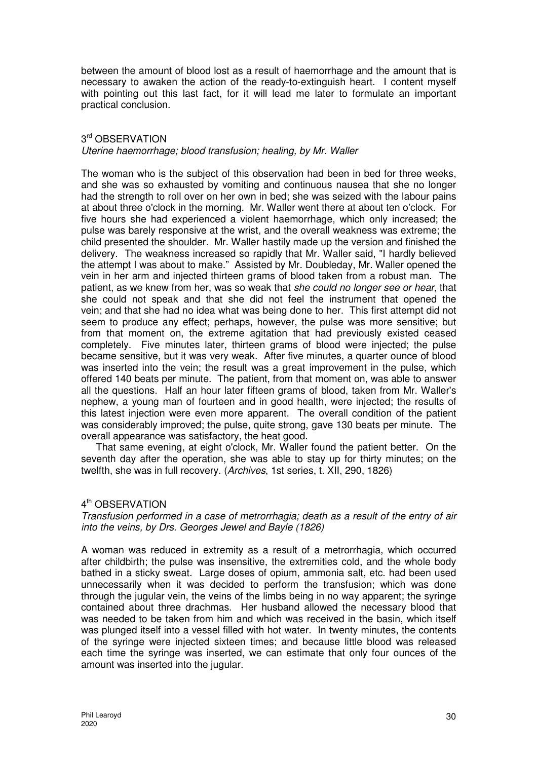between the amount of blood lost as a result of haemorrhage and the amount that is necessary to awaken the action of the ready-to-extinguish heart. I content myself with pointing out this last fact, for it will lead me later to formulate an important practical conclusion.

## 3rd OBSERVATION

*Uterine haemorrhage; blood transfusion; healing, by Mr. Waller*

The woman who is the subject of this observation had been in bed for three weeks, and she was so exhausted by vomiting and continuous nausea that she no longer had the strength to roll over on her own in bed; she was seized with the labour pains at about three o'clock in the morning. Mr. Waller went there at about ten o'clock. For five hours she had experienced a violent haemorrhage, which only increased; the pulse was barely responsive at the wrist, and the overall weakness was extreme; the child presented the shoulder. Mr. Waller hastily made up the version and finished the delivery. The weakness increased so rapidly that Mr. Waller said, "I hardly believed the attempt I was about to make." Assisted by Mr. Doubleday, Mr. Waller opened the vein in her arm and injected thirteen grams of blood taken from a robust man. The patient, as we knew from her, was so weak that *she could no longer see or hear*, that she could not speak and that she did not feel the instrument that opened the vein; and that she had no idea what was being done to her. This first attempt did not seem to produce any effect; perhaps, however, the pulse was more sensitive; but from that moment on, the extreme agitation that had previously existed ceased completely. Five minutes later, thirteen grams of blood were injected; the pulse became sensitive, but it was very weak. After five minutes, a quarter ounce of blood was inserted into the vein; the result was a great improvement in the pulse, which offered 140 beats per minute. The patient, from that moment on, was able to answer all the questions. Half an hour later fifteen grams of blood, taken from Mr. Waller's nephew, a young man of fourteen and in good health, were injected; the results of this latest injection were even more apparent. The overall condition of the patient was considerably improved; the pulse, quite strong, gave 130 beats per minute. The overall appearance was satisfactory, the heat good.

That same evening, at eight o'clock, Mr. Waller found the patient better. On the seventh day after the operation, she was able to stay up for thirty minutes; on the twelfth, she was in full recovery. (*Archives*, 1st series, t. XII, 290, 1826)

## 4th OBSERVATION

*Transfusion performed in a case of metrorrhagia; death as a result of the entry of air into the veins, by Drs. Georges Jewel and Bayle (1826)*

A woman was reduced in extremity as a result of a metrorrhagia, which occurred after childbirth; the pulse was insensitive, the extremities cold, and the whole body bathed in a sticky sweat. Large doses of opium, ammonia salt, etc. had been used unnecessarily when it was decided to perform the transfusion; which was done through the jugular vein, the veins of the limbs being in no way apparent; the syringe contained about three drachmas. Her husband allowed the necessary blood that was needed to be taken from him and which was received in the basin, which itself was plunged itself into a vessel filled with hot water. In twenty minutes, the contents of the syringe were injected sixteen times; and because little blood was released each time the syringe was inserted, we can estimate that only four ounces of the amount was inserted into the jugular.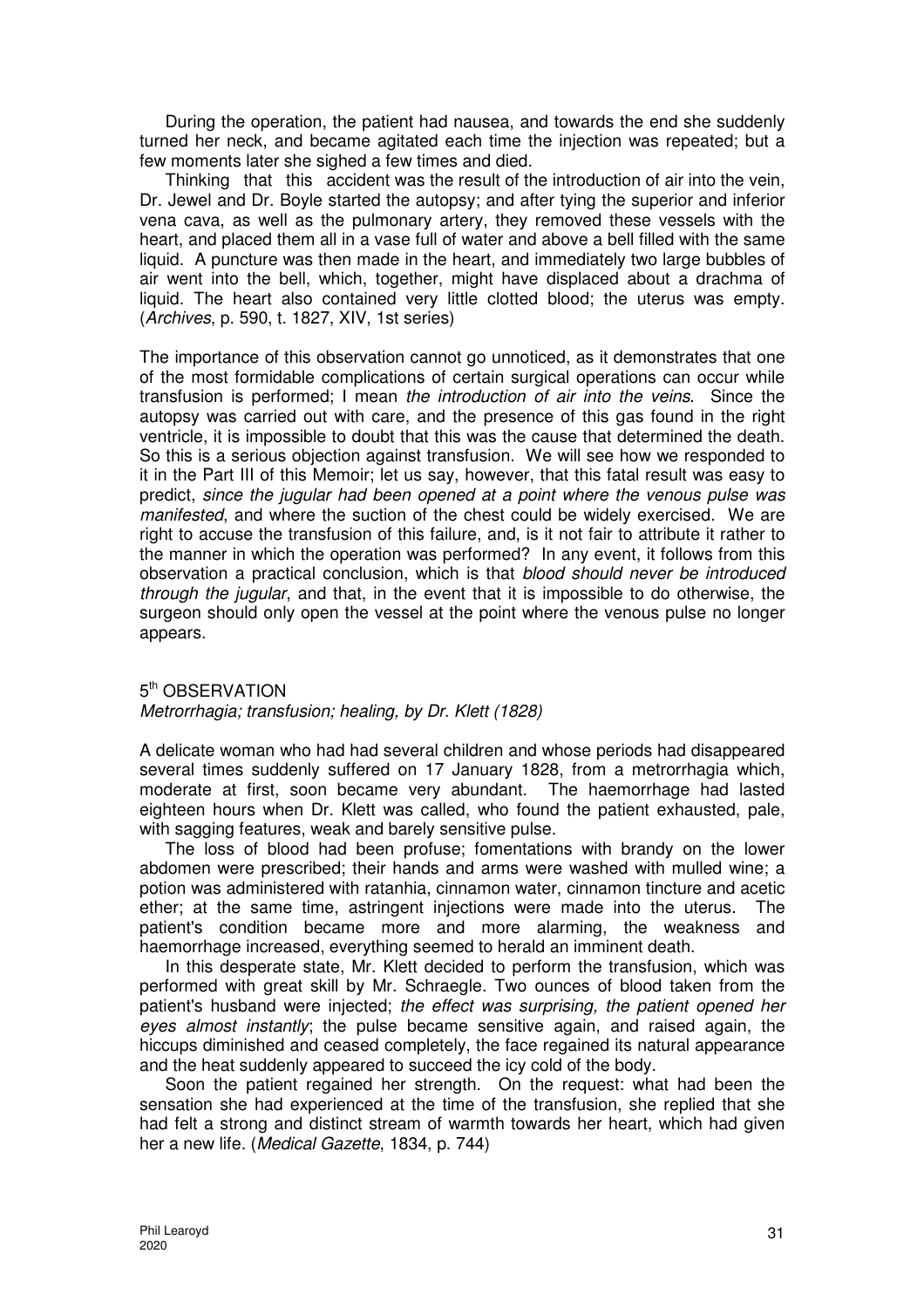During the operation, the patient had nausea, and towards the end she suddenly turned her neck, and became agitated each time the injection was repeated; but a few moments later she sighed a few times and died.

Thinking that this accident was the result of the introduction of air into the vein, Dr. Jewel and Dr. Boyle started the autopsy; and after tying the superior and inferior vena cava, as well as the pulmonary artery, they removed these vessels with the heart, and placed them all in a vase full of water and above a bell filled with the same liquid. A puncture was then made in the heart, and immediately two large bubbles of air went into the bell, which, together, might have displaced about a drachma of liquid. The heart also contained very little clotted blood; the uterus was empty. (*Archives*, p. 590, t. 1827, XIV, 1st series)

The importance of this observation cannot go unnoticed, as it demonstrates that one of the most formidable complications of certain surgical operations can occur while transfusion is performed; I mean *the introduction of air into the veins*. Since the autopsy was carried out with care, and the presence of this gas found in the right ventricle, it is impossible to doubt that this was the cause that determined the death. So this is a serious objection against transfusion. We will see how we responded to it in the Part III of this Memoir; let us say, however, that this fatal result was easy to predict, *since the jugular had been opened at a point where the venous pulse was manifested*, and where the suction of the chest could be widely exercised. We are right to accuse the transfusion of this failure, and, is it not fair to attribute it rather to the manner in which the operation was performed? In any event, it follows from this observation a practical conclusion, which is that *blood should never be introduced through the jugular*, and that, in the event that it is impossible to do otherwise, the surgeon should only open the vessel at the point where the venous pulse no longer appears.

5th OBSERVATION

*Metrorrhagia; transfusion; healing, by Dr. Klett (1828)*

A delicate woman who had had several children and whose periods had disappeared several times suddenly suffered on 17 January 1828, from a metrorrhagia which, moderate at first, soon became very abundant. The haemorrhage had lasted eighteen hours when Dr. Klett was called, who found the patient exhausted, pale, with sagging features, weak and barely sensitive pulse.

The loss of blood had been profuse; fomentations with brandy on the lower abdomen were prescribed; their hands and arms were washed with mulled wine; a potion was administered with ratanhia, cinnamon water, cinnamon tincture and acetic ether; at the same time, astringent injections were made into the uterus. The patient's condition became more and more alarming, the weakness and haemorrhage increased, everything seemed to herald an imminent death.

In this desperate state, Mr. Klett decided to perform the transfusion, which was performed with great skill by Mr. Schraegle. Two ounces of blood taken from the patient's husband were injected; *the effect was surprising, the patient opened her eyes almost instantly*; the pulse became sensitive again, and raised again, the hiccups diminished and ceased completely, the face regained its natural appearance and the heat suddenly appeared to succeed the icy cold of the body.

Soon the patient regained her strength. On the request: what had been the sensation she had experienced at the time of the transfusion, she replied that she had felt a strong and distinct stream of warmth towards her heart, which had given her a new life. (*Medical Gazette*, 1834, p. 744)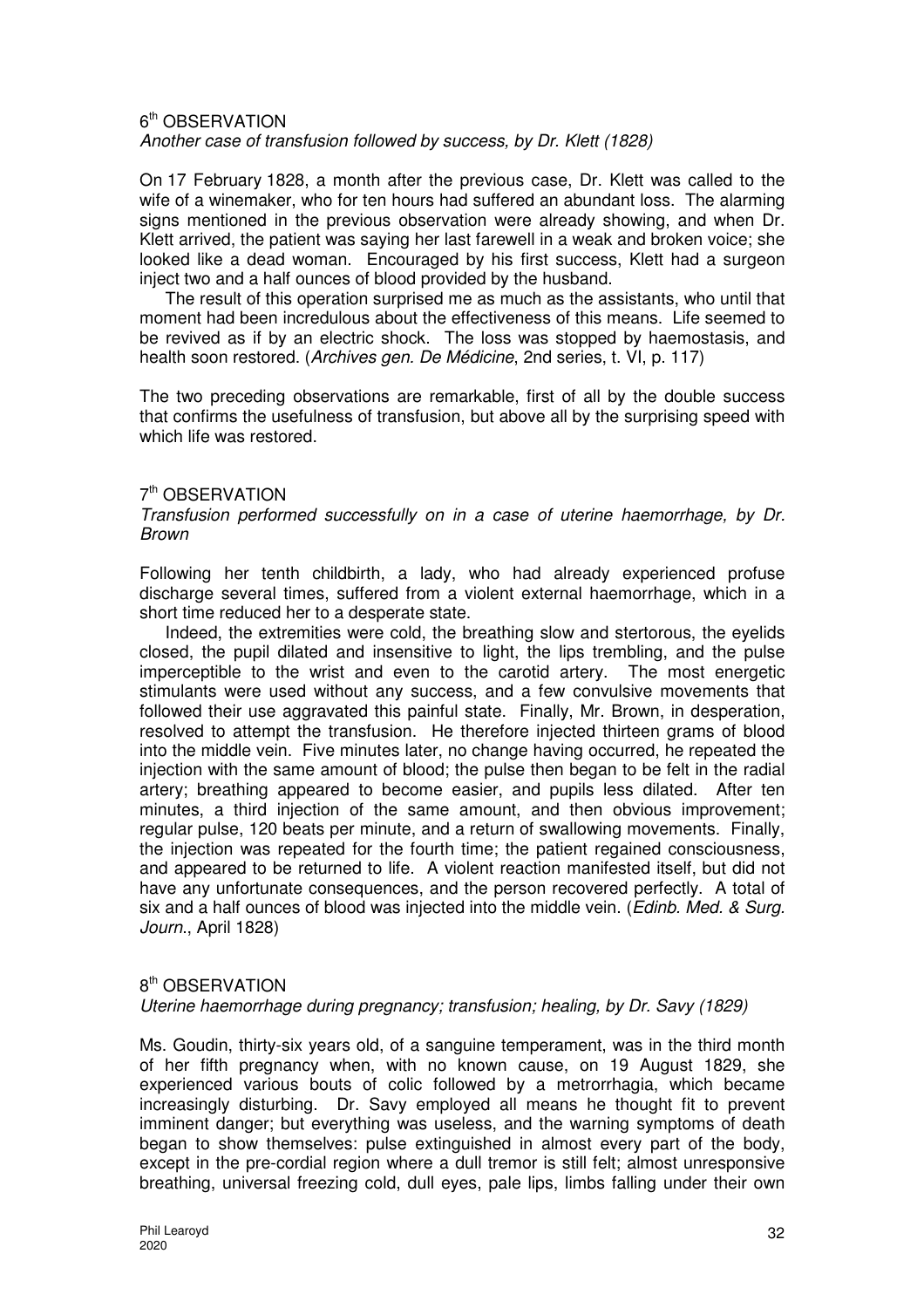### 6th OBSERVATION

*Another case of transfusion followed by success, by Dr. Klett (1828)*

On 17 February 1828, a month after the previous case, Dr. Klett was called to the wife of a winemaker, who for ten hours had suffered an abundant loss. The alarming signs mentioned in the previous observation were already showing, and when Dr. Klett arrived, the patient was saying her last farewell in a weak and broken voice; she looked like a dead woman. Encouraged by his first success, Klett had a surgeon inject two and a half ounces of blood provided by the husband.

The result of this operation surprised me as much as the assistants, who until that moment had been incredulous about the effectiveness of this means. Life seemed to be revived as if by an electric shock. The loss was stopped by haemostasis, and health soon restored. (*Archives gen. De Médicine*, 2nd series, t. VI, p. 117)

The two preceding observations are remarkable, first of all by the double success that confirms the usefulness of transfusion, but above all by the surprising speed with which life was restored.

### 7th OBSERVATION

*Transfusion performed successfully on in a case of uterine haemorrhage, by Dr. Brown*

Following her tenth childbirth, a lady, who had already experienced profuse discharge several times, suffered from a violent external haemorrhage, which in a short time reduced her to a desperate state.

Indeed, the extremities were cold, the breathing slow and stertorous, the eyelids closed, the pupil dilated and insensitive to light, the lips trembling, and the pulse imperceptible to the wrist and even to the carotid artery. The most energetic stimulants were used without any success, and a few convulsive movements that followed their use aggravated this painful state. Finally, Mr. Brown, in desperation, resolved to attempt the transfusion. He therefore injected thirteen grams of blood into the middle vein. Five minutes later, no change having occurred, he repeated the injection with the same amount of blood; the pulse then began to be felt in the radial artery; breathing appeared to become easier, and pupils less dilated. After ten minutes, a third injection of the same amount, and then obvious improvement; regular pulse, 120 beats per minute, and a return of swallowing movements. Finally, the injection was repeated for the fourth time; the patient regained consciousness, and appeared to be returned to life. A violent reaction manifested itself, but did not have any unfortunate consequences, and the person recovered perfectly. A total of six and a half ounces of blood was injected into the middle vein. (*Edinb. Med. & Surg. Journ.*, April 1828)

### 8th OBSERVATION

*Uterine haemorrhage during pregnancy; transfusion; healing, by Dr. Savy (1829)*

Ms. Goudin, thirty-six years old, of a sanguine temperament, was in the third month of her fifth pregnancy when, with no known cause, on 19 August 1829, she experienced various bouts of colic followed by a metrorrhagia, which became increasingly disturbing. Dr. Savy employed all means he thought fit to prevent imminent danger; but everything was useless, and the warning symptoms of death began to show themselves: pulse extinguished in almost every part of the body, except in the pre-cordial region where a dull tremor is still felt; almost unresponsive breathing, universal freezing cold, dull eyes, pale lips, limbs falling under their own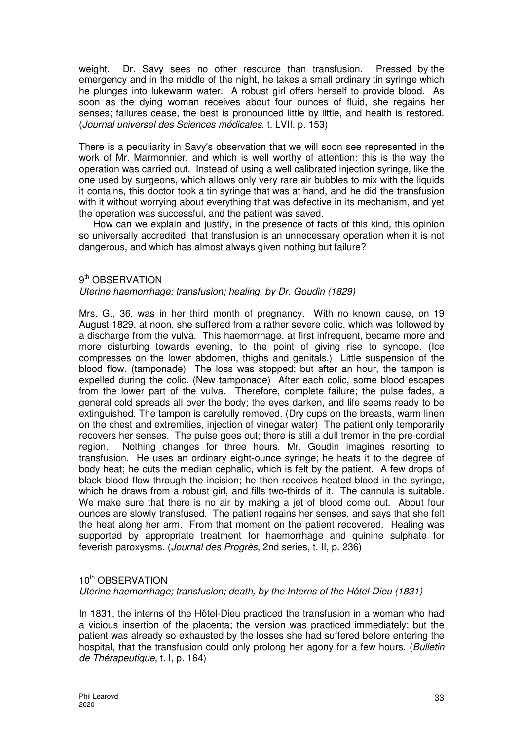weight. Dr. Savy sees no other resource than transfusion. Pressed by the emergency and in the middle of the night, he takes a small ordinary tin syringe which he plunges into lukewarm water. A robust girl offers herself to provide blood. As soon as the dying woman receives about four ounces of fluid, she regains her senses; failures cease, the best is pronounced little by little, and health is restored. (*Journal universel des Sciences médicales*, t. LVII, p. 153)

There is a peculiarity in Savy's observation that we will soon see represented in the work of Mr. Marmonnier, and which is well worthy of attention: this is the way the operation was carried out. Instead of using a well calibrated injection syringe, like the one used by surgeons, which allows only very rare air bubbles to mix with the liquids it contains, this doctor took a tin syringe that was at hand, and he did the transfusion with it without worrying about everything that was defective in its mechanism, and yet the operation was successful, and the patient was saved.

How can we explain and justify, in the presence of facts of this kind, this opinion so universally accredited, that transfusion is an unnecessary operation when it is not dangerous, and which has almost always given nothing but failure?

### 9th OBSERVATION

*Uterine haemorrhage; transfusion; healing, by Dr. Goudin (1829)*

Mrs. G., 36, was in her third month of pregnancy. With no known cause, on 19 August 1829, at noon, she suffered from a rather severe colic, which was followed by a discharge from the vulva. This haemorrhage, at first infrequent, became more and more disturbing towards evening, to the point of giving rise to syncope. (Ice compresses on the lower abdomen, thighs and genitals.) Little suspension of the blood flow. (tamponade) The loss was stopped; but after an hour, the tampon is expelled during the colic. (New tamponade) After each colic, some blood escapes from the lower part of the vulva. Therefore, complete failure; the pulse fades, a general cold spreads all over the body; the eyes darken, and life seems ready to be extinguished. The tampon is carefully removed. (Dry cups on the breasts, warm linen on the chest and extremities, injection of vinegar water) The patient only temporarily recovers her senses. The pulse goes out; there is still a dull tremor in the pre-cordial region. Nothing changes for three hours. Mr. Goudin imagines resorting to transfusion. He uses an ordinary eight-ounce syringe; he heats it to the degree of body heat; he cuts the median cephalic, which is felt by the patient. A few drops of black blood flow through the incision; he then receives heated blood in the syringe, which he draws from a robust girl, and fills two-thirds of it. The cannula is suitable. We make sure that there is no air by making a jet of blood come out. About four ounces are slowly transfused. The patient regains her senses, and says that she felt the heat along her arm. From that moment on the patient recovered. Healing was supported by appropriate treatment for haemorrhage and quinine sulphate for feverish paroxysms. (*Journal des Progrès*, 2nd series, t. II, p. 236)

### 10th OBSERVATION

*Uterine haemorrhage; transfusion; death, by the Interns of the Hôtel-Dieu (1831)*

In 1831, the interns of the Hôtel-Dieu practiced the transfusion in a woman who had a vicious insertion of the placenta; the version was practiced immediately; but the patient was already so exhausted by the losses she had suffered before entering the hospital, that the transfusion could only prolong her agony for a few hours. (*Bulletin de Thérapeutique*, t. I, p. 164)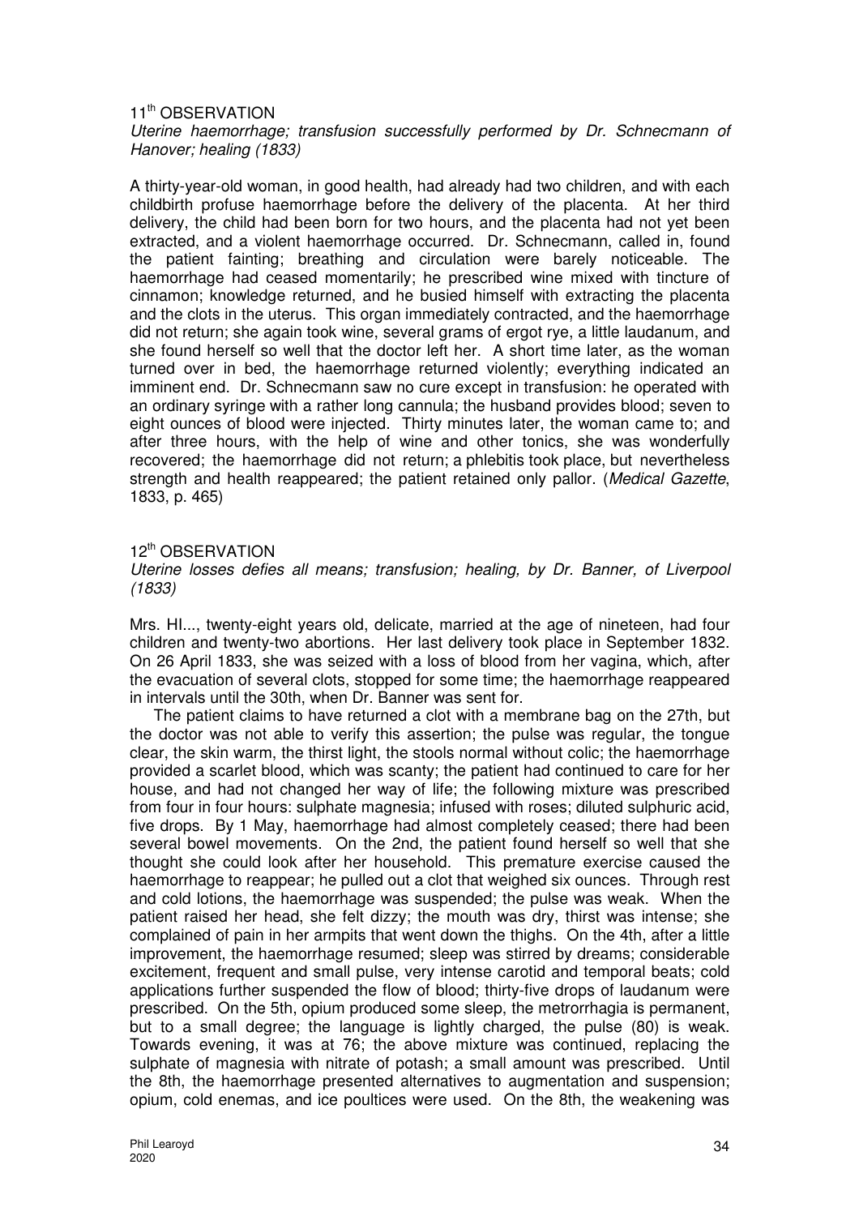## 11th OBSERVATION

*Uterine haemorrhage; transfusion successfully performed by Dr. Schnecmann of Hanover; healing (1833)*

A thirty-year-old woman, in good health, had already had two children, and with each childbirth profuse haemorrhage before the delivery of the placenta. At her third delivery, the child had been born for two hours, and the placenta had not yet been extracted, and a violent haemorrhage occurred. Dr. Schnecmann, called in, found the patient fainting; breathing and circulation were barely noticeable. The haemorrhage had ceased momentarily; he prescribed wine mixed with tincture of cinnamon; knowledge returned, and he busied himself with extracting the placenta and the clots in the uterus. This organ immediately contracted, and the haemorrhage did not return; she again took wine, several grams of ergot rye, a little laudanum, and she found herself so well that the doctor left her. A short time later, as the woman turned over in bed, the haemorrhage returned violently; everything indicated an imminent end. Dr. Schnecmann saw no cure except in transfusion: he operated with an ordinary syringe with a rather long cannula; the husband provides blood; seven to eight ounces of blood were injected. Thirty minutes later, the woman came to; and after three hours, with the help of wine and other tonics, she was wonderfully recovered; the haemorrhage did not return; a phlebitis took place, but nevertheless strength and health reappeared; the patient retained only pallor. (*Medical Gazette*, 1833, p. 465)

## 12th OBSERVATION

*Uterine losses defies all means; transfusion; healing, by Dr. Banner, of Liverpool (1833)*

Mrs. HI..., twenty-eight years old, delicate, married at the age of nineteen, had four children and twenty-two abortions. Her last delivery took place in September 1832. On 26 April 1833, she was seized with a loss of blood from her vagina, which, after the evacuation of several clots, stopped for some time; the haemorrhage reappeared in intervals until the 30th, when Dr. Banner was sent for.

The patient claims to have returned a clot with a membrane bag on the 27th, but the doctor was not able to verify this assertion; the pulse was regular, the tongue clear, the skin warm, the thirst light, the stools normal without colic; the haemorrhage provided a scarlet blood, which was scanty; the patient had continued to care for her house, and had not changed her way of life; the following mixture was prescribed from four in four hours: sulphate magnesia; infused with roses; diluted sulphuric acid, five drops. By 1 May, haemorrhage had almost completely ceased; there had been several bowel movements. On the 2nd, the patient found herself so well that she thought she could look after her household. This premature exercise caused the haemorrhage to reappear; he pulled out a clot that weighed six ounces. Through rest and cold lotions, the haemorrhage was suspended; the pulse was weak. When the patient raised her head, she felt dizzy; the mouth was dry, thirst was intense; she complained of pain in her armpits that went down the thighs. On the 4th, after a little improvement, the haemorrhage resumed; sleep was stirred by dreams; considerable excitement, frequent and small pulse, very intense carotid and temporal beats; cold applications further suspended the flow of blood; thirty-five drops of laudanum were prescribed. On the 5th, opium produced some sleep, the metrorrhagia is permanent, but to a small degree; the language is lightly charged, the pulse (80) is weak. Towards evening, it was at 76; the above mixture was continued, replacing the sulphate of magnesia with nitrate of potash; a small amount was prescribed. Until the 8th, the haemorrhage presented alternatives to augmentation and suspension; opium, cold enemas, and ice poultices were used. On the 8th, the weakening was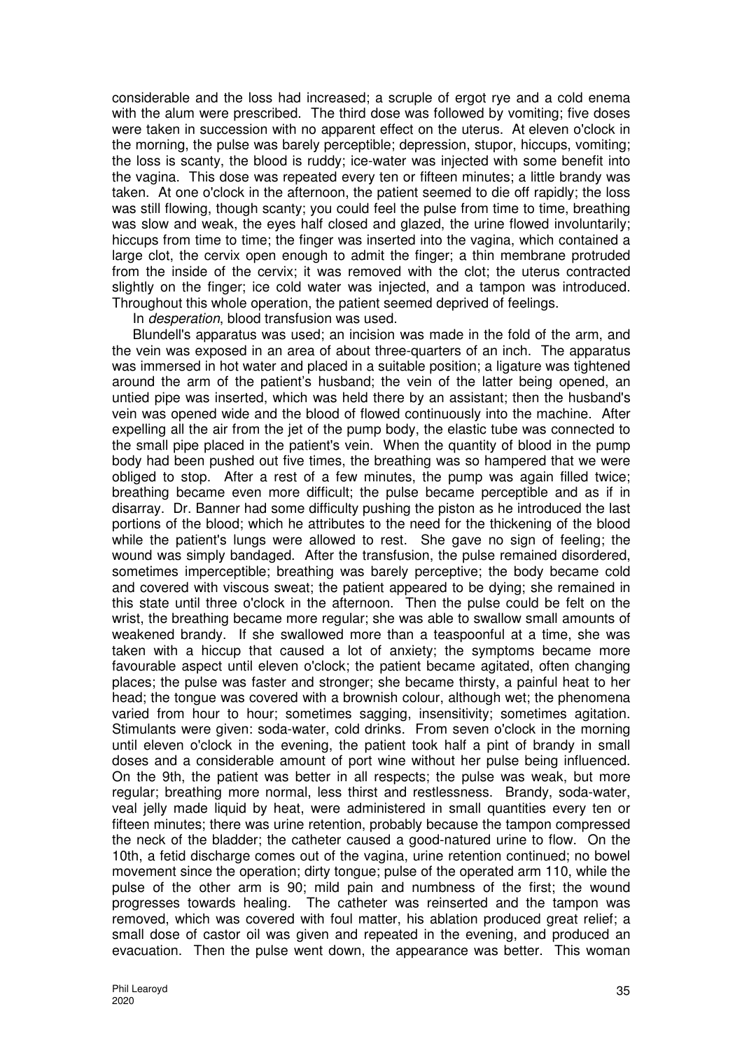considerable and the loss had increased; a scruple of ergot rye and a cold enema with the alum were prescribed. The third dose was followed by vomiting; five doses were taken in succession with no apparent effect on the uterus. At eleven o'clock in the morning, the pulse was barely perceptible; depression, stupor, hiccups, vomiting; the loss is scanty, the blood is ruddy; ice-water was injected with some benefit into the vagina. This dose was repeated every ten or fifteen minutes; a little brandy was taken. At one o'clock in the afternoon, the patient seemed to die off rapidly; the loss was still flowing, though scanty; you could feel the pulse from time to time, breathing was slow and weak, the eyes half closed and glazed, the urine flowed involuntarily; hiccups from time to time; the finger was inserted into the vagina, which contained a large clot, the cervix open enough to admit the finger; a thin membrane protruded from the inside of the cervix; it was removed with the clot; the uterus contracted slightly on the finger; ice cold water was injected, and a tampon was introduced. Throughout this whole operation, the patient seemed deprived of feelings.

In *desperation*, blood transfusion was used.

Blundell's apparatus was used; an incision was made in the fold of the arm, and the vein was exposed in an area of about three-quarters of an inch. The apparatus was immersed in hot water and placed in a suitable position; a ligature was tightened around the arm of the patient's husband; the vein of the latter being opened, an untied pipe was inserted, which was held there by an assistant; then the husband's vein was opened wide and the blood of flowed continuously into the machine. After expelling all the air from the jet of the pump body, the elastic tube was connected to the small pipe placed in the patient's vein. When the quantity of blood in the pump body had been pushed out five times, the breathing was so hampered that we were obliged to stop. After a rest of a few minutes, the pump was again filled twice; breathing became even more difficult; the pulse became perceptible and as if in disarray. Dr. Banner had some difficulty pushing the piston as he introduced the last portions of the blood; which he attributes to the need for the thickening of the blood while the patient's lungs were allowed to rest. She gave no sign of feeling; the wound was simply bandaged. After the transfusion, the pulse remained disordered, sometimes imperceptible; breathing was barely perceptive; the body became cold and covered with viscous sweat; the patient appeared to be dying; she remained in this state until three o'clock in the afternoon. Then the pulse could be felt on the wrist, the breathing became more regular; she was able to swallow small amounts of weakened brandy. If she swallowed more than a teaspoonful at a time, she was taken with a hiccup that caused a lot of anxiety; the symptoms became more favourable aspect until eleven o'clock; the patient became agitated, often changing places; the pulse was faster and stronger; she became thirsty, a painful heat to her head; the tongue was covered with a brownish colour, although wet; the phenomena varied from hour to hour; sometimes sagging, insensitivity; sometimes agitation. Stimulants were given: soda-water, cold drinks. From seven o'clock in the morning until eleven o'clock in the evening, the patient took half a pint of brandy in small doses and a considerable amount of port wine without her pulse being influenced. On the 9th, the patient was better in all respects; the pulse was weak, but more regular; breathing more normal, less thirst and restlessness. Brandy, soda-water, veal jelly made liquid by heat, were administered in small quantities every ten or fifteen minutes; there was urine retention, probably because the tampon compressed the neck of the bladder; the catheter caused a good-natured urine to flow. On the 10th, a fetid discharge comes out of the vagina, urine retention continued; no bowel movement since the operation; dirty tongue; pulse of the operated arm 110, while the pulse of the other arm is 90; mild pain and numbness of the first; the wound progresses towards healing. The catheter was reinserted and the tampon was removed, which was covered with foul matter, his ablation produced great relief; a small dose of castor oil was given and repeated in the evening, and produced an evacuation. Then the pulse went down, the appearance was better. This woman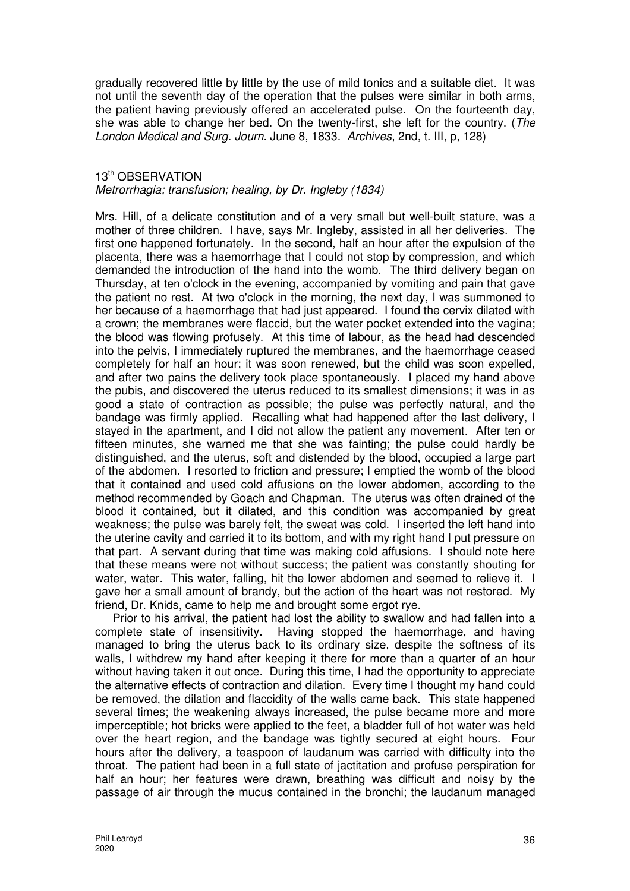gradually recovered little by little by the use of mild tonics and a suitable diet. It was not until the seventh day of the operation that the pulses were similar in both arms, the patient having previously offered an accelerated pulse. On the fourteenth day, she was able to change her bed. On the twenty-first, she left for the country. (*The London Medical and Surg. Journ.* June 8, 1833. *Archives*, 2nd, t. III, p, 128)

## 13th OBSERVATION

*Metrorrhagia; transfusion; healing, by Dr. Ingleby (1834)*

Mrs. Hill, of a delicate constitution and of a very small but well-built stature, was a mother of three children. I have, says Mr. Ingleby, assisted in all her deliveries. The first one happened fortunately. In the second, half an hour after the expulsion of the placenta, there was a haemorrhage that I could not stop by compression, and which demanded the introduction of the hand into the womb. The third delivery began on Thursday, at ten o'clock in the evening, accompanied by vomiting and pain that gave the patient no rest. At two o'clock in the morning, the next day, I was summoned to her because of a haemorrhage that had just appeared. I found the cervix dilated with a crown; the membranes were flaccid, but the water pocket extended into the vagina; the blood was flowing profusely. At this time of labour, as the head had descended into the pelvis, I immediately ruptured the membranes, and the haemorrhage ceased completely for half an hour; it was soon renewed, but the child was soon expelled, and after two pains the delivery took place spontaneously. I placed my hand above the pubis, and discovered the uterus reduced to its smallest dimensions; it was in as good a state of contraction as possible; the pulse was perfectly natural, and the bandage was firmly applied. Recalling what had happened after the last delivery, I stayed in the apartment, and I did not allow the patient any movement. After ten or fifteen minutes, she warned me that she was fainting; the pulse could hardly be distinguished, and the uterus, soft and distended by the blood, occupied a large part of the abdomen. I resorted to friction and pressure; I emptied the womb of the blood that it contained and used cold affusions on the lower abdomen, according to the method recommended by Goach and Chapman. The uterus was often drained of the blood it contained, but it dilated, and this condition was accompanied by great weakness; the pulse was barely felt, the sweat was cold. I inserted the left hand into the uterine cavity and carried it to its bottom, and with my right hand I put pressure on that part. A servant during that time was making cold affusions. I should note here that these means were not without success; the patient was constantly shouting for water, water. This water, falling, hit the lower abdomen and seemed to relieve it. I gave her a small amount of brandy, but the action of the heart was not restored. My friend, Dr. Knids, came to help me and brought some ergot rye.

Prior to his arrival, the patient had lost the ability to swallow and had fallen into a complete state of insensitivity. Having stopped the haemorrhage, and having managed to bring the uterus back to its ordinary size, despite the softness of its walls, I withdrew my hand after keeping it there for more than a quarter of an hour without having taken it out once. During this time, I had the opportunity to appreciate the alternative effects of contraction and dilation. Every time I thought my hand could be removed, the dilation and flaccidity of the walls came back. This state happened several times; the weakening always increased, the pulse became more and more imperceptible; hot bricks were applied to the feet, a bladder full of hot water was held over the heart region, and the bandage was tightly secured at eight hours. Four hours after the delivery, a teaspoon of laudanum was carried with difficulty into the throat. The patient had been in a full state of jactitation and profuse perspiration for half an hour; her features were drawn, breathing was difficult and noisy by the passage of air through the mucus contained in the bronchi; the laudanum managed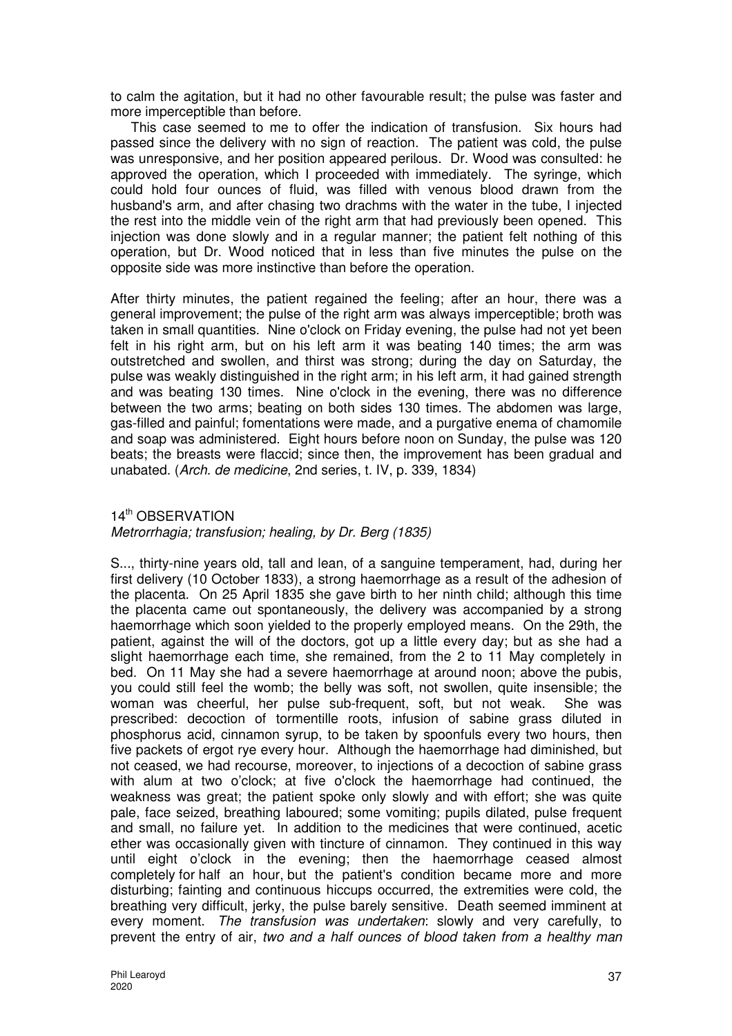to calm the agitation, but it had no other favourable result; the pulse was faster and more imperceptible than before.

This case seemed to me to offer the indication of transfusion. Six hours had passed since the delivery with no sign of reaction. The patient was cold, the pulse was unresponsive, and her position appeared perilous. Dr. Wood was consulted: he approved the operation, which I proceeded with immediately. The syringe, which could hold four ounces of fluid, was filled with venous blood drawn from the husband's arm, and after chasing two drachms with the water in the tube, I injected the rest into the middle vein of the right arm that had previously been opened. This injection was done slowly and in a regular manner; the patient felt nothing of this operation, but Dr. Wood noticed that in less than five minutes the pulse on the opposite side was more instinctive than before.

After thirty minutes, the patient regained the feeling; after an hour, there was a general improvement; the pulse of the right arm was always imperceptible; broth was taken in small quantities. Nine o'clock on Friday evening, the pulse had not yet been felt in his right arm, but on his left arm it was beating 140 times; the arm was outstretched and swollen, and thirst was strong; during the day on Saturday, the pulse was weakly distinguished in the right arm; in his left arm, it had gained strength and was beating 130 times. Nine o'clock in the evening, there was no difference between the two arms; beating on both sides 130 times. The abdomen was large, gas-filled and painful; fomentations were made, and a purgative enema of chamomile and soap was administered. Eight hours before noon on Sunday, the pulse was 120 beats; the breasts were flaccid; since then, the improvement has been gradual and unabated. (*Arch. de medicine*, 2nd series, t. IV, p. 339, 1834)

## 14th OBSERVATION

*Metrorrhagia; transfusion; healing, by Dr. Berg (1835)*

S..., thirty-nine years old, tall and lean, of a sanguine temperament, had, during her first delivery (10 October 1833), a strong haemorrhage as a result of the adhesion of the placenta. On 25 April 1835 she gave birth to her ninth child; although this time the placenta came out spontaneously, the delivery was accompanied by a strong haemorrhage which soon yielded to the properly employed means. On the 29th, the patient, against the will of the doctors, got up a little every day; but as she had a slight haemorrhage each time, she remained, from the 2 to 11 May completely in bed. On 11 May she had a severe haemorrhage at around noon; above the pubis, you could still feel the womb; the belly was soft, not swollen, quite insensible; the woman was cheerful, her pulse sub-frequent, soft, but not weak. She was prescribed: decoction of tormentille roots, infusion of sabine grass diluted in phosphorus acid, cinnamon syrup, to be taken by spoonfuls every two hours, then five packets of ergot rye every hour. Although the haemorrhage had diminished, but not ceased, we had recourse, moreover, to injections of a decoction of sabine grass with alum at two o'clock; at five o'clock the haemorrhage had continued, the weakness was great; the patient spoke only slowly and with effort; she was quite pale, face seized, breathing laboured; some vomiting; pupils dilated, pulse frequent and small, no failure yet. In addition to the medicines that were continued, acetic ether was occasionally given with tincture of cinnamon. They continued in this way until eight o'clock in the evening; then the haemorrhage ceased almost completely for half an hour, but the patient's condition became more and more disturbing; fainting and continuous hiccups occurred, the extremities were cold, the breathing very difficult, jerky, the pulse barely sensitive. Death seemed imminent at every moment. *The transfusion was undertaken*: slowly and very carefully, to prevent the entry of air, *two and a half ounces of blood taken from a healthy man*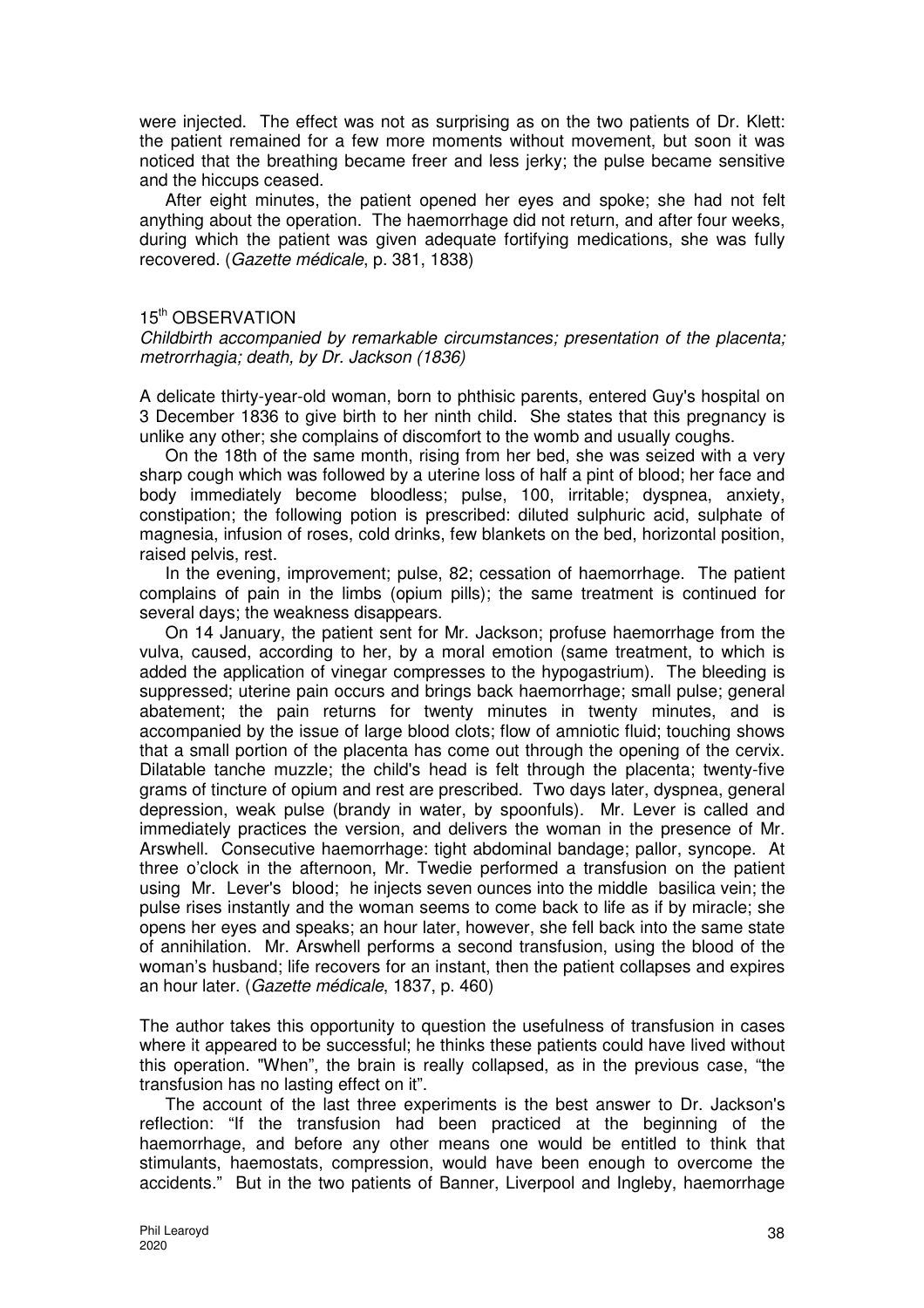were injected. The effect was not as surprising as on the two patients of Dr. Klett: the patient remained for a few more moments without movement, but soon it was noticed that the breathing became freer and less jerky; the pulse became sensitive and the hiccups ceased.

After eight minutes, the patient opened her eyes and spoke; she had not felt anything about the operation. The haemorrhage did not return, and after four weeks, during which the patient was given adequate fortifying medications, she was fully recovered. (*Gazette médicale*, p. 381, 1838)

### 15th OBSERVATION

*Childbirth accompanied by remarkable circumstances; presentation of the placenta; metrorrhagia; death, by Dr. Jackson (1836)*

A delicate thirty-year-old woman, born to phthisic parents, entered Guy's hospital on 3 December 1836 to give birth to her ninth child. She states that this pregnancy is unlike any other; she complains of discomfort to the womb and usually coughs.

On the 18th of the same month, rising from her bed, she was seized with a very sharp cough which was followed by a uterine loss of half a pint of blood; her face and body immediately become bloodless; pulse, 100, irritable; dyspnea, anxiety, constipation; the following potion is prescribed: diluted sulphuric acid, sulphate of magnesia, infusion of roses, cold drinks, few blankets on the bed, horizontal position, raised pelvis, rest.

In the evening, improvement; pulse, 82; cessation of haemorrhage. The patient complains of pain in the limbs (opium pills); the same treatment is continued for several days; the weakness disappears.

On 14 January, the patient sent for Mr. Jackson; profuse haemorrhage from the vulva, caused, according to her, by a moral emotion (same treatment, to which is added the application of vinegar compresses to the hypogastrium). The bleeding is suppressed; uterine pain occurs and brings back haemorrhage; small pulse; general abatement; the pain returns for twenty minutes in twenty minutes, and is accompanied by the issue of large blood clots; flow of amniotic fluid; touching shows that a small portion of the placenta has come out through the opening of the cervix. Dilatable tanche muzzle; the child's head is felt through the placenta; twenty-five grams of tincture of opium and rest are prescribed. Two days later, dyspnea, general depression, weak pulse (brandy in water, by spoonfuls). Mr. Lever is called and immediately practices the version, and delivers the woman in the presence of Mr. Arswhell. Consecutive haemorrhage: tight abdominal bandage; pallor, syncope. At three o'clock in the afternoon, Mr. Twedie performed a transfusion on the patient using Mr. Lever's blood; he injects seven ounces into the middle basilica vein; the pulse rises instantly and the woman seems to come back to life as if by miracle; she opens her eyes and speaks; an hour later, however, she fell back into the same state of annihilation. Mr. Arswhell performs a second transfusion, using the blood of the woman's husband; life recovers for an instant, then the patient collapses and expires an hour later. (*Gazette médicale*, 1837, p. 460)

The author takes this opportunity to question the usefulness of transfusion in cases where it appeared to be successful; he thinks these patients could have lived without this operation. "When", the brain is really collapsed, as in the previous case, "the transfusion has no lasting effect on it".

The account of the last three experiments is the best answer to Dr. Jackson's reflection: "If the transfusion had been practiced at the beginning of the haemorrhage, and before any other means one would be entitled to think that stimulants, haemostats, compression, would have been enough to overcome the accidents." But in the two patients of Banner, Liverpool and Ingleby, haemorrhage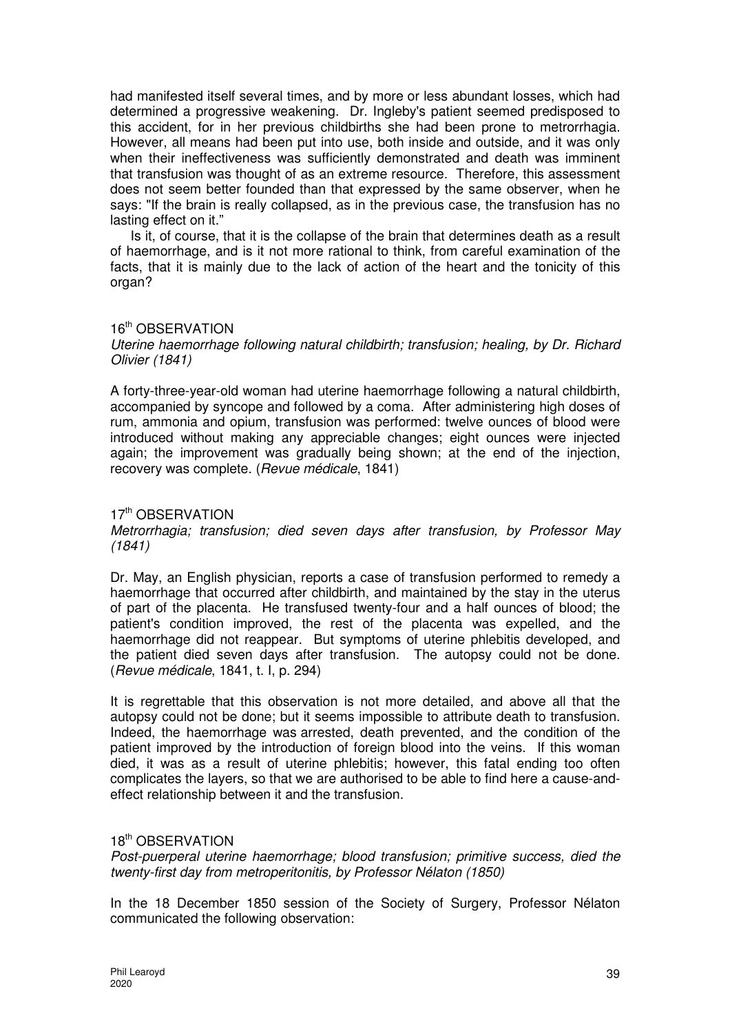had manifested itself several times, and by more or less abundant losses, which had determined a progressive weakening. Dr. Ingleby's patient seemed predisposed to this accident, for in her previous childbirths she had been prone to metrorrhagia. However, all means had been put into use, both inside and outside, and it was only when their ineffectiveness was sufficiently demonstrated and death was imminent that transfusion was thought of as an extreme resource. Therefore, this assessment does not seem better founded than that expressed by the same observer, when he says: "If the brain is really collapsed, as in the previous case, the transfusion has no lasting effect on it."

Is it, of course, that it is the collapse of the brain that determines death as a result of haemorrhage, and is it not more rational to think, from careful examination of the facts, that it is mainly due to the lack of action of the heart and the tonicity of this organ?

## 16th OBSERVATION

*Uterine haemorrhage following natural childbirth; transfusion; healing, by Dr. Richard Olivier (1841)*

A forty-three-year-old woman had uterine haemorrhage following a natural childbirth, accompanied by syncope and followed by a coma. After administering high doses of rum, ammonia and opium, transfusion was performed: twelve ounces of blood were introduced without making any appreciable changes; eight ounces were injected again; the improvement was gradually being shown; at the end of the injection, recovery was complete. (*Revue médicale*, 1841)

## 17th OBSERVATION

*Metrorrhagia; transfusion; died seven days after transfusion, by Professor May (1841)*

Dr. May, an English physician, reports a case of transfusion performed to remedy a haemorrhage that occurred after childbirth, and maintained by the stay in the uterus of part of the placenta. He transfused twenty-four and a half ounces of blood; the patient's condition improved, the rest of the placenta was expelled, and the haemorrhage did not reappear. But symptoms of uterine phlebitis developed, and the patient died seven days after transfusion. The autopsy could not be done. (*Revue médicale*, 1841, t. I, p. 294)

It is regrettable that this observation is not more detailed, and above all that the autopsy could not be done; but it seems impossible to attribute death to transfusion. Indeed, the haemorrhage was arrested, death prevented, and the condition of the patient improved by the introduction of foreign blood into the veins. If this woman died, it was as a result of uterine phlebitis; however, this fatal ending too often complicates the layers, so that we are authorised to be able to find here a cause-and-effect relationship between it and the transfusion.

## 18th OBSERVATION

*Post-puerperal uterine haemorrhage; blood transfusion; primitive success, died the twenty-first day from metroperitonitis, by Professor Nélaton (1850)*

In the 18 December 1850 session of the Society of Surgery, Professor Nélaton communicated the following observation: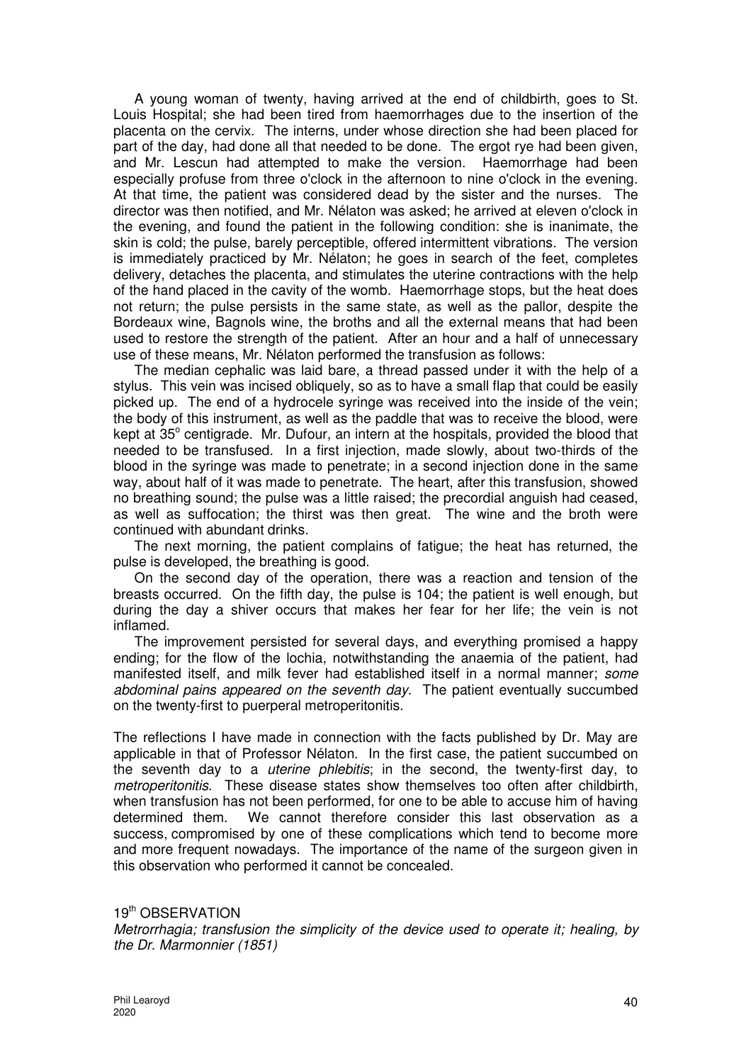A young woman of twenty, having arrived at the end of childbirth, goes to St. Louis Hospital; she had been tired from haemorrhages due to the insertion of the placenta on the cervix. The interns, under whose direction she had been placed for part of the day, had done all that needed to be done. The ergot rye had been given, and Mr. Lescun had attempted to make the version. Haemorrhage had been especially profuse from three o'clock in the afternoon to nine o'clock in the evening. At that time, the patient was considered dead by the sister and the nurses. The director was then notified, and Mr. Nélaton was asked; he arrived at eleven o'clock in the evening, and found the patient in the following condition: she is inanimate, the skin is cold; the pulse, barely perceptible, offered intermittent vibrations. The version is immediately practiced by Mr. Nélaton; he goes in search of the feet, completes delivery, detaches the placenta, and stimulates the uterine contractions with the help of the hand placed in the cavity of the womb. Haemorrhage stops, but the heat does not return; the pulse persists in the same state, as well as the pallor, despite the Bordeaux wine, Bagnols wine, the broths and all the external means that had been used to restore the strength of the patient. After an hour and a half of unnecessary use of these means, Mr. Nélaton performed the transfusion as follows:

The median cephalic was laid bare, a thread passed under it with the help of a stylus. This vein was incised obliquely, so as to have a small flap that could be easily picked up. The end of a hydrocele syringe was received into the inside of the vein; the body of this instrument, as well as the paddle that was to receive the blood, were kept at 35° centigrade. Mr. Dufour, an intern at the hospitals, provided the blood that needed to be transfused. In a first injection, made slowly, about two-thirds of the blood in the syringe was made to penetrate; in a second injection done in the same way, about half of it was made to penetrate. The heart, after this transfusion, showed no breathing sound; the pulse was a little raised; the precordial anguish had ceased, as well as suffocation; the thirst was then great. The wine and the broth were continued with abundant drinks.

The next morning, the patient complains of fatigue; the heat has returned, the pulse is developed, the breathing is good.

On the second day of the operation, there was a reaction and tension of the breasts occurred. On the fifth day, the pulse is 104; the patient is well enough, but during the day a shiver occurs that makes her fear for her life; the vein is not inflamed.

The improvement persisted for several days, and everything promised a happy ending; for the flow of the lochia, notwithstanding the anaemia of the patient, had manifested itself, and milk fever had established itself in a normal manner; *some abdominal pains appeared on the seventh day*. The patient eventually succumbed on the twenty-first to puerperal metroperitonitis.

The reflections I have made in connection with the facts published by Dr. May are applicable in that of Professor Nélaton. In the first case, the patient succumbed on the seventh day to a *uterine phlebitis*; in the second, the twenty-first day, to *metroperitonitis*. These disease states show themselves too often after childbirth, when transfusion has not been performed, for one to be able to accuse him of having determined them. We cannot therefore consider this last observation as a success, compromised by one of these complications which tend to become more and more frequent nowadays. The importance of the name of the surgeon given in this observation who performed it cannot be concealed.

## 19th OBSERVATION

*Metrorrhagia; transfusion the simplicity of the device used to operate it; healing, by the Dr. Marmonnier (1851)*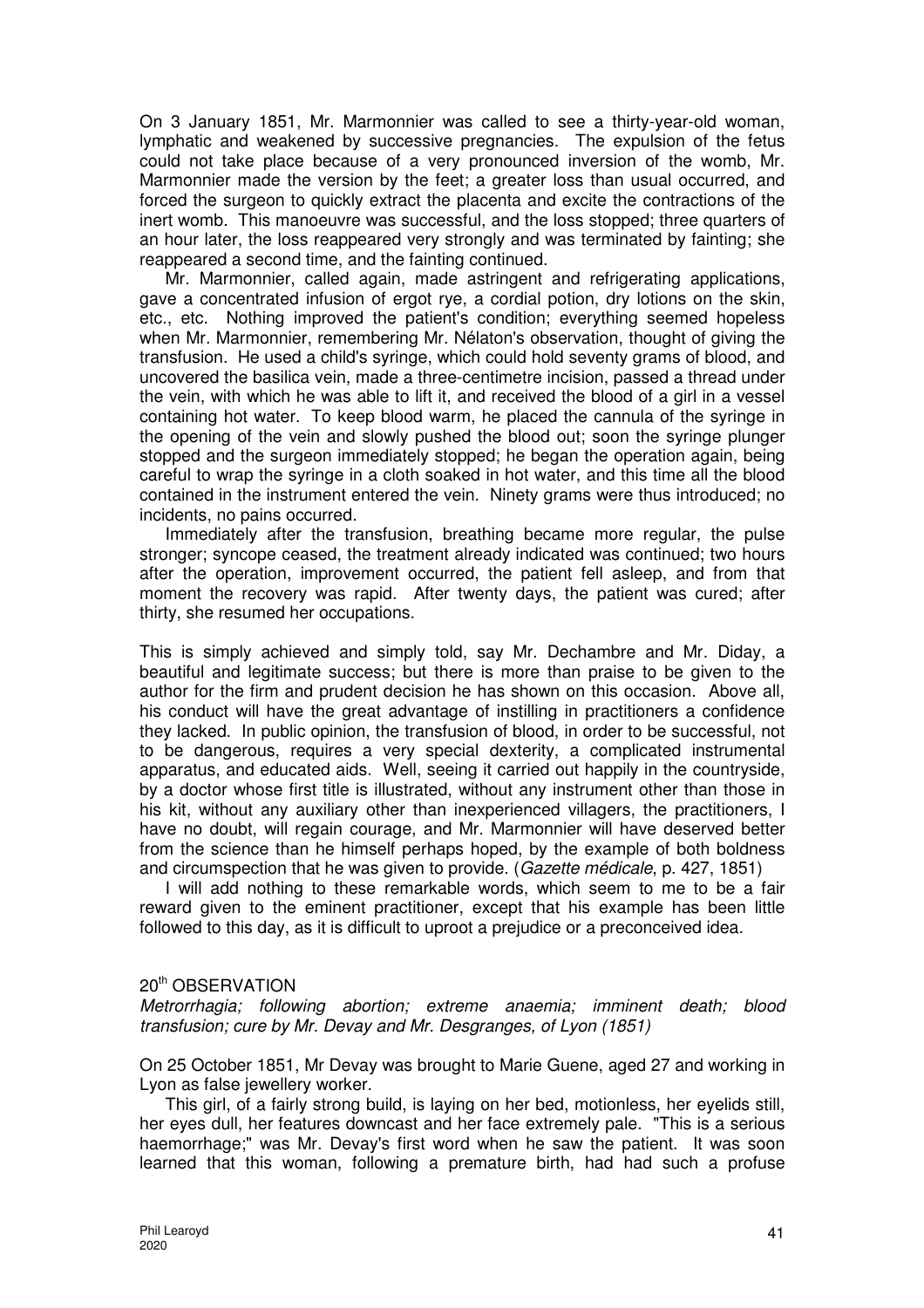On 3 January 1851, Mr. Marmonnier was called to see a thirty-year-old woman, lymphatic and weakened by successive pregnancies. The expulsion of the fetus could not take place because of a very pronounced inversion of the womb, Mr. Marmonnier made the version by the feet; a greater loss than usual occurred, and forced the surgeon to quickly extract the placenta and excite the contractions of the inert womb. This manoeuvre was successful, and the loss stopped; three quarters of an hour later, the loss reappeared very strongly and was terminated by fainting; she reappeared a second time, and the fainting continued.

Mr. Marmonnier, called again, made astringent and refrigerating applications, gave a concentrated infusion of ergot rye, a cordial potion, dry lotions on the skin, etc., etc. Nothing improved the patient's condition; everything seemed hopeless when Mr. Marmonnier, remembering Mr. Nélaton's observation, thought of giving the transfusion. He used a child's syringe, which could hold seventy grams of blood, and uncovered the basilica vein, made a three-centimetre incision, passed a thread under the vein, with which he was able to lift it, and received the blood of a girl in a vessel containing hot water. To keep blood warm, he placed the cannula of the syringe in the opening of the vein and slowly pushed the blood out; soon the syringe plunger stopped and the surgeon immediately stopped; he began the operation again, being careful to wrap the syringe in a cloth soaked in hot water, and this time all the blood contained in the instrument entered the vein. Ninety grams were thus introduced; no incidents, no pains occurred.

Immediately after the transfusion, breathing became more regular, the pulse stronger; syncope ceased, the treatment already indicated was continued; two hours after the operation, improvement occurred, the patient fell asleep, and from that moment the recovery was rapid. After twenty days, the patient was cured; after thirty, she resumed her occupations.

This is simply achieved and simply told, say Mr. Dechambre and Mr. Diday, a beautiful and legitimate success; but there is more than praise to be given to the author for the firm and prudent decision he has shown on this occasion. Above all, his conduct will have the great advantage of instilling in practitioners a confidence they lacked. In public opinion, the transfusion of blood, in order to be successful, not to be dangerous, requires a very special dexterity, a complicated instrumental apparatus, and educated aids. Well, seeing it carried out happily in the countryside, by a doctor whose first title is illustrated, without any instrument other than those in his kit, without any auxiliary other than inexperienced villagers, the practitioners, I have no doubt, will regain courage, and Mr. Marmonnier will have deserved better from the science than he himself perhaps hoped, by the example of both boldness and circumspection that he was given to provide. (*Gazette médicale*, p. 427, 1851)

I will add nothing to these remarkable words, which seem to me to be a fair reward given to the eminent practitioner, except that his example has been little followed to this day, as it is difficult to uproot a prejudice or a preconceived idea.

## 20th OBSERVATION

*Metrorrhagia; following abortion; extreme anaemia; imminent death; blood transfusion; cure by Mr. Devay and Mr. Desgranges, of Lyon (1851)*

On 25 October 1851, Mr Devay was brought to Marie Guene, aged 27 and working in Lyon as false jewellery worker.

This girl, of a fairly strong build, is laying on her bed, motionless, her eyelids still, her eyes dull, her features downcast and her face extremely pale. "This is a serious haemorrhage;" was Mr. Devay's first word when he saw the patient. It was soon learned that this woman, following a premature birth, had had such a profuse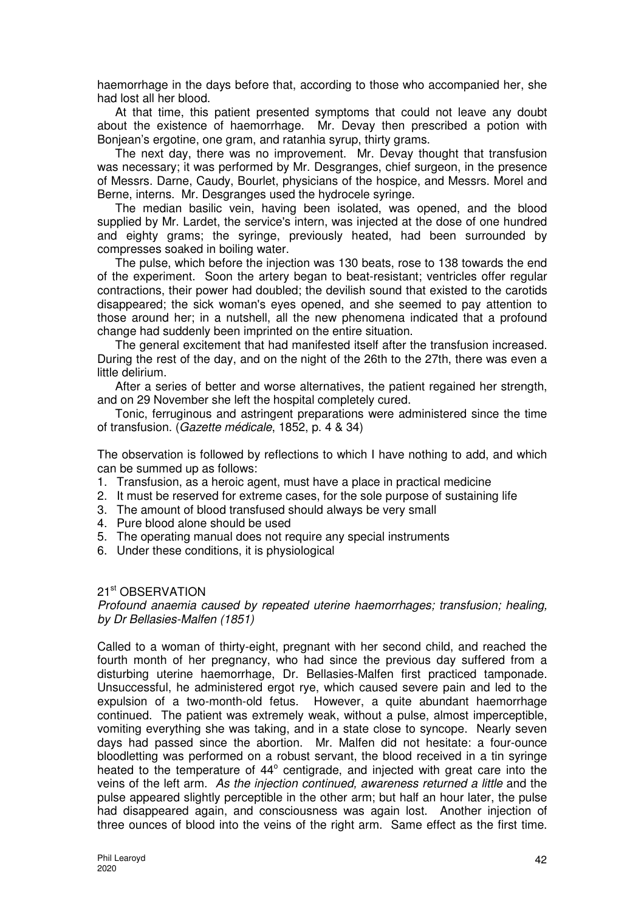haemorrhage in the days before that, according to those who accompanied her, she had lost all her blood.

At that time, this patient presented symptoms that could not leave any doubt about the existence of haemorrhage. Mr. Devay then prescribed a potion with Bonjean's ergotine, one gram, and ratanhia syrup, thirty grams.

The next day, there was no improvement. Mr. Devay thought that transfusion was necessary; it was performed by Mr. Desgranges, chief surgeon, in the presence of Messrs. Darne, Caudy, Bourlet, physicians of the hospice, and Messrs. Morel and Berne, interns. Mr. Desgranges used the hydrocele syringe.

The median basilic vein, having been isolated, was opened, and the blood supplied by Mr. Lardet, the service's intern, was injected at the dose of one hundred and eighty grams; the syringe, previously heated, had been surrounded by compresses soaked in boiling water.

The pulse, which before the injection was 130 beats, rose to 138 towards the end of the experiment. Soon the artery began to beat-resistant; ventricles offer regular contractions, their power had doubled; the devilish sound that existed to the carotids disappeared; the sick woman's eyes opened, and she seemed to pay attention to those around her; in a nutshell, all the new phenomena indicated that a profound change had suddenly been imprinted on the entire situation.

The general excitement that had manifested itself after the transfusion increased. During the rest of the day, and on the night of the 26th to the 27th, there was even a little delirium.

After a series of better and worse alternatives, the patient regained her strength, and on 29 November she left the hospital completely cured.

Tonic, ferruginous and astringent preparations were administered since the time of transfusion. (*Gazette médicale*, 1852, p. 4 & 34)

The observation is followed by reflections to which I have nothing to add, and which can be summed up as follows:

1. Transfusion, as a heroic agent, must have a place in practical medicine
2. It must be reserved for extreme cases, for the sole purpose of sustaining life
3. The amount of blood transfused should always be very small
4. Pure blood alone should be used
5. The operating manual does not require any special instruments
6. Under these conditions, it is physiological

## 21st OBSERVATION

*Profound anaemia caused by repeated uterine haemorrhages; transfusion; healing, by Dr Bellasies-Malfen (1851)*

Called to a woman of thirty-eight, pregnant with her second child, and reached the fourth month of her pregnancy, who had since the previous day suffered from a disturbing uterine haemorrhage, Dr. Bellasies-Malfen first practiced tamponade. Unsuccessful, he administered ergot rye, which caused severe pain and led to the expulsion of a two-month-old fetus. However, a quite abundant haemorrhage continued. The patient was extremely weak, without a pulse, almost imperceptible, vomiting everything she was taking, and in a state close to syncope. Nearly seven days had passed since the abortion. Mr. Malfen did not hesitate: a four-ounce bloodletting was performed on a robust servant, the blood received in a tin syringe heated to the temperature of 44° centigrade, and injected with great care into the veins of the left arm. *As the injection continued, awareness returned a little* and the pulse appeared slightly perceptible in the other arm; but half an hour later, the pulse had disappeared again, and consciousness was again lost. Another injection of three ounces of blood into the veins of the right arm. Same effect as the first time.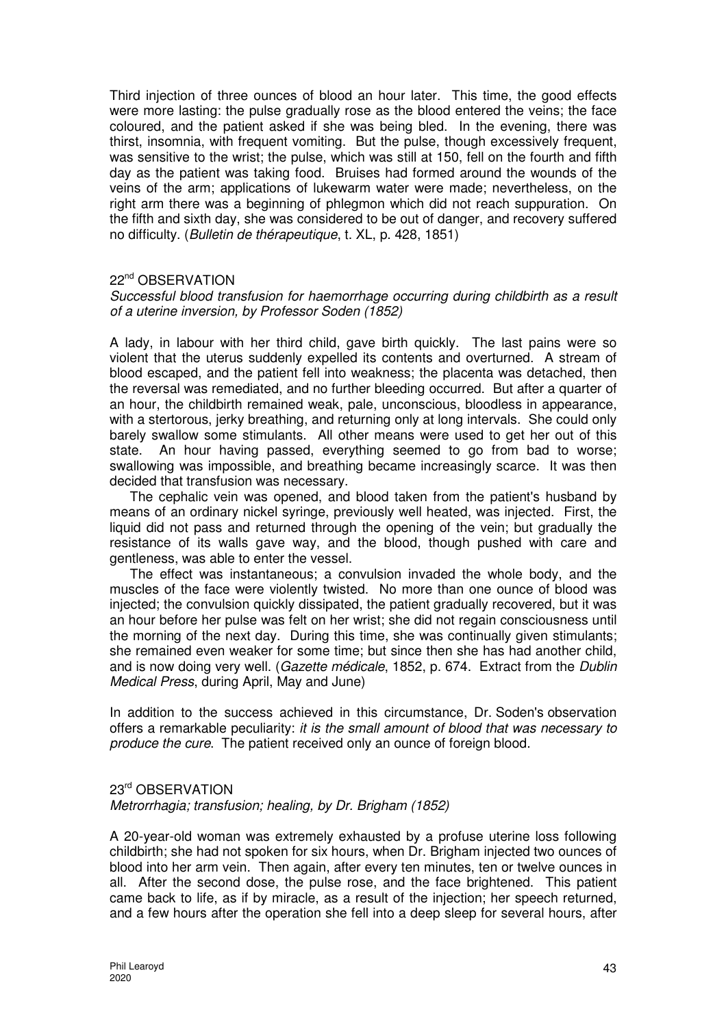Third injection of three ounces of blood an hour later. This time, the good effects were more lasting: the pulse gradually rose as the blood entered the veins; the face coloured, and the patient asked if she was being bled. In the evening, there was thirst, insomnia, with frequent vomiting. But the pulse, though excessively frequent, was sensitive to the wrist; the pulse, which was still at 150, fell on the fourth and fifth day as the patient was taking food. Bruises had formed around the wounds of the veins of the arm; applications of lukewarm water were made; nevertheless, on the right arm there was a beginning of phlegmon which did not reach suppuration. On the fifth and sixth day, she was considered to be out of danger, and recovery suffered no difficulty. (*Bulletin de thérapeutique*, t. XL, p. 428, 1851)

## 22nd OBSERVATION

*Successful blood transfusion for haemorrhage occurring during childbirth as a result of a uterine inversion, by Professor Soden (1852)*

A lady, in labour with her third child, gave birth quickly. The last pains were so violent that the uterus suddenly expelled its contents and overturned. A stream of blood escaped, and the patient fell into weakness; the placenta was detached, then the reversal was remediated, and no further bleeding occurred. But after a quarter of an hour, the childbirth remained weak, pale, unconscious, bloodless in appearance, with a stertorous, jerky breathing, and returning only at long intervals. She could only barely swallow some stimulants. All other means were used to get her out of this state. An hour having passed, everything seemed to go from bad to worse; swallowing was impossible, and breathing became increasingly scarce. It was then decided that transfusion was necessary.

The cephalic vein was opened, and blood taken from the patient's husband by means of an ordinary nickel syringe, previously well heated, was injected. First, the liquid did not pass and returned through the opening of the vein; but gradually the resistance of its walls gave way, and the blood, though pushed with care and gentleness, was able to enter the vessel.

The effect was instantaneous; a convulsion invaded the whole body, and the muscles of the face were violently twisted. No more than one ounce of blood was injected; the convulsion quickly dissipated, the patient gradually recovered, but it was an hour before her pulse was felt on her wrist; she did not regain consciousness until the morning of the next day. During this time, she was continually given stimulants; she remained even weaker for some time; but since then she has had another child, and is now doing very well. (*Gazette médicale*, 1852, p. 674. Extract from the *Dublin Medical Press*, during April, May and June)

In addition to the success achieved in this circumstance, Dr. Soden's observation offers a remarkable peculiarity: *it is the small amount of blood that was necessary to produce the cure*. The patient received only an ounce of foreign blood.

## 23rd OBSERVATION

*Metrorrhagia; transfusion; healing, by Dr. Brigham (1852)*

A 20-year-old woman was extremely exhausted by a profuse uterine loss following childbirth; she had not spoken for six hours, when Dr. Brigham injected two ounces of blood into her arm vein. Then again, after every ten minutes, ten or twelve ounces in all. After the second dose, the pulse rose, and the face brightened. This patient came back to life, as if by miracle, as a result of the injection; her speech returned, and a few hours after the operation she fell into a deep sleep for several hours, after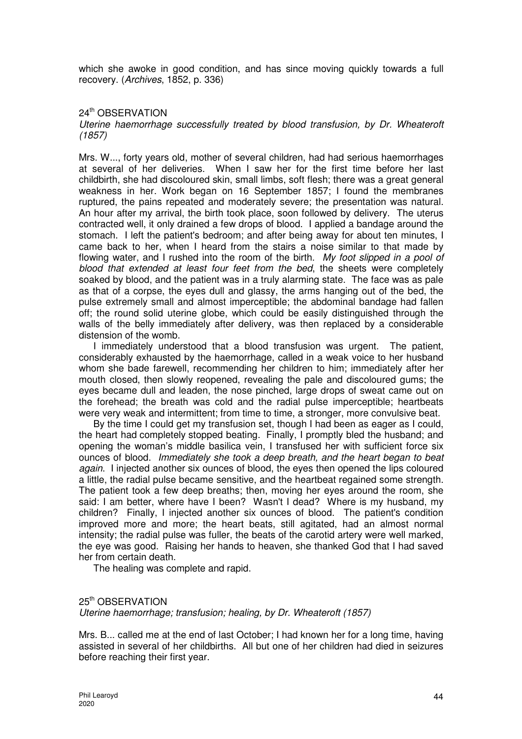which she awoke in good condition, and has since moving quickly towards a full recovery. (*Archives*, 1852, p. 336)

## 24th OBSERVATION

*Uterine haemorrhage successfully treated by blood transfusion, by Dr. Wheateroft (1857)*

Mrs. W..., forty years old, mother of several children, had had serious haemorrhages at several of her deliveries. When I saw her for the first time before her last childbirth, she had discoloured skin, small limbs, soft flesh; there was a great general weakness in her. Work began on 16 September 1857; I found the membranes ruptured, the pains repeated and moderately severe; the presentation was natural. An hour after my arrival, the birth took place, soon followed by delivery. The uterus contracted well, it only drained a few drops of blood. I applied a bandage around the stomach. I left the patient's bedroom; and after being away for about ten minutes, I came back to her, when I heard from the stairs a noise similar to that made by flowing water, and I rushed into the room of the birth. *My foot slipped in a pool of blood that extended at least four feet from the bed*, the sheets were completely soaked by blood, and the patient was in a truly alarming state. The face was as pale as that of a corpse, the eyes dull and glassy, the arms hanging out of the bed, the pulse extremely small and almost imperceptible; the abdominal bandage had fallen off; the round solid uterine globe, which could be easily distinguished through the walls of the belly immediately after delivery, was then replaced by a considerable distension of the womb.

I immediately understood that a blood transfusion was urgent. The patient, considerably exhausted by the haemorrhage, called in a weak voice to her husband whom she bade farewell, recommending her children to him; immediately after her mouth closed, then slowly reopened, revealing the pale and discoloured gums; the eyes became dull and leaden, the nose pinched, large drops of sweat came out on the forehead; the breath was cold and the radial pulse imperceptible; heartbeats were very weak and intermittent; from time to time, a stronger, more convulsive beat.

By the time I could get my transfusion set, though I had been as eager as I could, the heart had completely stopped beating. Finally, I promptly bled the husband; and opening the woman's middle basilica vein, I transfused her with sufficient force six ounces of blood. *Immediately she took a deep breath, and the heart began to beat again*. I injected another six ounces of blood, the eyes then opened the lips coloured a little, the radial pulse became sensitive, and the heartbeat regained some strength. The patient took a few deep breaths; then, moving her eyes around the room, she said: I am better, where have I been? Wasn't I dead? Where is my husband, my children? Finally, I injected another six ounces of blood. The patient's condition improved more and more; the heart beats, still agitated, had an almost normal intensity; the radial pulse was fuller, the beats of the carotid artery were well marked, the eye was good. Raising her hands to heaven, she thanked God that I had saved her from certain death.

The healing was complete and rapid.

## 25th OBSERVATION

*Uterine haemorrhage; transfusion; healing, by Dr. Wheateroft (1857)*

Mrs. B... called me at the end of last October; I had known her for a long time, having assisted in several of her childbirths. All but one of her children had died in seizures before reaching their first year.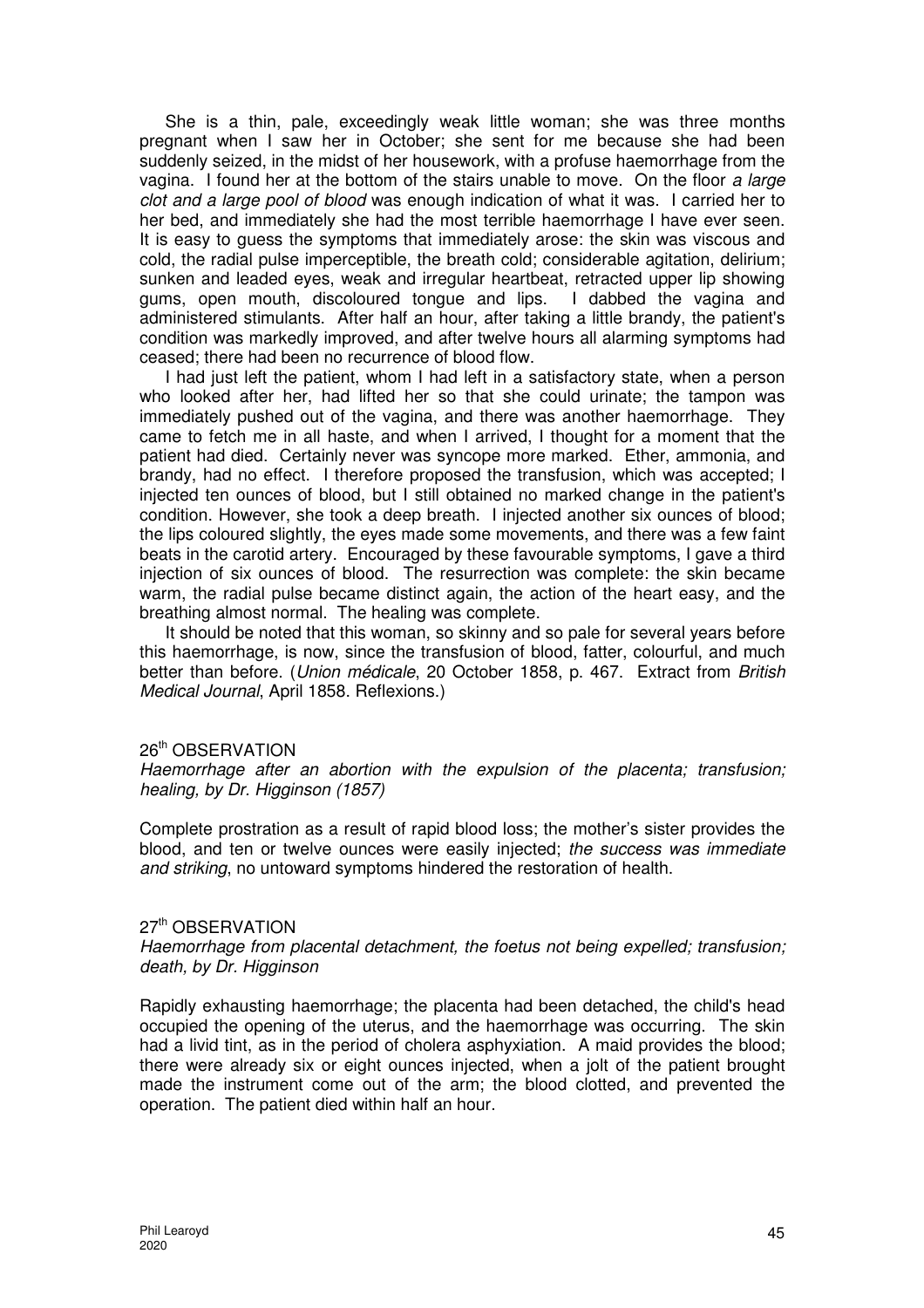She is a thin, pale, exceedingly weak little woman; she was three months pregnant when I saw her in October; she sent for me because she had been suddenly seized, in the midst of her housework, with a profuse haemorrhage from the vagina. I found her at the bottom of the stairs unable to move. On the floor *a large clot and a large pool of blood* was enough indication of what it was. I carried her to her bed, and immediately she had the most terrible haemorrhage I have ever seen. It is easy to guess the symptoms that immediately arose: the skin was viscous and cold, the radial pulse imperceptible, the breath cold; considerable agitation, delirium; sunken and leaded eyes, weak and irregular heartbeat, retracted upper lip showing gums, open mouth, discoloured tongue and lips. I dabbed the vagina and administered stimulants. After half an hour, after taking a little brandy, the patient's condition was markedly improved, and after twelve hours all alarming symptoms had ceased; there had been no recurrence of blood flow.

I had just left the patient, whom I had left in a satisfactory state, when a person who looked after her, had lifted her so that she could urinate; the tampon was immediately pushed out of the vagina, and there was another haemorrhage. They came to fetch me in all haste, and when I arrived, I thought for a moment that the patient had died. Certainly never was syncope more marked. Ether, ammonia, and brandy, had no effect. I therefore proposed the transfusion, which was accepted; I injected ten ounces of blood, but I still obtained no marked change in the patient's condition. However, she took a deep breath. I injected another six ounces of blood; the lips coloured slightly, the eyes made some movements, and there was a few faint beats in the carotid artery. Encouraged by these favourable symptoms, I gave a third injection of six ounces of blood. The resurrection was complete: the skin became warm, the radial pulse became distinct again, the action of the heart easy, and the breathing almost normal. The healing was complete.

It should be noted that this woman, so skinny and so pale for several years before this haemorrhage, is now, since the transfusion of blood, fatter, colourful, and much better than before. (*Union médicale*, 20 October 1858, p. 467. Extract from *British Medical Journal*, April 1858. Reflexions.)

## 26th OBSERVATION

*Haemorrhage after an abortion with the expulsion of the placenta; transfusion; healing, by Dr. Higginson (1857)*

Complete prostration as a result of rapid blood loss; the mother's sister provides the blood, and ten or twelve ounces were easily injected; *the success was immediate and striking*, no untoward symptoms hindered the restoration of health.

## 27th OBSERVATION

*Haemorrhage from placental detachment, the foetus not being expelled; transfusion; death, by Dr. Higginson*

Rapidly exhausting haemorrhage; the placenta had been detached, the child's head occupied the opening of the uterus, and the haemorrhage was occurring. The skin had a livid tint, as in the period of cholera asphyxiation. A maid provides the blood; there were already six or eight ounces injected, when a jolt of the patient brought made the instrument come out of the arm; the blood clotted, and prevented the operation. The patient died within half an hour.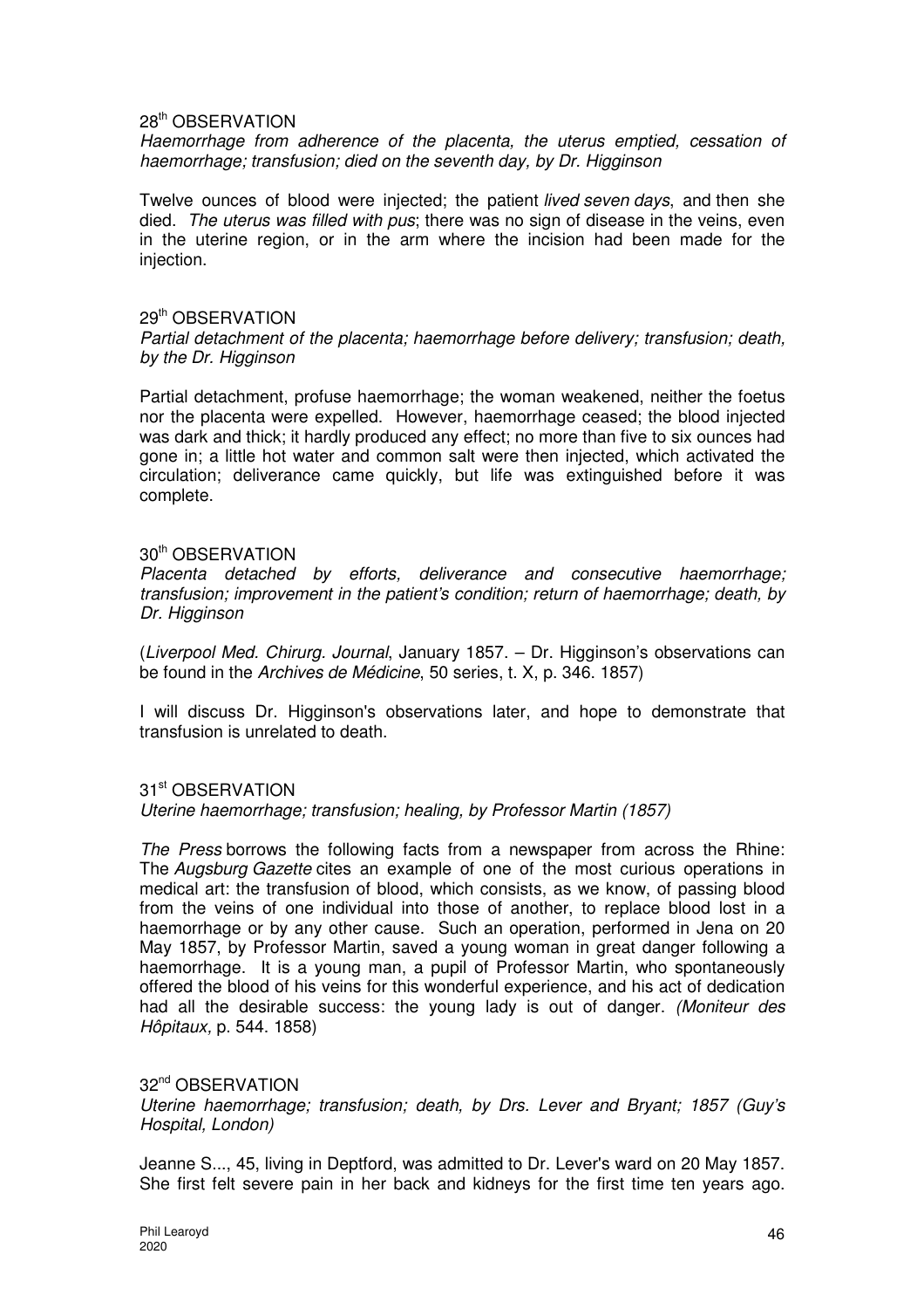### 28th OBSERVATION

*Haemorrhage from adherence of the placenta, the uterus emptied, cessation of haemorrhage; transfusion; died on the seventh day, by Dr. Higginson*

Twelve ounces of blood were injected; the patient *lived seven days*, and then she died. *The uterus was filled with pus*; there was no sign of disease in the veins, even in the uterine region, or in the arm where the incision had been made for the injection.

### 29th OBSERVATION

*Partial detachment of the placenta; haemorrhage before delivery; transfusion; death, by the Dr. Higginson*

Partial detachment, profuse haemorrhage; the woman weakened, neither the foetus nor the placenta were expelled. However, haemorrhage ceased; the blood injected was dark and thick; it hardly produced any effect; no more than five to six ounces had gone in; a little hot water and common salt were then injected, which activated the circulation; deliverance came quickly, but life was extinguished before it was complete.

### 30th OBSERVATION

*Placenta detached by efforts, deliverance and consecutive haemorrhage; transfusion; improvement in the patient's condition; return of haemorrhage; death, by Dr. Higginson*

(*Liverpool Med. Chirurg. Journal*, January 1857. – Dr. Higginson's observations can be found in the *Archives de Médicine*, 50 series, t. X, p. 346. 1857)

I will discuss Dr. Higginson's observations later, and hope to demonstrate that transfusion is unrelated to death.

### 31st OBSERVATION

*Uterine haemorrhage; transfusion; healing, by Professor Martin (1857)*

*The Press* borrows the following facts from a newspaper from across the Rhine: The *Augsburg Gazette* cites an example of one of the most curious operations in medical art: the transfusion of blood, which consists, as we know, of passing blood from the veins of one individual into those of another, to replace blood lost in a haemorrhage or by any other cause. Such an operation, performed in Jena on 20 May 1857, by Professor Martin, saved a young woman in great danger following a haemorrhage. It is a young man, a pupil of Professor Martin, who spontaneously offered the blood of his veins for this wonderful experience, and his act of dedication had all the desirable success: the young lady is out of danger. *(Moniteur des Hôpitaux,* p. 544. 1858)

### 32nd OBSERVATION

*Uterine haemorrhage; transfusion; death, by Drs. Lever and Bryant; 1857 (Guy's Hospital, London)*

Jeanne S..., 45, living in Deptford, was admitted to Dr. Lever's ward on 20 May 1857. She first felt severe pain in her back and kidneys for the first time ten years ago.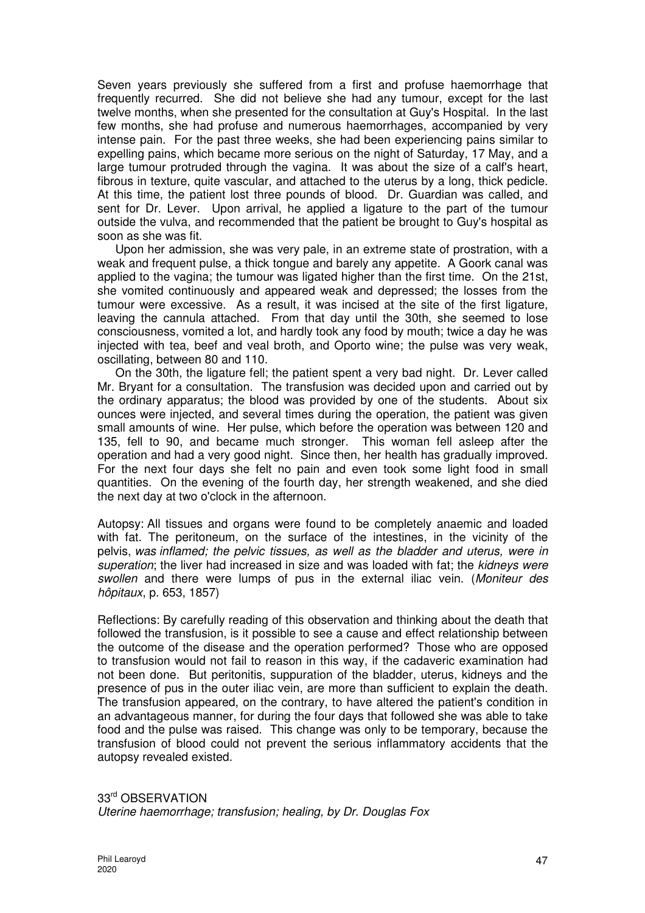Seven years previously she suffered from a first and profuse haemorrhage that frequently recurred. She did not believe she had any tumour, except for the last twelve months, when she presented for the consultation at Guy's Hospital. In the last few months, she had profuse and numerous haemorrhages, accompanied by very intense pain. For the past three weeks, she had been experiencing pains similar to expelling pains, which became more serious on the night of Saturday, 17 May, and a large tumour protruded through the vagina. It was about the size of a calf's heart, fibrous in texture, quite vascular, and attached to the uterus by a long, thick pedicle. At this time, the patient lost three pounds of blood. Dr. Guardian was called, and sent for Dr. Lever. Upon arrival, he applied a ligature to the part of the tumour outside the vulva, and recommended that the patient be brought to Guy's hospital as soon as she was fit.

Upon her admission, she was very pale, in an extreme state of prostration, with a weak and frequent pulse, a thick tongue and barely any appetite. A Goork canal was applied to the vagina; the tumour was ligated higher than the first time. On the 21st, she vomited continuously and appeared weak and depressed; the losses from the tumour were excessive. As a result, it was incised at the site of the first ligature, leaving the cannula attached. From that day until the 30th, she seemed to lose consciousness, vomited a lot, and hardly took any food by mouth; twice a day he was injected with tea, beef and veal broth, and Oporto wine; the pulse was very weak, oscillating, between 80 and 110.

On the 30th, the ligature fell; the patient spent a very bad night. Dr. Lever called Mr. Bryant for a consultation. The transfusion was decided upon and carried out by the ordinary apparatus; the blood was provided by one of the students. About six ounces were injected, and several times during the operation, the patient was given small amounts of wine. Her pulse, which before the operation was between 120 and 135, fell to 90, and became much stronger. This woman fell asleep after the operation and had a very good night. Since then, her health has gradually improved. For the next four days she felt no pain and even took some light food in small quantities. On the evening of the fourth day, her strength weakened, and she died the next day at two o'clock in the afternoon.

Autopsy: All tissues and organs were found to be completely anaemic and loaded with fat. The peritoneum, on the surface of the intestines, in the vicinity of the pelvis, *was inflamed; the pelvic tissues, as well as the bladder and uterus, were in superation*; the liver had increased in size and was loaded with fat; the *kidneys were swollen* and there were lumps of pus in the external iliac vein. (*Moniteur des hôpitaux*, p. 653, 1857)

Reflections: By carefully reading of this observation and thinking about the death that followed the transfusion, is it possible to see a cause and effect relationship between the outcome of the disease and the operation performed? Those who are opposed to transfusion would not fail to reason in this way, if the cadaveric examination had not been done. But peritonitis, suppuration of the bladder, uterus, kidneys and the presence of pus in the outer iliac vein, are more than sufficient to explain the death. The transfusion appeared, on the contrary, to have altered the patient's condition in an advantageous manner, for during the four days that followed she was able to take food and the pulse was raised. This change was only to be temporary, because the transfusion of blood could not prevent the serious inflammatory accidents that the autopsy revealed existed.

## 33rd OBSERVATION

*Uterine haemorrhage; transfusion; healing, by Dr. Douglas Fox*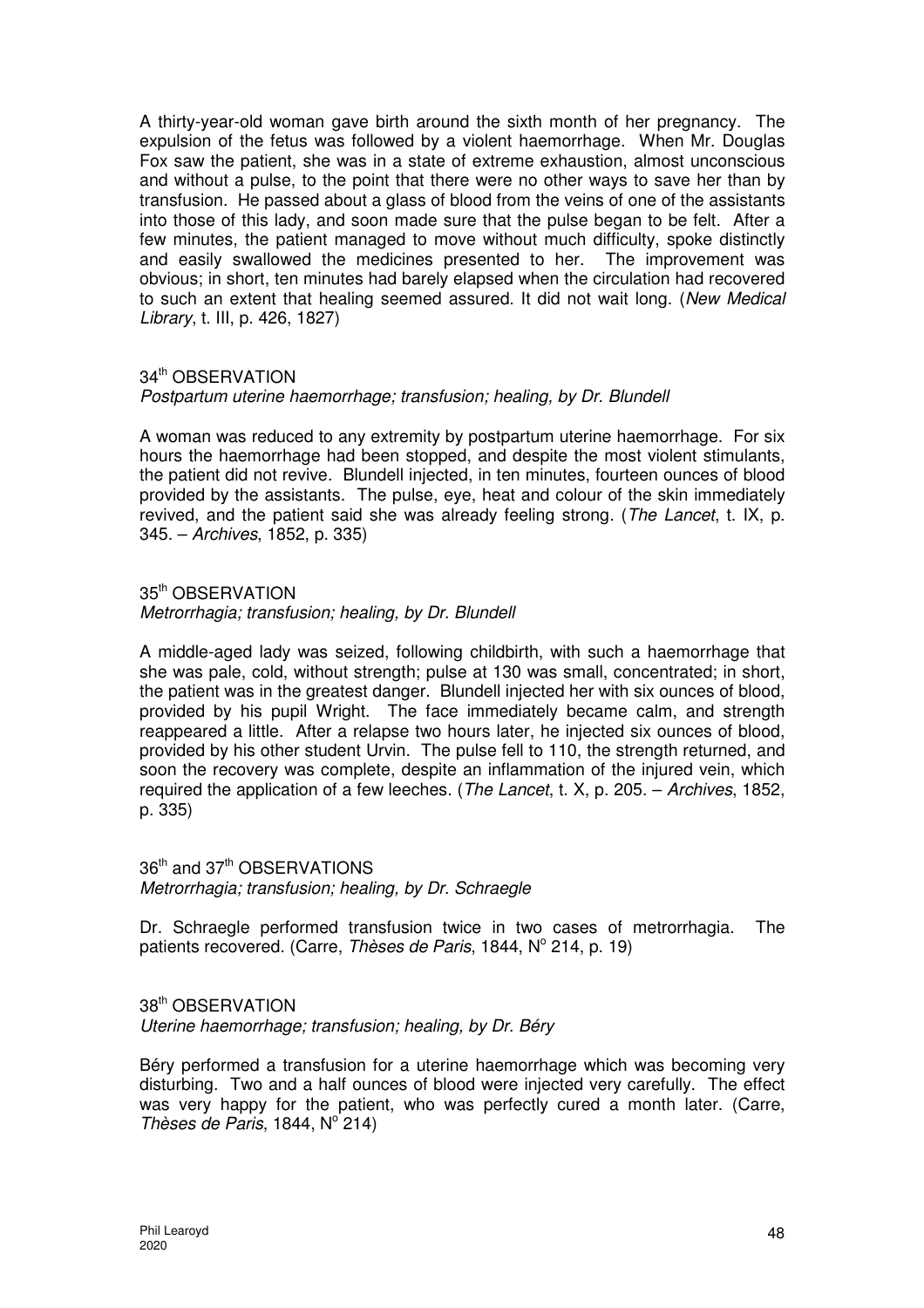A thirty-year-old woman gave birth around the sixth month of her pregnancy. The expulsion of the fetus was followed by a violent haemorrhage. When Mr. Douglas Fox saw the patient, she was in a state of extreme exhaustion, almost unconscious and without a pulse, to the point that there were no other ways to save her than by transfusion. He passed about a glass of blood from the veins of one of the assistants into those of this lady, and soon made sure that the pulse began to be felt. After a few minutes, the patient managed to move without much difficulty, spoke distinctly and easily swallowed the medicines presented to her. The improvement was obvious; in short, ten minutes had barely elapsed when the circulation had recovered to such an extent that healing seemed assured. It did not wait long. (*New Medical Library*, t. III, p. 426, 1827)

### 34th OBSERVATION

*Postpartum uterine haemorrhage; transfusion; healing, by Dr. Blundell*

A woman was reduced to any extremity by postpartum uterine haemorrhage. For six hours the haemorrhage had been stopped, and despite the most violent stimulants, the patient did not revive. Blundell injected, in ten minutes, fourteen ounces of blood provided by the assistants. The pulse, eye, heat and colour of the skin immediately revived, and the patient said she was already feeling strong. (*The Lancet*, t. IX, p. 345. – *Archives*, 1852, p. 335)

### 35th OBSERVATION

*Metrorrhagia; transfusion; healing, by Dr. Blundell*

A middle-aged lady was seized, following childbirth, with such a haemorrhage that she was pale, cold, without strength; pulse at 130 was small, concentrated; in short, the patient was in the greatest danger. Blundell injected her with six ounces of blood, provided by his pupil Wright. The face immediately became calm, and strength reappeared a little. After a relapse two hours later, he injected six ounces of blood, provided by his other student Urvin. The pulse fell to 110, the strength returned, and soon the recovery was complete, despite an inflammation of the injured vein, which required the application of a few leeches. (*The Lancet*, t. X, p. 205. – *Archives*, 1852, p. 335)

### 36th and 37th OBSERVATIONS

*Metrorrhagia; transfusion; healing, by Dr. Schraegle*

Dr. Schraegle performed transfusion twice in two cases of metrorrhagia. The patients recovered. (Carre, *Thèses de Paris*, 1844, N° 214, p. 19)

### 38th OBSERVATION

*Uterine haemorrhage; transfusion; healing, by Dr. Béry*

Béry performed a transfusion for a uterine haemorrhage which was becoming very disturbing. Two and a half ounces of blood were injected very carefully. The effect was very happy for the patient, who was perfectly cured a month later. (Carre, *Thèses de Paris*, 1844, N° 214)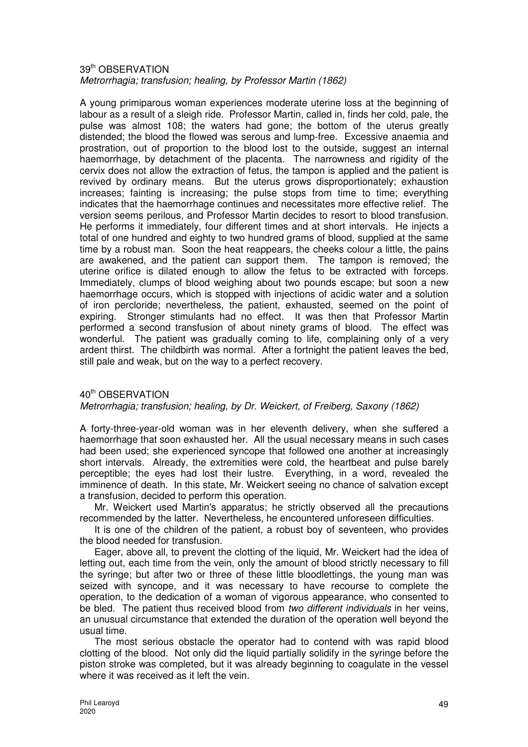39th OBSERVATION

*Metrorrhagia; transfusion; healing, by Professor Martin (1862)*

A young primiparous woman experiences moderate uterine loss at the beginning of labour as a result of a sleigh ride. Professor Martin, called in, finds her cold, pale, the pulse was almost 108; the waters had gone; the bottom of the uterus greatly distended; the blood the flowed was serous and lump-free. Excessive anaemia and prostration, out of proportion to the blood lost to the outside, suggest an internal haemorrhage, by detachment of the placenta. The narrowness and rigidity of the cervix does not allow the extraction of fetus, the tampon is applied and the patient is revived by ordinary means. But the uterus grows disproportionately; exhaustion increases; fainting is increasing; the pulse stops from time to time; everything indicates that the haemorrhage continues and necessitates more effective relief. The version seems perilous, and Professor Martin decides to resort to blood transfusion. He performs it immediately, four different times and at short intervals. He injects a total of one hundred and eighty to two hundred grams of blood, supplied at the same time by a robust man. Soon the heat reappears, the cheeks colour a little, the pains are awakened, and the patient can support them. The tampon is removed; the uterine orifice is dilated enough to allow the fetus to be extracted with forceps. Immediately, clumps of blood weighing about two pounds escape; but soon a new haemorrhage occurs, which is stopped with injections of acidic water and a solution of iron percloride; nevertheless, the patient, exhausted, seemed on the point of expiring. Stronger stimulants had no effect. It was then that Professor Martin performed a second transfusion of about ninety grams of blood. The effect was wonderful. The patient was gradually coming to life, complaining only of a very ardent thirst. The childbirth was normal. After a fortnight the patient leaves the bed, still pale and weak, but on the way to a perfect recovery.

40th OBSERVATION

*Metrorrhagia; transfusion; healing, by Dr. Weickert, of Freiberg, Saxony (1862)*

A forty-three-year-old woman was in her eleventh delivery, when she suffered a haemorrhage that soon exhausted her. All the usual necessary means in such cases had been used; she experienced syncope that followed one another at increasingly short intervals. Already, the extremities were cold, the heartbeat and pulse barely perceptible; the eyes had lost their lustre. Everything, in a word, revealed the imminence of death. In this state, Mr. Weickert seeing no chance of salvation except a transfusion, decided to perform this operation.

Mr. Weickert used Martin's apparatus; he strictly observed all the precautions recommended by the latter. Nevertheless, he encountered unforeseen difficulties.

It is one of the children of the patient, a robust boy of seventeen, who provides the blood needed for transfusion.

Eager, above all, to prevent the clotting of the liquid, Mr. Weickert had the idea of letting out, each time from the vein, only the amount of blood strictly necessary to fill the syringe; but after two or three of these little bloodlettings, the young man was seized with syncope, and it was necessary to have recourse to complete the operation, to the dedication of a woman of vigorous appearance, who consented to be bled. The patient thus received blood from *two different individuals* in her veins, an unusual circumstance that extended the duration of the operation well beyond the usual time.

The most serious obstacle the operator had to contend with was rapid blood clotting of the blood. Not only did the liquid partially solidify in the syringe before the piston stroke was completed, but it was already beginning to coagulate in the vessel where it was received as it left the vein.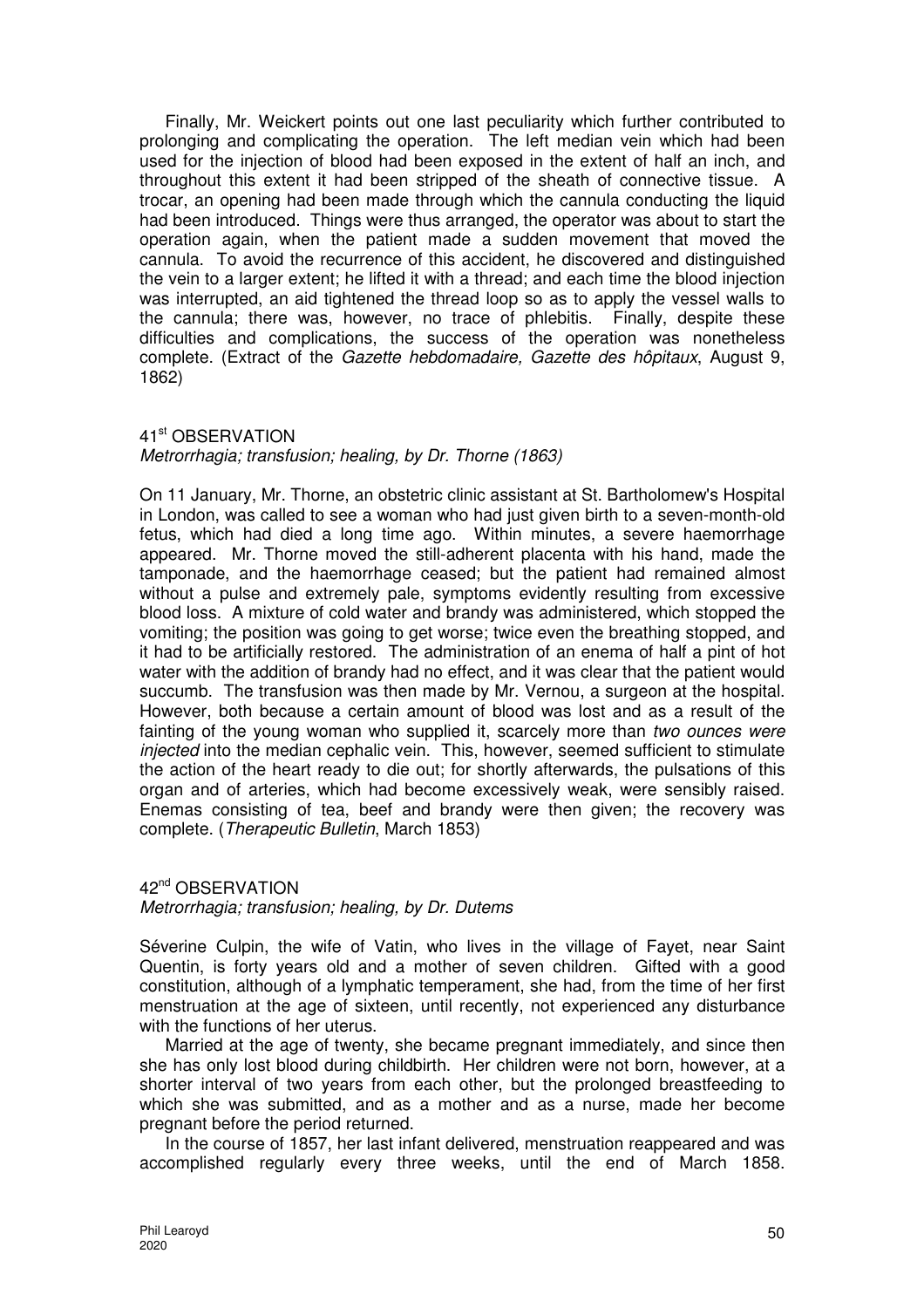Finally, Mr. Weickert points out one last peculiarity which further contributed to prolonging and complicating the operation. The left median vein which had been used for the injection of blood had been exposed in the extent of half an inch, and throughout this extent it had been stripped of the sheath of connective tissue. A trocar, an opening had been made through which the cannula conducting the liquid had been introduced. Things were thus arranged, the operator was about to start the operation again, when the patient made a sudden movement that moved the cannula. To avoid the recurrence of this accident, he discovered and distinguished the vein to a larger extent; he lifted it with a thread; and each time the blood injection was interrupted, an aid tightened the thread loop so as to apply the vessel walls to the cannula; there was, however, no trace of phlebitis. Finally, despite these difficulties and complications, the success of the operation was nonetheless complete. (Extract of the *Gazette hebdomadaire, Gazette des hôpitaux*, August 9, 1862)

### 41st OBSERVATION

*Metrorrhagia; transfusion; healing, by Dr. Thorne (1863)*

On 11 January, Mr. Thorne, an obstetric clinic assistant at St. Bartholomew's Hospital in London, was called to see a woman who had just given birth to a seven-month-old fetus, which had died a long time ago. Within minutes, a severe haemorrhage appeared. Mr. Thorne moved the still-adherent placenta with his hand, made the tamponade, and the haemorrhage ceased; but the patient had remained almost without a pulse and extremely pale, symptoms evidently resulting from excessive blood loss. A mixture of cold water and brandy was administered, which stopped the vomiting; the position was going to get worse; twice even the breathing stopped, and it had to be artificially restored. The administration of an enema of half a pint of hot water with the addition of brandy had no effect, and it was clear that the patient would succumb. The transfusion was then made by Mr. Vernou, a surgeon at the hospital. However, both because a certain amount of blood was lost and as a result of the fainting of the young woman who supplied it, scarcely more than *two ounces were injected* into the median cephalic vein. This, however, seemed sufficient to stimulate the action of the heart ready to die out; for shortly afterwards, the pulsations of this organ and of arteries, which had become excessively weak, were sensibly raised. Enemas consisting of tea, beef and brandy were then given; the recovery was complete. (*Therapeutic Bulletin*, March 1853)

### 42nd OBSERVATION

*Metrorrhagia; transfusion; healing, by Dr. Dutems*

Séverine Culpin, the wife of Vatin, who lives in the village of Fayet, near Saint Quentin, is forty years old and a mother of seven children. Gifted with a good constitution, although of a lymphatic temperament, she had, from the time of her first menstruation at the age of sixteen, until recently, not experienced any disturbance with the functions of her uterus.

Married at the age of twenty, she became pregnant immediately, and since then she has only lost blood during childbirth. Her children were not born, however, at a shorter interval of two years from each other, but the prolonged breastfeeding to which she was submitted, and as a mother and as a nurse, made her become pregnant before the period returned.

In the course of 1857, her last infant delivered, menstruation reappeared and was accomplished regularly every three weeks, until the end of March 1858.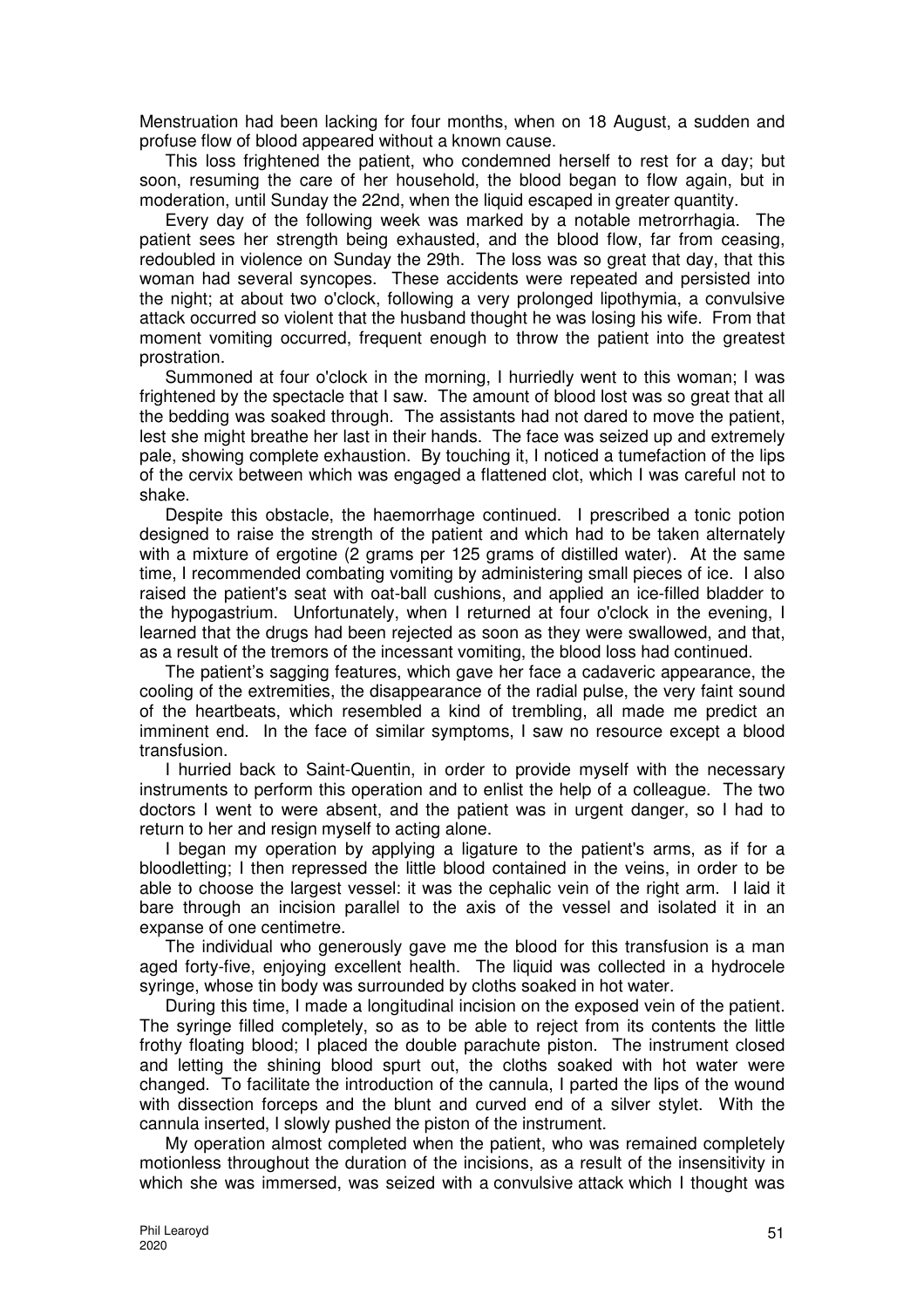Menstruation had been lacking for four months, when on 18 August, a sudden and profuse flow of blood appeared without a known cause.

This loss frightened the patient, who condemned herself to rest for a day; but soon, resuming the care of her household, the blood began to flow again, but in moderation, until Sunday the 22nd, when the liquid escaped in greater quantity.

Every day of the following week was marked by a notable metrorrhagia. The patient sees her strength being exhausted, and the blood flow, far from ceasing, redoubled in violence on Sunday the 29th. The loss was so great that day, that this woman had several syncopes. These accidents were repeated and persisted into the night; at about two o'clock, following a very prolonged lipothymia, a convulsive attack occurred so violent that the husband thought he was losing his wife. From that moment vomiting occurred, frequent enough to throw the patient into the greatest prostration.

Summoned at four o'clock in the morning, I hurriedly went to this woman; I was frightened by the spectacle that I saw. The amount of blood lost was so great that all the bedding was soaked through. The assistants had not dared to move the patient, lest she might breathe her last in their hands. The face was seized up and extremely pale, showing complete exhaustion. By touching it, I noticed a tumefaction of the lips of the cervix between which was engaged a flattened clot, which I was careful not to shake.

Despite this obstacle, the haemorrhage continued. I prescribed a tonic potion designed to raise the strength of the patient and which had to be taken alternately with a mixture of ergotine (2 grams per 125 grams of distilled water). At the same time, I recommended combating vomiting by administering small pieces of ice. I also raised the patient's seat with oat-ball cushions, and applied an ice-filled bladder to the hypogastrium. Unfortunately, when I returned at four o'clock in the evening, I learned that the drugs had been rejected as soon as they were swallowed, and that, as a result of the tremors of the incessant vomiting, the blood loss had continued.

The patient's sagging features, which gave her face a cadaveric appearance, the cooling of the extremities, the disappearance of the radial pulse, the very faint sound of the heartbeats, which resembled a kind of trembling, all made me predict an imminent end. In the face of similar symptoms, I saw no resource except a blood transfusion.

I hurried back to Saint-Quentin, in order to provide myself with the necessary instruments to perform this operation and to enlist the help of a colleague. The two doctors I went to were absent, and the patient was in urgent danger, so I had to return to her and resign myself to acting alone.

I began my operation by applying a ligature to the patient's arms, as if for a bloodletting; I then repressed the little blood contained in the veins, in order to be able to choose the largest vessel: it was the cephalic vein of the right arm. I laid it bare through an incision parallel to the axis of the vessel and isolated it in an expanse of one centimetre.

The individual who generously gave me the blood for this transfusion is a man aged forty-five, enjoying excellent health. The liquid was collected in a hydrocele syringe, whose tin body was surrounded by cloths soaked in hot water.

During this time, I made a longitudinal incision on the exposed vein of the patient. The syringe filled completely, so as to be able to reject from its contents the little frothy floating blood; I placed the double parachute piston. The instrument closed and letting the shining blood spurt out, the cloths soaked with hot water were changed. To facilitate the introduction of the cannula, I parted the lips of the wound with dissection forceps and the blunt and curved end of a silver stylet. With the cannula inserted, I slowly pushed the piston of the instrument.

My operation almost completed when the patient, who was remained completely motionless throughout the duration of the incisions, as a result of the insensitivity in which she was immersed, was seized with a convulsive attack which I thought was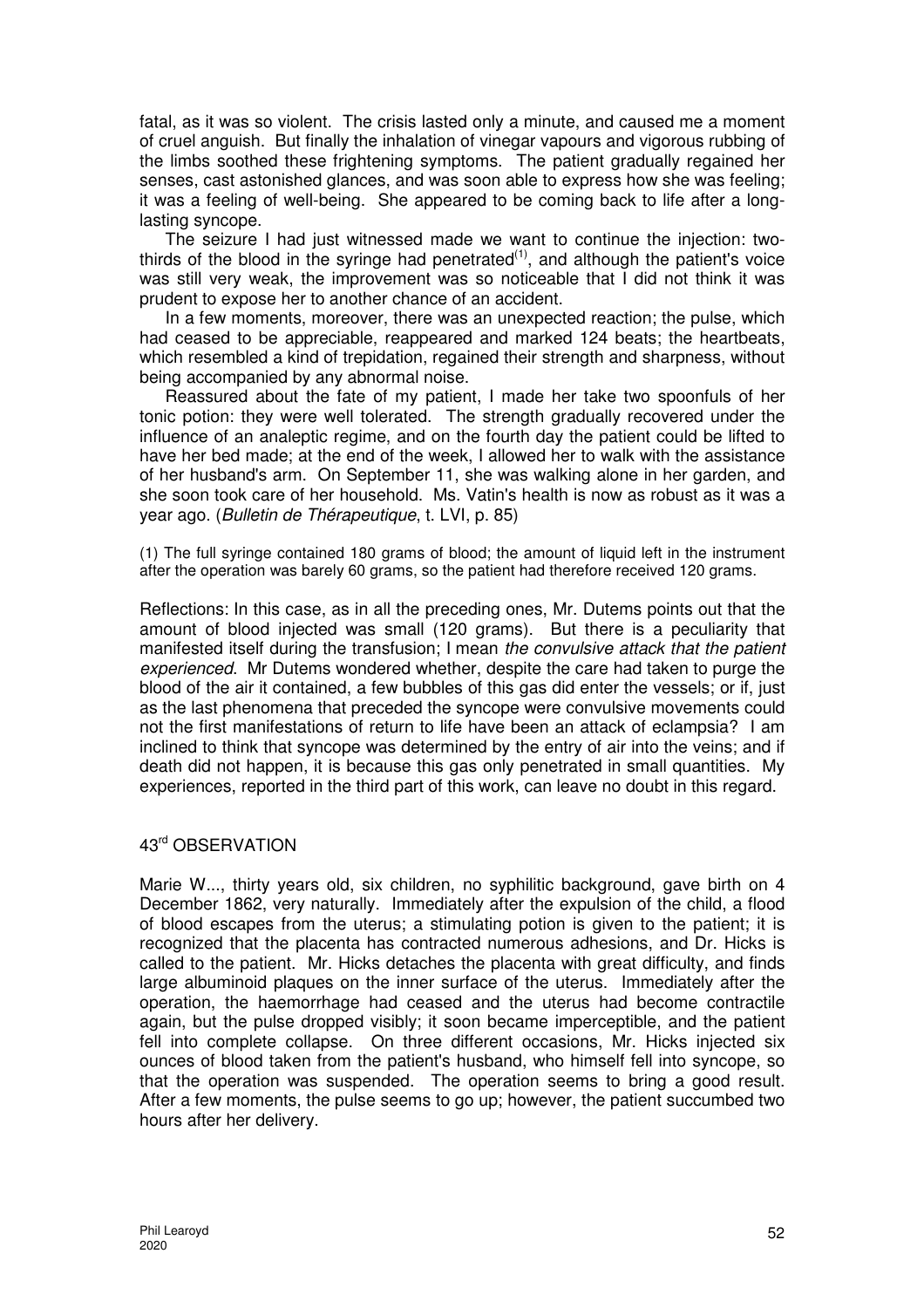fatal, as it was so violent. The crisis lasted only a minute, and caused me a moment of cruel anguish. But finally the inhalation of vinegar vapours and vigorous rubbing of the limbs soothed these frightening symptoms. The patient gradually regained her senses, cast astonished glances, and was soon able to express how she was feeling; it was a feeling of well-being. She appeared to be coming back to life after a long-lasting syncope.

The seizure I had just witnessed made we want to continue the injection: two-thirds of the blood in the syringe had penetrated[1], and although the patient's voice was still very weak, the improvement was so noticeable that I did not think it was prudent to expose her to another chance of an accident.

In a few moments, moreover, there was an unexpected reaction; the pulse, which had ceased to be appreciable, reappeared and marked 124 beats; the heartbeats, which resembled a kind of trepidation, regained their strength and sharpness, without being accompanied by any abnormal noise.

Reassured about the fate of my patient, I made her take two spoonfuls of her tonic potion: they were well tolerated. The strength gradually recovered under the influence of an analeptic regime, and on the fourth day the patient could be lifted to have her bed made; at the end of the week, I allowed her to walk with the assistance of her husband's arm. On September 11, she was walking alone in her garden, and she soon took care of her household. Ms. Vatin's health is now as robust as it was a year ago. (*Bulletin de Thérapeutique*, t. LVI, p. 85)

(1) The full syringe contained 180 grams of blood; the amount of liquid left in the instrument after the operation was barely 60 grams, so the patient had therefore received 120 grams.

Reflections: In this case, as in all the preceding ones, Mr. Dutems points out that the amount of blood injected was small (120 grams). But there is a peculiarity that manifested itself during the transfusion; I mean *the convulsive attack that the patient experienced*. Mr Dutems wondered whether, despite the care had taken to purge the blood of the air it contained, a few bubbles of this gas did enter the vessels; or if, just as the last phenomena that preceded the syncope were convulsive movements could not the first manifestations of return to life have been an attack of eclampsia? I am inclined to think that syncope was determined by the entry of air into the veins; and if death did not happen, it is because this gas only penetrated in small quantities. My experiences, reported in the third part of this work, can leave no doubt in this regard.

## 43rd OBSERVATION

Marie W..., thirty years old, six children, no syphilitic background, gave birth on 4 December 1862, very naturally. Immediately after the expulsion of the child, a flood of blood escapes from the uterus; a stimulating potion is given to the patient; it is recognized that the placenta has contracted numerous adhesions, and Dr. Hicks is called to the patient. Mr. Hicks detaches the placenta with great difficulty, and finds large albuminoid plaques on the inner surface of the uterus. Immediately after the operation, the haemorrhage had ceased and the uterus had become contractile again, but the pulse dropped visibly; it soon became imperceptible, and the patient fell into complete collapse. On three different occasions, Mr. Hicks injected six ounces of blood taken from the patient's husband, who himself fell into syncope, so that the operation was suspended. The operation seems to bring a good result. After a few moments, the pulse seems to go up; however, the patient succumbed two hours after her delivery.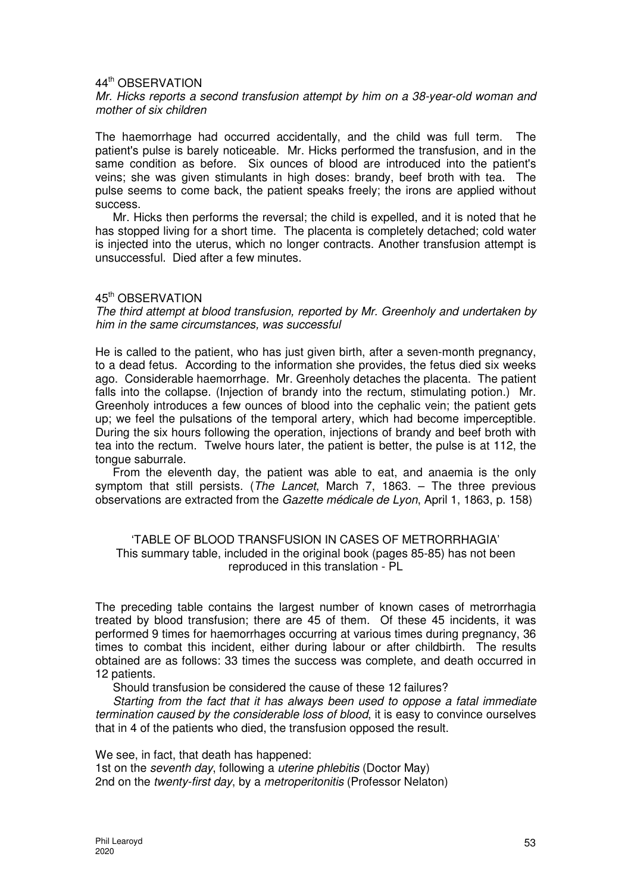44th OBSERVATION

*Mr. Hicks reports a second transfusion attempt by him on a 38-year-old woman and mother of six children*

The haemorrhage had occurred accidentally, and the child was full term. The patient's pulse is barely noticeable. Mr. Hicks performed the transfusion, and in the same condition as before. Six ounces of blood are introduced into the patient's veins; she was given stimulants in high doses: brandy, beef broth with tea. The pulse seems to come back, the patient speaks freely; the irons are applied without success.

Mr. Hicks then performs the reversal; the child is expelled, and it is noted that he has stopped living for a short time. The placenta is completely detached; cold water is injected into the uterus, which no longer contracts. Another transfusion attempt is unsuccessful. Died after a few minutes.

45th OBSERVATION

*The third attempt at blood transfusion, reported by Mr. Greenholy and undertaken by him in the same circumstances, was successful*

He is called to the patient, who has just given birth, after a seven-month pregnancy, to a dead fetus. According to the information she provides, the fetus died six weeks ago. Considerable haemorrhage. Mr. Greenholy detaches the placenta. The patient falls into the collapse. (Injection of brandy into the rectum, stimulating potion.) Mr. Greenholy introduces a few ounces of blood into the cephalic vein; the patient gets up; we feel the pulsations of the temporal artery, which had become imperceptible. During the six hours following the operation, injections of brandy and beef broth with tea into the rectum. Twelve hours later, the patient is better, the pulse is at 112, the tongue saburrale.

From the eleventh day, the patient was able to eat, and anaemia is the only symptom that still persists. (*The Lancet*, March 7, 1863. – The three previous observations are extracted from the *Gazette médicale de Lyon*, April 1, 1863, p. 158)

'TABLE OF BLOOD TRANSFUSION IN CASES OF METRORRHAGIA'
This summary table, included in the original book (pages 85-85) has not been reproduced in this translation - PL

The preceding table contains the largest number of known cases of metrorrhagia treated by blood transfusion; there are 45 of them. Of these 45 incidents, it was performed 9 times for haemorrhages occurring at various times during pregnancy, 36 times to combat this incident, either during labour or after childbirth. The results obtained are as follows: 33 times the success was complete, and death occurred in 12 patients.

Should transfusion be considered the cause of these 12 failures?

*Starting from the fact that it has always been used to oppose a fatal immediate termination caused by the considerable loss of blood*, it is easy to convince ourselves that in 4 of the patients who died, the transfusion opposed the result.

We see, in fact, that death has happened:
1st on the *seventh day*, following a *uterine phlebitis* (Doctor May)
2nd on the *twenty-first day*, by a *metroperitonitis* (Professor Nelaton)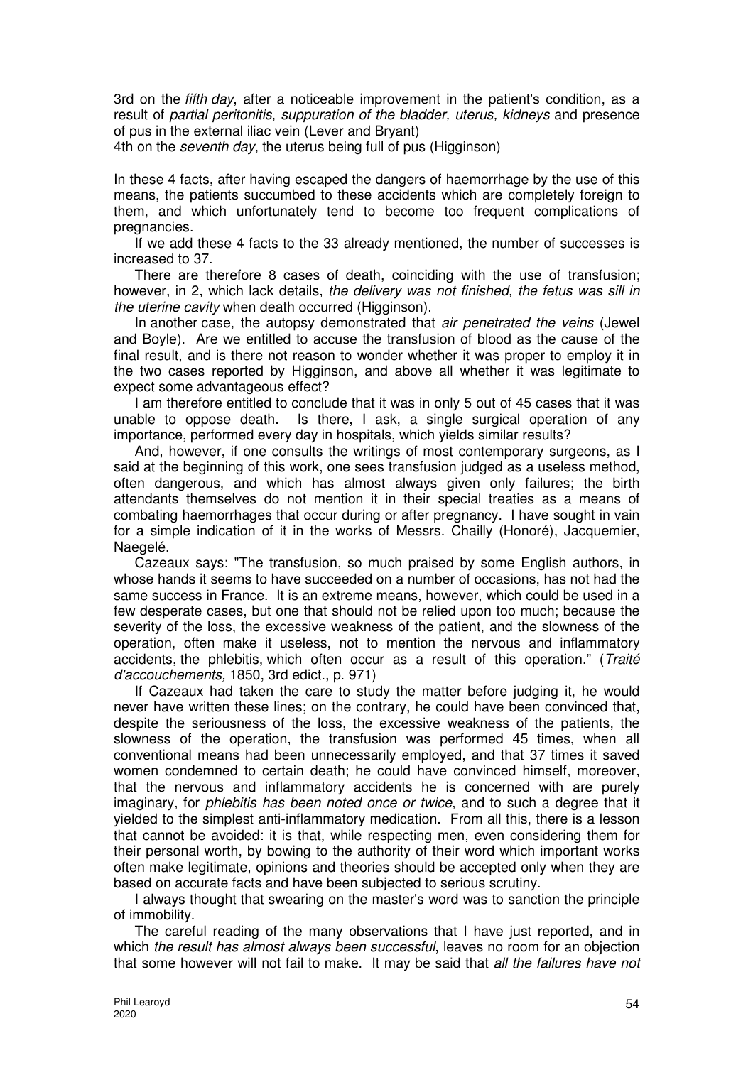3rd on the *fifth day*, after a noticeable improvement in the patient's condition, as a result of *partial peritonitis*, *suppuration of the bladder, uterus, kidneys* and presence of pus in the external iliac vein (Lever and Bryant)
4th on the *seventh day*, the uterus being full of pus (Higginson)

In these 4 facts, after having escaped the dangers of haemorrhage by the use of this means, the patients succumbed to these accidents which are completely foreign to them, and which unfortunately tend to become too frequent complications of pregnancies.

If we add these 4 facts to the 33 already mentioned, the number of successes is increased to 37.

There are therefore 8 cases of death, coinciding with the use of transfusion; however, in 2, which lack details, *the delivery was not finished, the fetus was sill in the uterine cavity* when death occurred (Higginson).

In another case, the autopsy demonstrated that *air penetrated the veins* (Jewel and Boyle). Are we entitled to accuse the transfusion of blood as the cause of the final result, and is there not reason to wonder whether it was proper to employ it in the two cases reported by Higginson, and above all whether it was legitimate to expect some advantageous effect?

I am therefore entitled to conclude that it was in only 5 out of 45 cases that it was unable to oppose death. Is there, I ask, a single surgical operation of any importance, performed every day in hospitals, which yields similar results?

And, however, if one consults the writings of most contemporary surgeons, as I said at the beginning of this work, one sees transfusion judged as a useless method, often dangerous, and which has almost always given only failures; the birth attendants themselves do not mention it in their special treaties as a means of combating haemorrhages that occur during or after pregnancy. I have sought in vain for a simple indication of it in the works of Messrs. Chailly (Honoré), Jacquemier, Naegelé.

Cazeaux says: "The transfusion, so much praised by some English authors, in whose hands it seems to have succeeded on a number of occasions, has not had the same success in France. It is an extreme means, however, which could be used in a few desperate cases, but one that should not be relied upon too much; because the severity of the loss, the excessive weakness of the patient, and the slowness of the operation, often make it useless, not to mention the nervous and inflammatory accidents, the phlebitis, which often occur as a result of this operation." (*Traité d'accouchements,* 1850, 3rd edict., p. 971)

If Cazeaux had taken the care to study the matter before judging it, he would never have written these lines; on the contrary, he could have been convinced that, despite the seriousness of the loss, the excessive weakness of the patients, the slowness of the operation, the transfusion was performed 45 times, when all conventional means had been unnecessarily employed, and that 37 times it saved women condemned to certain death; he could have convinced himself, moreover, that the nervous and inflammatory accidents he is concerned with are purely imaginary, for *phlebitis has been noted once or twice*, and to such a degree that it yielded to the simplest anti-inflammatory medication. From all this, there is a lesson that cannot be avoided: it is that, while respecting men, even considering them for their personal worth, by bowing to the authority of their word which important works often make legitimate, opinions and theories should be accepted only when they are based on accurate facts and have been subjected to serious scrutiny.

I always thought that swearing on the master's word was to sanction the principle of immobility.

The careful reading of the many observations that I have just reported, and in which *the result has almost always been successful*, leaves no room for an objection that some however will not fail to make. It may be said that *all the failures have not*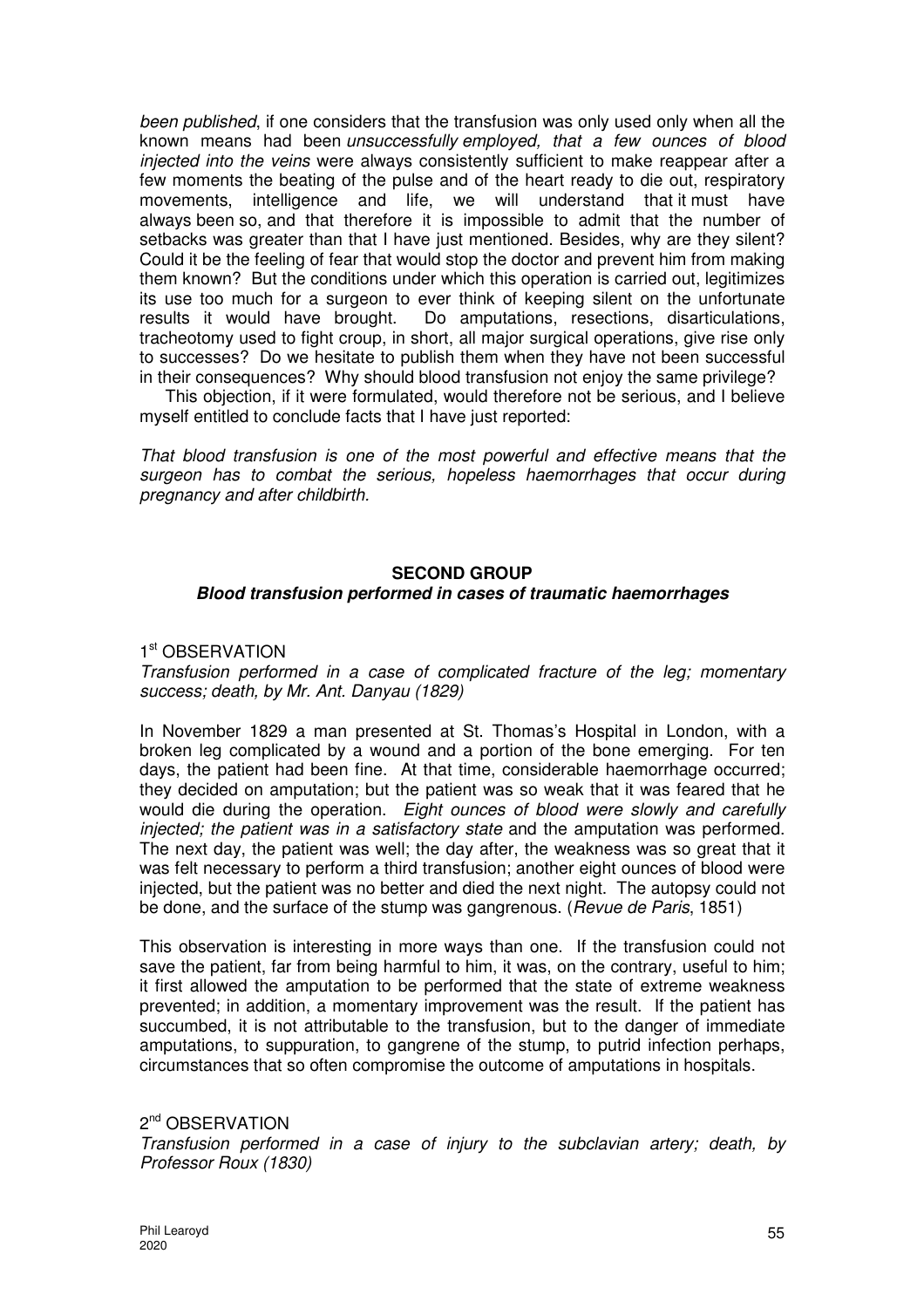*been published*, if one considers that the transfusion was only used only when all the known means had been *unsuccessfully employed, that a few ounces of blood injected into the veins* were always consistently sufficient to make reappear after a few moments the beating of the pulse and of the heart ready to die out, respiratory movements, intelligence and life, we will understand that it must have always been so, and that therefore it is impossible to admit that the number of setbacks was greater than that I have just mentioned. Besides, why are they silent? Could it be the feeling of fear that would stop the doctor and prevent him from making them known? But the conditions under which this operation is carried out, legitimizes its use too much for a surgeon to ever think of keeping silent on the unfortunate results it would have brought. Do amputations, resections, disarticulations, tracheotomy used to fight croup, in short, all major surgical operations, give rise only to successes? Do we hesitate to publish them when they have not been successful in their consequences? Why should blood transfusion not enjoy the same privilege?

This objection, if it were formulated, would therefore not be serious, and I believe myself entitled to conclude facts that I have just reported:

*That blood transfusion is one of the most powerful and effective means that the surgeon has to combat the serious, hopeless haemorrhages that occur during pregnancy and after childbirth.*

## SECOND GROUP

### *Blood transfusion performed in cases of traumatic haemorrhages*

1st OBSERVATION

*Transfusion performed in a case of complicated fracture of the leg; momentary success; death, by Mr. Ant. Danyau (1829)*

In November 1829 a man presented at St. Thomas's Hospital in London, with a broken leg complicated by a wound and a portion of the bone emerging. For ten days, the patient had been fine. At that time, considerable haemorrhage occurred; they decided on amputation; but the patient was so weak that it was feared that he would die during the operation. *Eight ounces of blood were slowly and carefully injected; the patient was in a satisfactory state* and the amputation was performed. The next day, the patient was well; the day after, the weakness was so great that it was felt necessary to perform a third transfusion; another eight ounces of blood were injected, but the patient was no better and died the next night. The autopsy could not be done, and the surface of the stump was gangrenous. (*Revue de Paris*, 1851)

This observation is interesting in more ways than one. If the transfusion could not save the patient, far from being harmful to him, it was, on the contrary, useful to him; it first allowed the amputation to be performed that the state of extreme weakness prevented; in addition, a momentary improvement was the result. If the patient has succumbed, it is not attributable to the transfusion, but to the danger of immediate amputations, to suppuration, to gangrene of the stump, to putrid infection perhaps, circumstances that so often compromise the outcome of amputations in hospitals.

2nd OBSERVATION

*Transfusion performed in a case of injury to the subclavian artery; death, by Professor Roux (1830)*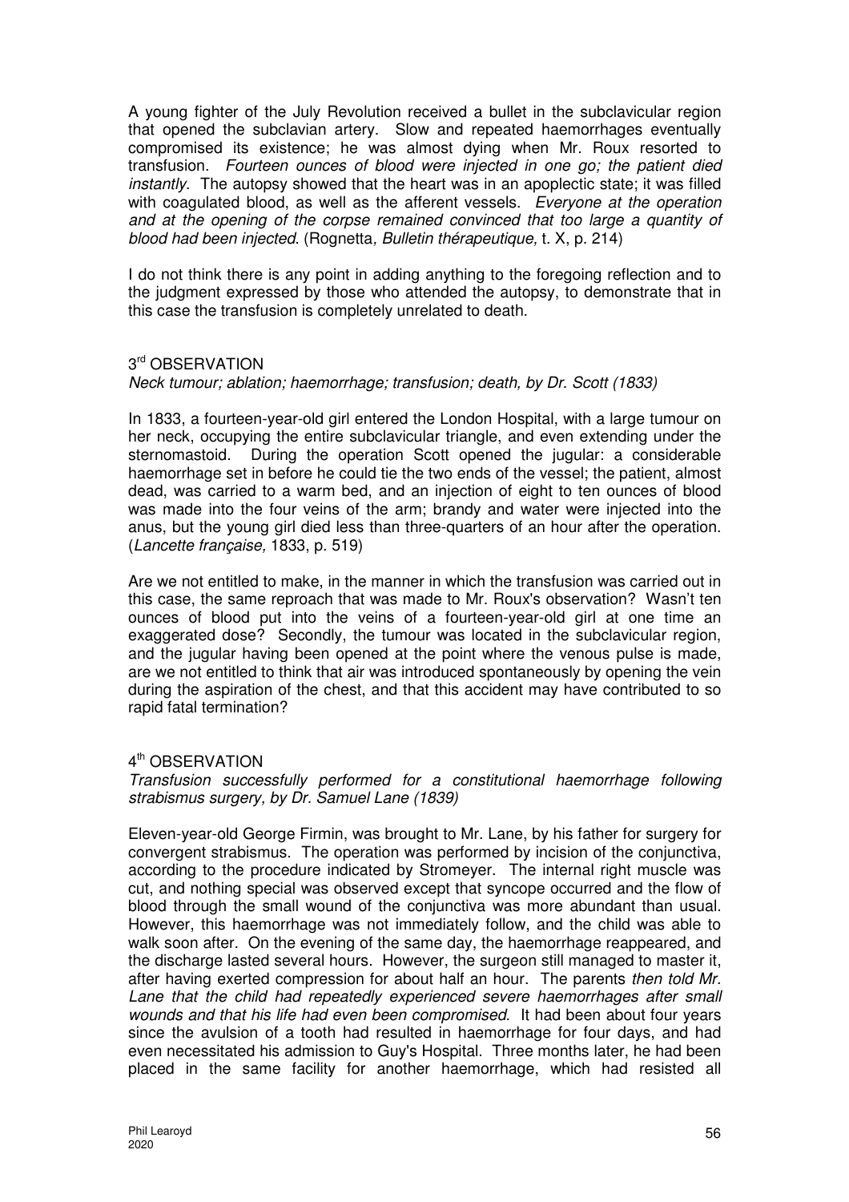A young fighter of the July Revolution received a bullet in the subclavicular region that opened the subclavian artery. Slow and repeated haemorrhages eventually compromised its existence; he was almost dying when Mr. Roux resorted to transfusion. *Fourteen ounces of blood were injected in one go; the patient died instantly*. The autopsy showed that the heart was in an apoplectic state; it was filled with coagulated blood, as well as the afferent vessels. *Everyone at the operation and at the opening of the corpse remained convinced that too large a quantity of blood had been injected*. (Rognetta, *Bulletin thérapeutique,* t. X, p. 214)

I do not think there is any point in adding anything to the foregoing reflection and to the judgment expressed by those who attended the autopsy, to demonstrate that in this case the transfusion is completely unrelated to death.

### 3rd OBSERVATION

*Neck tumour; ablation; haemorrhage; transfusion; death, by Dr. Scott (1833)*

In 1833, a fourteen-year-old girl entered the London Hospital, with a large tumour on her neck, occupying the entire subclavicular triangle, and even extending under the sternomastoid. During the operation Scott opened the jugular: a considerable haemorrhage set in before he could tie the two ends of the vessel; the patient, almost dead, was carried to a warm bed, and an injection of eight to ten ounces of blood was made into the four veins of the arm; brandy and water were injected into the anus, but the young girl died less than three-quarters of an hour after the operation. (*Lancette française,* 1833, p. 519)

Are we not entitled to make, in the manner in which the transfusion was carried out in this case, the same reproach that was made to Mr. Roux's observation? Wasn't ten ounces of blood put into the veins of a fourteen-year-old girl at one time an exaggerated dose? Secondly, the tumour was located in the subclavicular region, and the jugular having been opened at the point where the venous pulse is made, are we not entitled to think that air was introduced spontaneously by opening the vein during the aspiration of the chest, and that this accident may have contributed to so rapid fatal termination?

### 4th OBSERVATION

*Transfusion successfully performed for a constitutional haemorrhage following strabismus surgery, by Dr. Samuel Lane (1839)*

Eleven-year-old George Firmin, was brought to Mr. Lane, by his father for surgery for convergent strabismus. The operation was performed by incision of the conjunctiva, according to the procedure indicated by Stromeyer. The internal right muscle was cut, and nothing special was observed except that syncope occurred and the flow of blood through the small wound of the conjunctiva was more abundant than usual. However, this haemorrhage was not immediately follow, and the child was able to walk soon after. On the evening of the same day, the haemorrhage reappeared, and the discharge lasted several hours. However, the surgeon still managed to master it, after having exerted compression for about half an hour. The parents *then told Mr. Lane that the child had repeatedly experienced severe haemorrhages after small wounds and that his life had even been compromised*. It had been about four years since the avulsion of a tooth had resulted in haemorrhage for four days, and had even necessitated his admission to Guy's Hospital. Three months later, he had been placed in the same facility for another haemorrhage, which had resisted all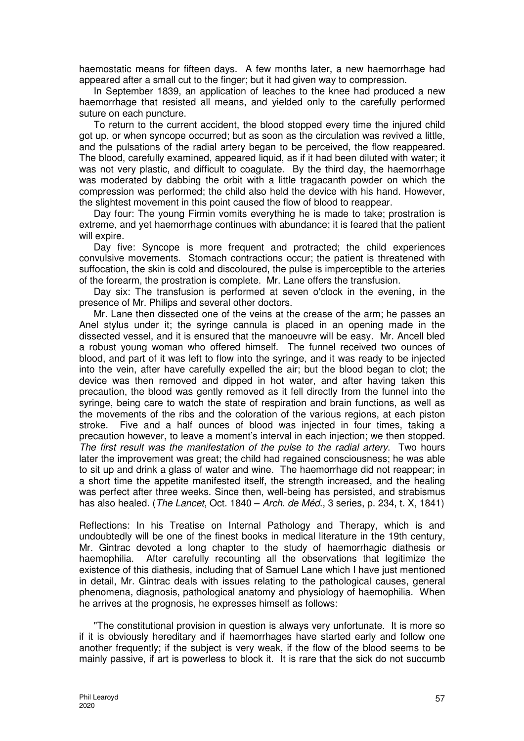haemostatic means for fifteen days. A few months later, a new haemorrhage had appeared after a small cut to the finger; but it had given way to compression.

In September 1839, an application of leaches to the knee had produced a new haemorrhage that resisted all means, and yielded only to the carefully performed suture on each puncture.

To return to the current accident, the blood stopped every time the injured child got up, or when syncope occurred; but as soon as the circulation was revived a little, and the pulsations of the radial artery began to be perceived, the flow reappeared. The blood, carefully examined, appeared liquid, as if it had been diluted with water; it was not very plastic, and difficult to coagulate. By the third day, the haemorrhage was moderated by dabbing the orbit with a little tragacanth powder on which the compression was performed; the child also held the device with his hand. However, the slightest movement in this point caused the flow of blood to reappear.

Day four: The young Firmin vomits everything he is made to take; prostration is extreme, and yet haemorrhage continues with abundance; it is feared that the patient will expire.

Day five: Syncope is more frequent and protracted; the child experiences convulsive movements. Stomach contractions occur; the patient is threatened with suffocation, the skin is cold and discoloured, the pulse is imperceptible to the arteries of the forearm, the prostration is complete. Mr. Lane offers the transfusion.

Day six: The transfusion is performed at seven o'clock in the evening, in the presence of Mr. Philips and several other doctors.

Mr. Lane then dissected one of the veins at the crease of the arm; he passes an Anel stylus under it; the syringe cannula is placed in an opening made in the dissected vessel, and it is ensured that the manoeuvre will be easy. Mr. Ancell bled a robust young woman who offered himself. The funnel received two ounces of blood, and part of it was left to flow into the syringe, and it was ready to be injected into the vein, after have carefully expelled the air; but the blood began to clot; the device was then removed and dipped in hot water, and after having taken this precaution, the blood was gently removed as it fell directly from the funnel into the syringe, being care to watch the state of respiration and brain functions, as well as the movements of the ribs and the coloration of the various regions, at each piston stroke. Five and a half ounces of blood was injected in four times, taking a precaution however, to leave a moment's interval in each injection; we then stopped. *The first result was the manifestation of the pulse to the radial artery.* Two hours later the improvement was great; the child had regained consciousness; he was able to sit up and drink a glass of water and wine. The haemorrhage did not reappear; in a short time the appetite manifested itself, the strength increased, and the healing was perfect after three weeks. Since then, well-being has persisted, and strabismus has also healed. (*The Lancet*, Oct. 1840 – *Arch. de Méd.*, 3 series, p. 234, t. X, 1841)

Reflections: In his Treatise on Internal Pathology and Therapy, which is and undoubtedly will be one of the finest books in medical literature in the 19th century, Mr. Gintrac devoted a long chapter to the study of haemorrhagic diathesis or haemophilia. After carefully recounting all the observations that legitimize the existence of this diathesis, including that of Samuel Lane which I have just mentioned in detail, Mr. Gintrac deals with issues relating to the pathological causes, general phenomena, diagnosis, pathological anatomy and physiology of haemophilia. When he arrives at the prognosis, he expresses himself as follows:

"The constitutional provision in question is always very unfortunate. It is more so if it is obviously hereditary and if haemorrhages have started early and follow one another frequently; if the subject is very weak, if the flow of the blood seems to be mainly passive, if art is powerless to block it. It is rare that the sick do not succumb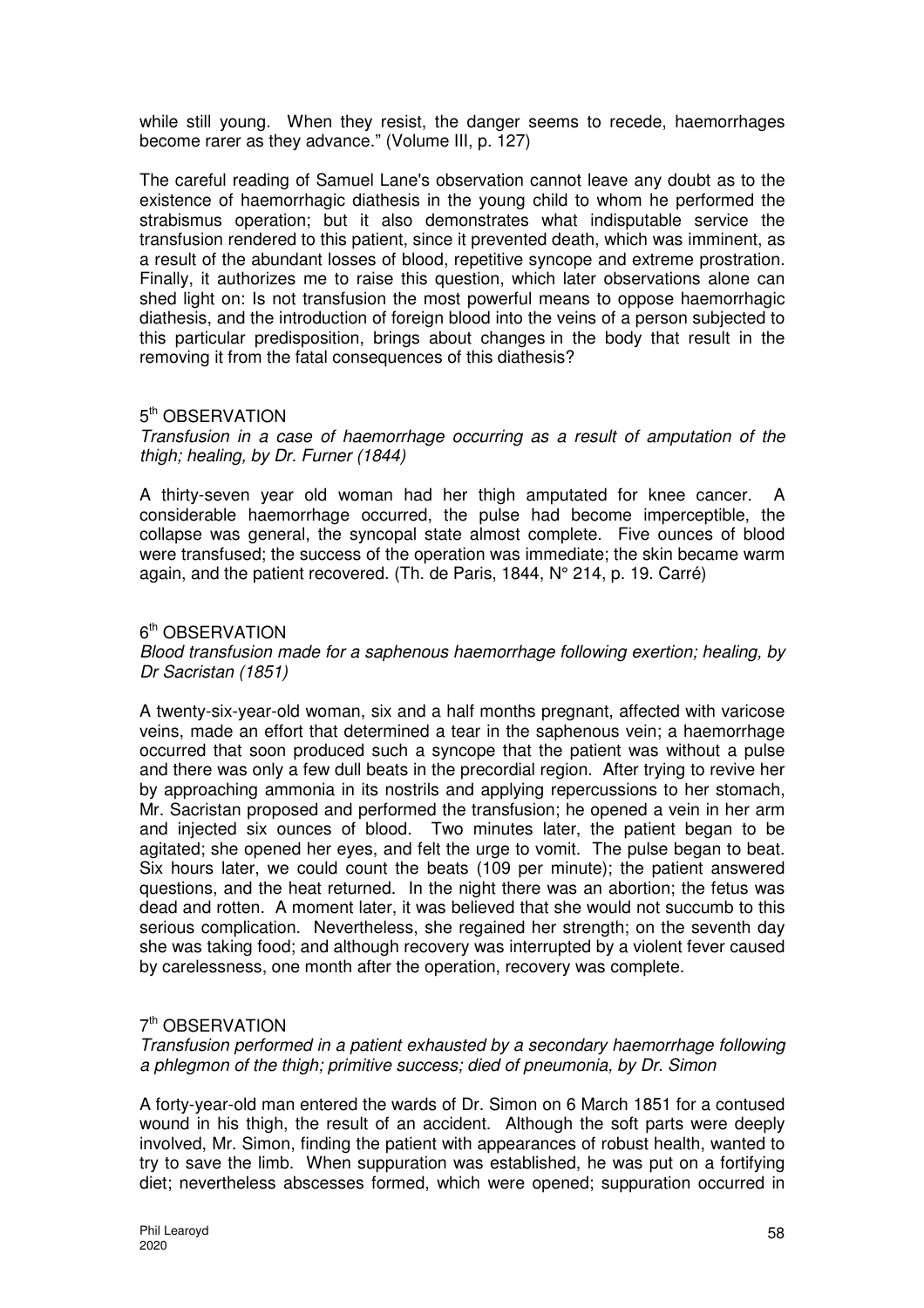while still young. When they resist, the danger seems to recede, haemorrhages become rarer as they advance." (Volume III, p. 127)

The careful reading of Samuel Lane's observation cannot leave any doubt as to the existence of haemorrhagic diathesis in the young child to whom he performed the strabismus operation; but it also demonstrates what indisputable service the transfusion rendered to this patient, since it prevented death, which was imminent, as a result of the abundant losses of blood, repetitive syncope and extreme prostration. Finally, it authorizes me to raise this question, which later observations alone can shed light on: Is not transfusion the most powerful means to oppose haemorrhagic diathesis, and the introduction of foreign blood into the veins of a person subjected to this particular predisposition, brings about changes in the body that result in the removing it from the fatal consequences of this diathesis?

### 5th OBSERVATION

*Transfusion in a case of haemorrhage occurring as a result of amputation of the thigh; healing, by Dr. Furner (1844)*

A thirty-seven year old woman had her thigh amputated for knee cancer. A considerable haemorrhage occurred, the pulse had become imperceptible, the collapse was general, the syncopal state almost complete. Five ounces of blood were transfused; the success of the operation was immediate; the skin became warm again, and the patient recovered. (Th. de Paris, 1844, N° 214, p. 19. Carré)

### 6th OBSERVATION

*Blood transfusion made for a saphenous haemorrhage following exertion; healing, by Dr Sacristan (1851)*

A twenty-six-year-old woman, six and a half months pregnant, affected with varicose veins, made an effort that determined a tear in the saphenous vein; a haemorrhage occurred that soon produced such a syncope that the patient was without a pulse and there was only a few dull beats in the precordial region. After trying to revive her by approaching ammonia in its nostrils and applying repercussions to her stomach, Mr. Sacristan proposed and performed the transfusion; he opened a vein in her arm and injected six ounces of blood. Two minutes later, the patient began to be agitated; she opened her eyes, and felt the urge to vomit. The pulse began to beat. Six hours later, we could count the beats (109 per minute); the patient answered questions, and the heat returned. In the night there was an abortion; the fetus was dead and rotten. A moment later, it was believed that she would not succumb to this serious complication. Nevertheless, she regained her strength; on the seventh day she was taking food; and although recovery was interrupted by a violent fever caused by carelessness, one month after the operation, recovery was complete.

### 7th OBSERVATION

*Transfusion performed in a patient exhausted by a secondary haemorrhage following a phlegmon of the thigh; primitive success; died of pneumonia, by Dr. Simon*

A forty-year-old man entered the wards of Dr. Simon on 6 March 1851 for a contused wound in his thigh, the result of an accident. Although the soft parts were deeply involved, Mr. Simon, finding the patient with appearances of robust health, wanted to try to save the limb. When suppuration was established, he was put on a fortifying diet; nevertheless abscesses formed, which were opened; suppuration occurred in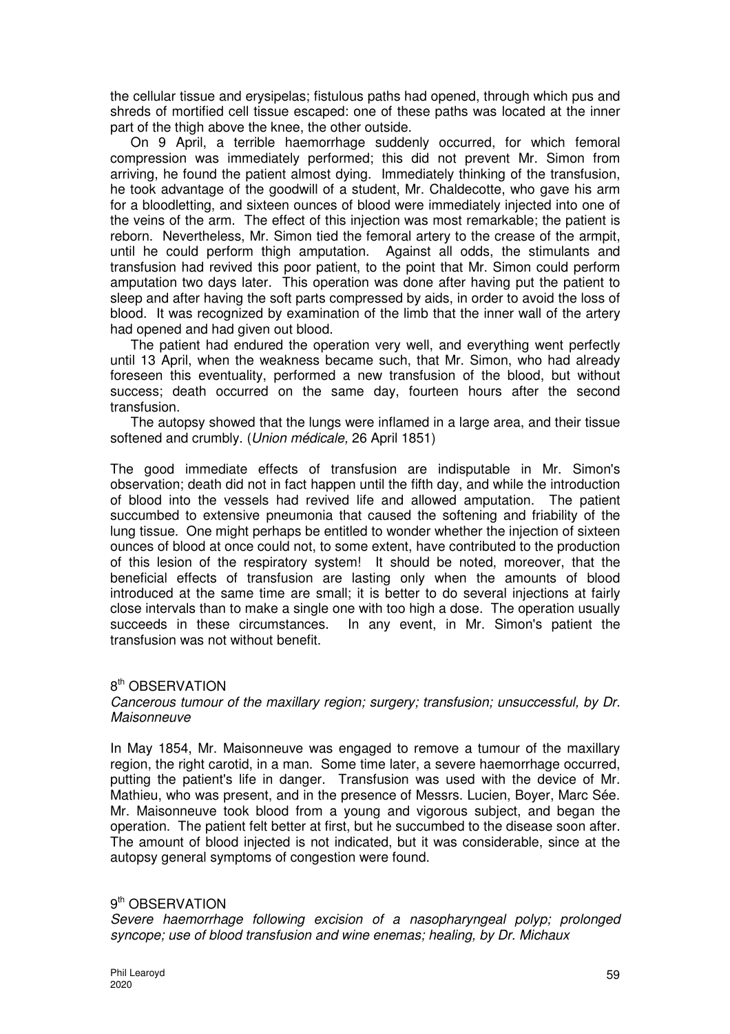the cellular tissue and erysipelas; fistulous paths had opened, through which pus and shreds of mortified cell tissue escaped: one of these paths was located at the inner part of the thigh above the knee, the other outside.

On 9 April, a terrible haemorrhage suddenly occurred, for which femoral compression was immediately performed; this did not prevent Mr. Simon from arriving, he found the patient almost dying. Immediately thinking of the transfusion, he took advantage of the goodwill of a student, Mr. Chaldecotte, who gave his arm for a bloodletting, and sixteen ounces of blood were immediately injected into one of the veins of the arm. The effect of this injection was most remarkable; the patient is reborn. Nevertheless, Mr. Simon tied the femoral artery to the crease of the armpit, until he could perform thigh amputation. Against all odds, the stimulants and transfusion had revived this poor patient, to the point that Mr. Simon could perform amputation two days later. This operation was done after having put the patient to sleep and after having the soft parts compressed by aids, in order to avoid the loss of blood. It was recognized by examination of the limb that the inner wall of the artery had opened and had given out blood.

The patient had endured the operation very well, and everything went perfectly until 13 April, when the weakness became such, that Mr. Simon, who had already foreseen this eventuality, performed a new transfusion of the blood, but without success; death occurred on the same day, fourteen hours after the second transfusion.

The autopsy showed that the lungs were inflamed in a large area, and their tissue softened and crumbly. (*Union médicale,* 26 April 1851)

The good immediate effects of transfusion are indisputable in Mr. Simon's observation; death did not in fact happen until the fifth day, and while the introduction of blood into the vessels had revived life and allowed amputation. The patient succumbed to extensive pneumonia that caused the softening and friability of the lung tissue. One might perhaps be entitled to wonder whether the injection of sixteen ounces of blood at once could not, to some extent, have contributed to the production of this lesion of the respiratory system! It should be noted, moreover, that the beneficial effects of transfusion are lasting only when the amounts of blood introduced at the same time are small; it is better to do several injections at fairly close intervals than to make a single one with too high a dose. The operation usually succeeds in these circumstances. In any event, in Mr. Simon's patient the transfusion was not without benefit.

## 8th OBSERVATION

*Cancerous tumour of the maxillary region; surgery; transfusion; unsuccessful, by Dr. Maisonneuve*

In May 1854, Mr. Maisonneuve was engaged to remove a tumour of the maxillary region, the right carotid, in a man. Some time later, a severe haemorrhage occurred, putting the patient's life in danger. Transfusion was used with the device of Mr. Mathieu, who was present, and in the presence of Messrs. Lucien, Boyer, Marc Sée. Mr. Maisonneuve took blood from a young and vigorous subject, and began the operation. The patient felt better at first, but he succumbed to the disease soon after. The amount of blood injected is not indicated, but it was considerable, since at the autopsy general symptoms of congestion were found.

## 9th OBSERVATION

*Severe haemorrhage following excision of a nasopharyngeal polyp; prolonged syncope; use of blood transfusion and wine enemas; healing, by Dr. Michaux*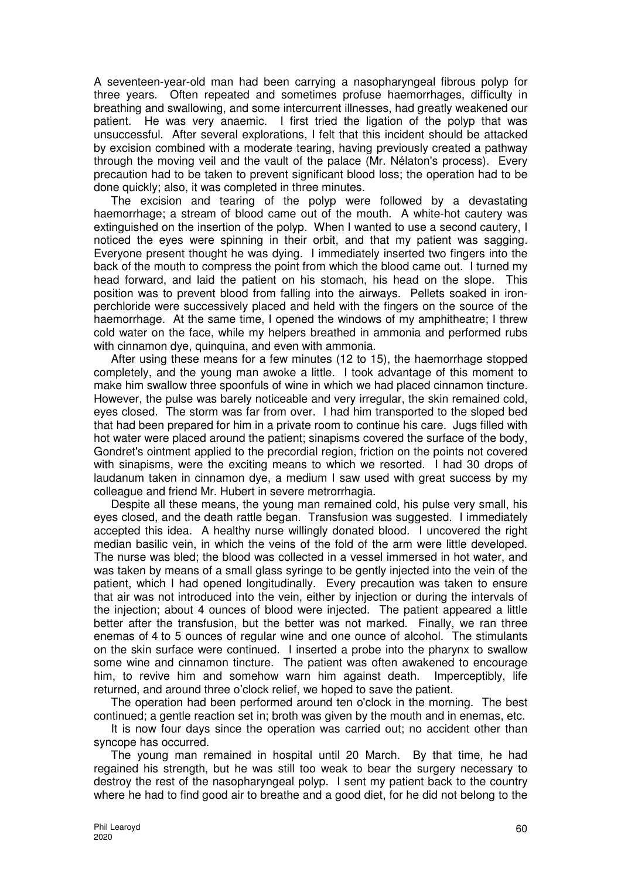A seventeen-year-old man had been carrying a nasopharyngeal fibrous polyp for three years. Often repeated and sometimes profuse haemorrhages, difficulty in breathing and swallowing, and some intercurrent illnesses, had greatly weakened our patient. He was very anaemic. I first tried the ligation of the polyp that was unsuccessful. After several explorations, I felt that this incident should be attacked by excision combined with a moderate tearing, having previously created a pathway through the moving veil and the vault of the palace (Mr. Nélaton's process). Every precaution had to be taken to prevent significant blood loss; the operation had to be done quickly; also, it was completed in three minutes.

The excision and tearing of the polyp were followed by a devastating haemorrhage; a stream of blood came out of the mouth. A white-hot cautery was extinguished on the insertion of the polyp. When I wanted to use a second cautery, I noticed the eyes were spinning in their orbit, and that my patient was sagging. Everyone present thought he was dying. I immediately inserted two fingers into the back of the mouth to compress the point from which the blood came out. I turned my head forward, and laid the patient on his stomach, his head on the slope. This position was to prevent blood from falling into the airways. Pellets soaked in iron-perchloride were successively placed and held with the fingers on the source of the haemorrhage. At the same time, I opened the windows of my amphitheatre; I threw cold water on the face, while my helpers breathed in ammonia and performed rubs with cinnamon dye, quinquina, and even with ammonia.

After using these means for a few minutes (12 to 15), the haemorrhage stopped completely, and the young man awoke a little. I took advantage of this moment to make him swallow three spoonfuls of wine in which we had placed cinnamon tincture. However, the pulse was barely noticeable and very irregular, the skin remained cold, eyes closed. The storm was far from over. I had him transported to the sloped bed that had been prepared for him in a private room to continue his care. Jugs filled with hot water were placed around the patient; sinapisms covered the surface of the body, Gondret's ointment applied to the precordial region, friction on the points not covered with sinapisms, were the exciting means to which we resorted. I had 30 drops of laudanum taken in cinnamon dye, a medium I saw used with great success by my colleague and friend Mr. Hubert in severe metrorrhagia.

Despite all these means, the young man remained cold, his pulse very small, his eyes closed, and the death rattle began. Transfusion was suggested. I immediately accepted this idea. A healthy nurse willingly donated blood. I uncovered the right median basilic vein, in which the veins of the fold of the arm were little developed. The nurse was bled; the blood was collected in a vessel immersed in hot water, and was taken by means of a small glass syringe to be gently injected into the vein of the patient, which I had opened longitudinally. Every precaution was taken to ensure that air was not introduced into the vein, either by injection or during the intervals of the injection; about 4 ounces of blood were injected. The patient appeared a little better after the transfusion, but the better was not marked. Finally, we ran three enemas of 4 to 5 ounces of regular wine and one ounce of alcohol. The stimulants on the skin surface were continued. I inserted a probe into the pharynx to swallow some wine and cinnamon tincture. The patient was often awakened to encourage him, to revive him and somehow warn him against death. Imperceptibly, life returned, and around three o'clock relief, we hoped to save the patient.

The operation had been performed around ten o'clock in the morning. The best continued; a gentle reaction set in; broth was given by the mouth and in enemas, etc.

It is now four days since the operation was carried out; no accident other than syncope has occurred.

The young man remained in hospital until 20 March. By that time, he had regained his strength, but he was still too weak to bear the surgery necessary to destroy the rest of the nasopharyngeal polyp. I sent my patient back to the country where he had to find good air to breathe and a good diet, for he did not belong to the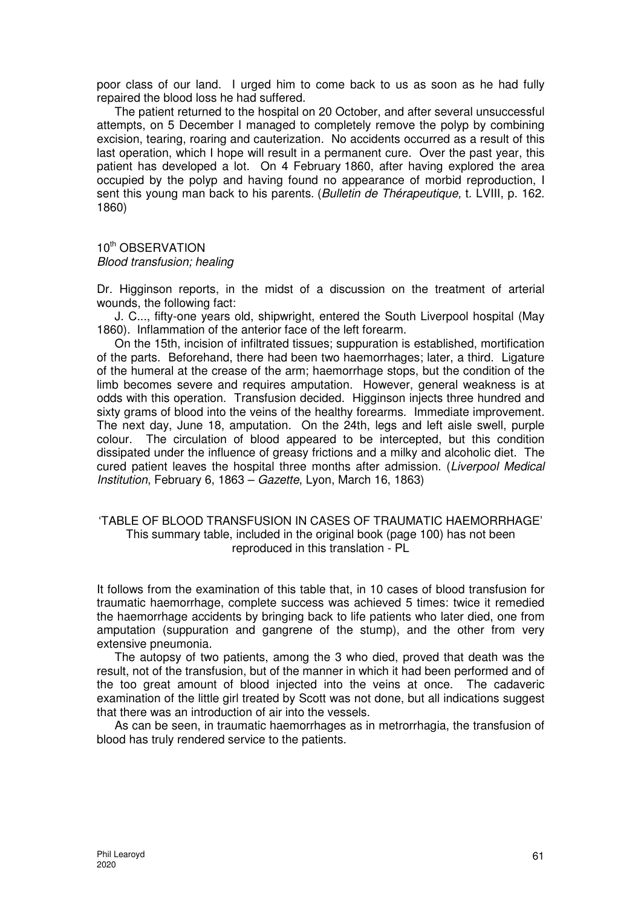poor class of our land. I urged him to come back to us as soon as he had fully repaired the blood loss he had suffered.

The patient returned to the hospital on 20 October, and after several unsuccessful attempts, on 5 December I managed to completely remove the polyp by combining excision, tearing, roaring and cauterization. No accidents occurred as a result of this last operation, which I hope will result in a permanent cure. Over the past year, this patient has developed a lot. On 4 February 1860, after having explored the area occupied by the polyp and having found no appearance of morbid reproduction, I sent this young man back to his parents. (*Bulletin de Thérapeutique,* t. LVIII, p. 162. 1860)

## 10th OBSERVATION
*Blood transfusion; healing*

Dr. Higginson reports, in the midst of a discussion on the treatment of arterial wounds, the following fact:

J. C..., fifty-one years old, shipwright, entered the South Liverpool hospital (May 1860). Inflammation of the anterior face of the left forearm.

On the 15th, incision of infiltrated tissues; suppuration is established, mortification of the parts. Beforehand, there had been two haemorrhages; later, a third. Ligature of the humeral at the crease of the arm; haemorrhage stops, but the condition of the limb becomes severe and requires amputation. However, general weakness is at odds with this operation. Transfusion decided. Higginson injects three hundred and sixty grams of blood into the veins of the healthy forearms. Immediate improvement. The next day, June 18, amputation. On the 24th, legs and left aisle swell, purple colour. The circulation of blood appeared to be intercepted, but this condition dissipated under the influence of greasy frictions and a milky and alcoholic diet. The cured patient leaves the hospital three months after admission. (*Liverpool Medical Institution*, February 6, 1863 – *Gazette*, Lyon, March 16, 1863)

'TABLE OF BLOOD TRANSFUSION IN CASES OF TRAUMATIC HAEMORRHAGE'
This summary table, included in the original book (page 100) has not been reproduced in this translation - PL

It follows from the examination of this table that, in 10 cases of blood transfusion for traumatic haemorrhage, complete success was achieved 5 times: twice it remedied the haemorrhage accidents by bringing back to life patients who later died, one from amputation (suppuration and gangrene of the stump), and the other from very extensive pneumonia.

The autopsy of two patients, among the 3 who died, proved that death was the result, not of the transfusion, but of the manner in which it had been performed and of the too great amount of blood injected into the veins at once. The cadaveric examination of the little girl treated by Scott was not done, but all indications suggest that there was an introduction of air into the vessels.

As can be seen, in traumatic haemorrhages as in metrorrhagia, the transfusion of blood has truly rendered service to the patients.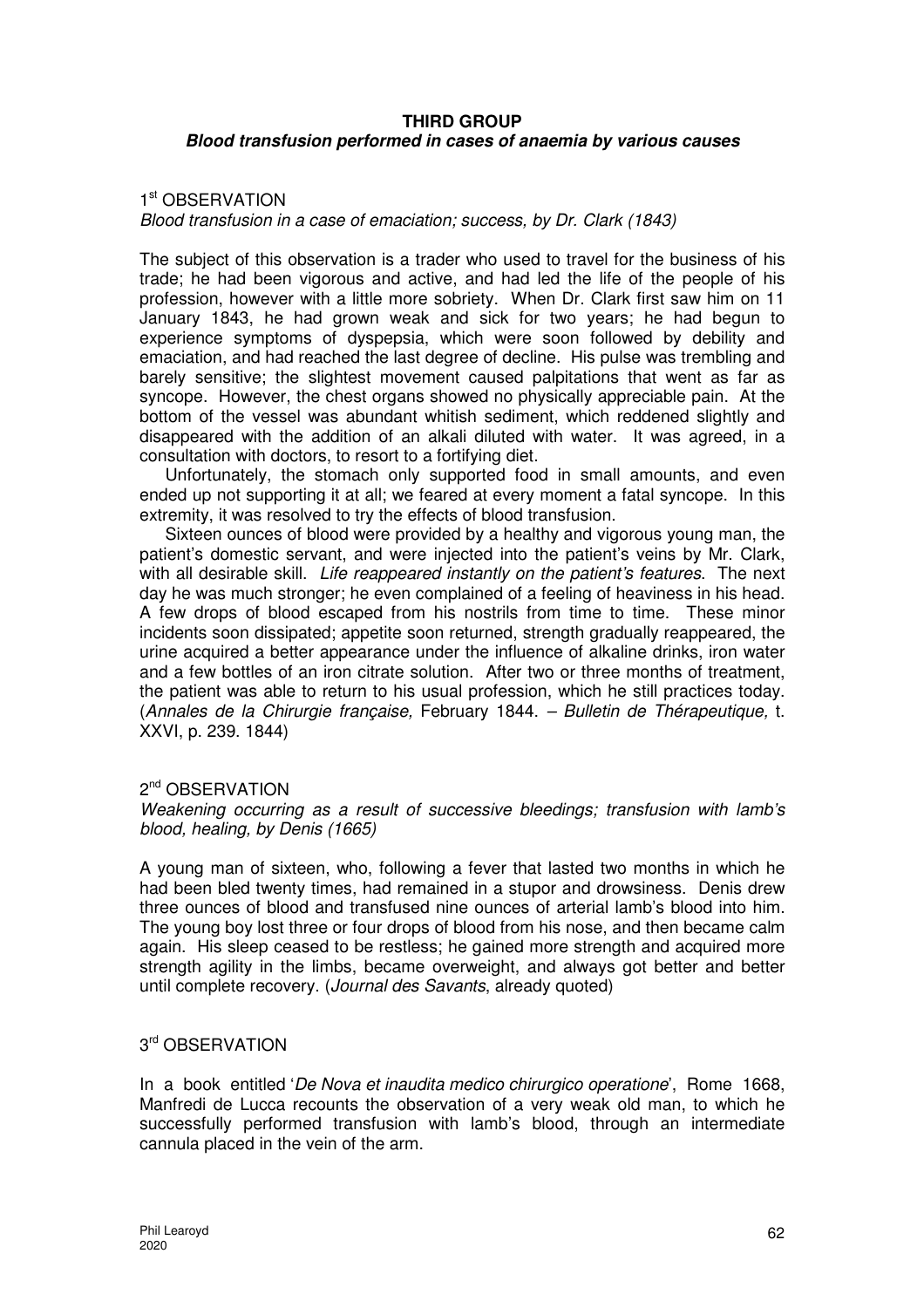**THIRD GROUP**

***Blood transfusion performed in cases of anaemia by various causes***

1st OBSERVATION

*Blood transfusion in a case of emaciation; success, by Dr. Clark (1843)*

The subject of this observation is a trader who used to travel for the business of his trade; he had been vigorous and active, and had led the life of the people of his profession, however with a little more sobriety. When Dr. Clark first saw him on 11 January 1843, he had grown weak and sick for two years; he had begun to experience symptoms of dyspepsia, which were soon followed by debility and emaciation, and had reached the last degree of decline. His pulse was trembling and barely sensitive; the slightest movement caused palpitations that went as far as syncope. However, the chest organs showed no physically appreciable pain. At the bottom of the vessel was abundant whitish sediment, which reddened slightly and disappeared with the addition of an alkali diluted with water. It was agreed, in a consultation with doctors, to resort to a fortifying diet.

Unfortunately, the stomach only supported food in small amounts, and even ended up not supporting it at all; we feared at every moment a fatal syncope. In this extremity, it was resolved to try the effects of blood transfusion.

Sixteen ounces of blood were provided by a healthy and vigorous young man, the patient's domestic servant, and were injected into the patient's veins by Mr. Clark, with all desirable skill. *Life reappeared instantly on the patient's features*. The next day he was much stronger; he even complained of a feeling of heaviness in his head. A few drops of blood escaped from his nostrils from time to time. These minor incidents soon dissipated; appetite soon returned, strength gradually reappeared, the urine acquired a better appearance under the influence of alkaline drinks, iron water and a few bottles of an iron citrate solution. After two or three months of treatment, the patient was able to return to his usual profession, which he still practices today. (*Annales de la Chirurgie française,* February 1844. – *Bulletin de Thérapeutique,* t. XXVI, p. 239. 1844)

2nd OBSERVATION

*Weakening occurring as a result of successive bleedings; transfusion with lamb's blood, healing, by Denis (1665)*

A young man of sixteen, who, following a fever that lasted two months in which he had been bled twenty times, had remained in a stupor and drowsiness. Denis drew three ounces of blood and transfused nine ounces of arterial lamb's blood into him. The young boy lost three or four drops of blood from his nose, and then became calm again. His sleep ceased to be restless; he gained more strength and acquired more strength agility in the limbs, became overweight, and always got better and better until complete recovery. (*Journal des Savants*, already quoted)

3rd OBSERVATION

In a book entitled '*De Nova et inaudita medico chirurgico operatione*', Rome 1668, Manfredi de Lucca recounts the observation of a very weak old man, to which he successfully performed transfusion with lamb's blood, through an intermediate cannula placed in the vein of the arm.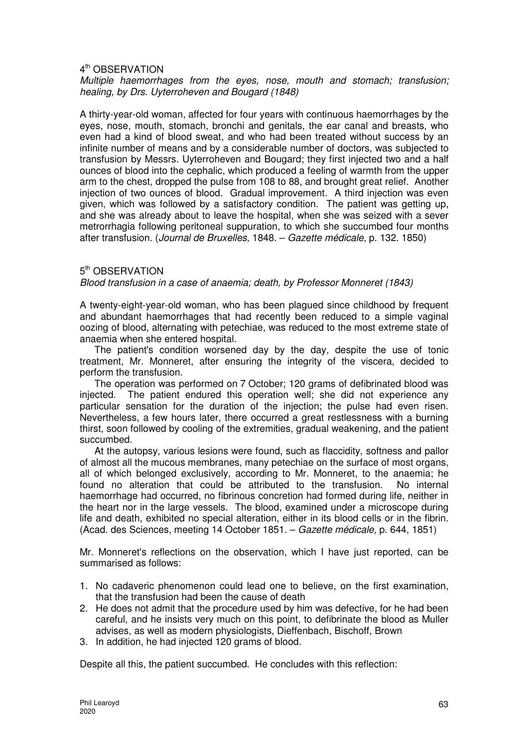## 4th OBSERVATION

*Multiple haemorrhages from the eyes, nose, mouth and stomach; transfusion; healing, by Drs. Uyterroheven and Bougard (1848)*

A thirty-year-old woman, affected for four years with continuous haemorrhages by the eyes, nose, mouth, stomach, bronchi and genitals, the ear canal and breasts, who even had a kind of blood sweat, and who had been treated without success by an infinite number of means and by a considerable number of doctors, was subjected to transfusion by Messrs. Uyterroheven and Bougard; they first injected two and a half ounces of blood into the cephalic, which produced a feeling of warmth from the upper arm to the chest, dropped the pulse from 108 to 88, and brought great relief. Another injection of two ounces of blood. Gradual improvement. A third injection was even given, which was followed by a satisfactory condition. The patient was getting up, and she was already about to leave the hospital, when she was seized with a sever metrorrhagia following peritoneal suppuration, to which she succumbed four months after transfusion. (*Journal de Bruxelles,* 1848. – *Gazette médicale,* p. 132. 1850)

## 5th OBSERVATION

*Blood transfusion in a case of anaemia; death, by Professor Monneret (1843)*

A twenty-eight-year-old woman, who has been plagued since childhood by frequent and abundant haemorrhages that had recently been reduced to a simple vaginal oozing of blood, alternating with petechiae, was reduced to the most extreme state of anaemia when she entered hospital.

The patient's condition worsened day by the day, despite the use of tonic treatment, Mr. Monneret, after ensuring the integrity of the viscera, decided to perform the transfusion.

The operation was performed on 7 October; 120 grams of defibrinated blood was injected. The patient endured this operation well; she did not experience any particular sensation for the duration of the injection; the pulse had even risen. Nevertheless, a few hours later, there occurred a great restlessness with a burning thirst, soon followed by cooling of the extremities, gradual weakening, and the patient succumbed.

At the autopsy, various lesions were found, such as flaccidity, softness and pallor of almost all the mucous membranes, many petechiae on the surface of most organs, all of which belonged exclusively, according to Mr. Monneret, to the anaemia; he found no alteration that could be attributed to the transfusion. No internal haemorrhage had occurred, no fibrinous concretion had formed during life, neither in the heart nor in the large vessels. The blood, examined under a microscope during life and death, exhibited no special alteration, either in its blood cells or in the fibrin. (Acad. des Sciences, meeting 14 October 1851. – *Gazette médicale,* p. 644, 1851)

Mr. Monneret's reflections on the observation, which I have just reported, can be summarised as follows:

1. No cadaveric phenomenon could lead one to believe, on the first examination, that the transfusion had been the cause of death
2. He does not admit that the procedure used by him was defective, for he had been careful, and he insists very much on this point, to defibrinate the blood as Muller advises, as well as modern physiologists, Dieffenbach, Bischoff, Brown
3. In addition, he had injected 120 grams of blood.

Despite all this, the patient succumbed. He concludes with this reflection: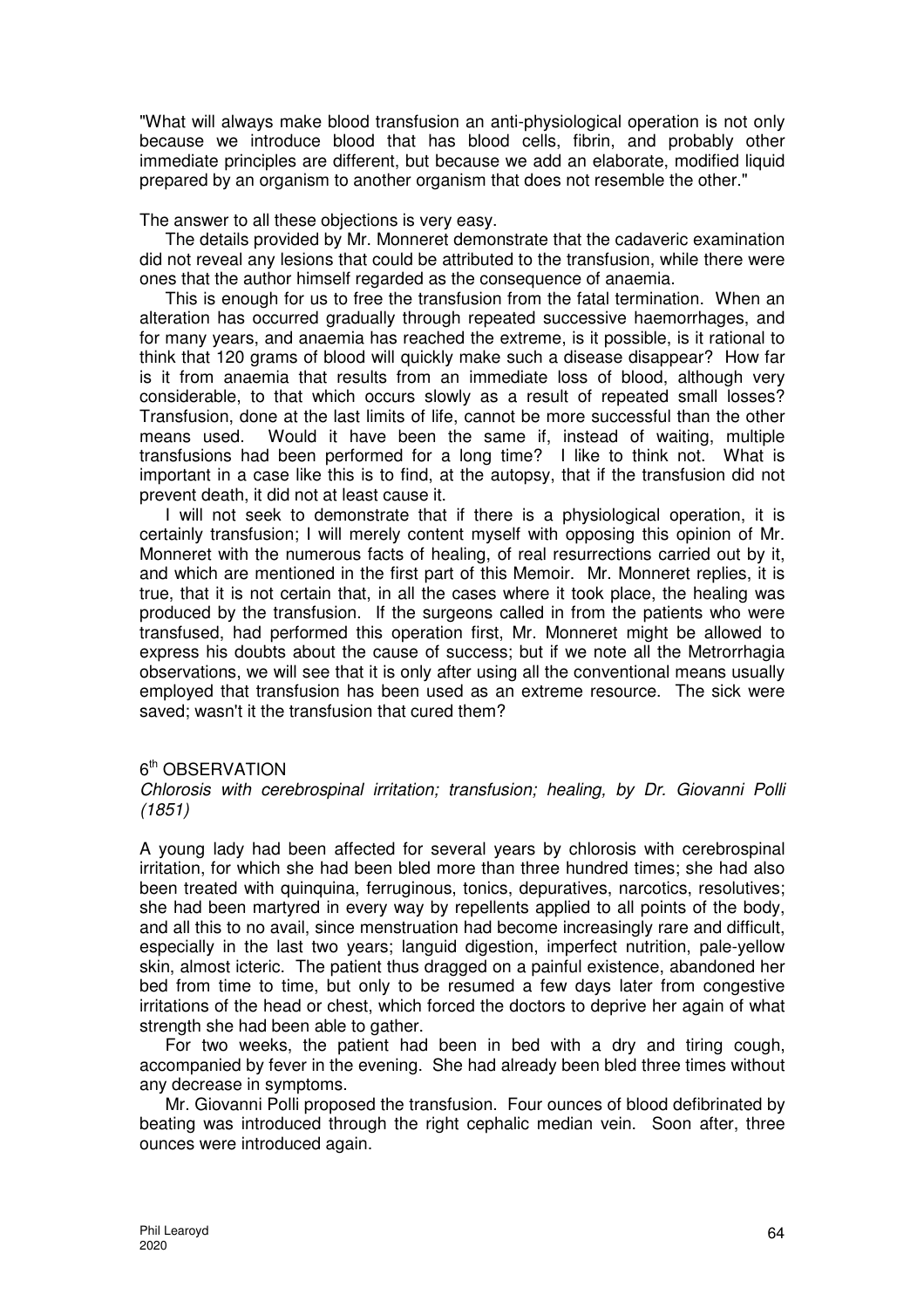"What will always make blood transfusion an anti-physiological operation is not only because we introduce blood that has blood cells, fibrin, and probably other immediate principles are different, but because we add an elaborate, modified liquid prepared by an organism to another organism that does not resemble the other."

The answer to all these objections is very easy.

The details provided by Mr. Monneret demonstrate that the cadaveric examination did not reveal any lesions that could be attributed to the transfusion, while there were ones that the author himself regarded as the consequence of anaemia.

This is enough for us to free the transfusion from the fatal termination. When an alteration has occurred gradually through repeated successive haemorrhages, and for many years, and anaemia has reached the extreme, is it possible, is it rational to think that 120 grams of blood will quickly make such a disease disappear? How far is it from anaemia that results from an immediate loss of blood, although very considerable, to that which occurs slowly as a result of repeated small losses? Transfusion, done at the last limits of life, cannot be more successful than the other means used. Would it have been the same if, instead of waiting, multiple transfusions had been performed for a long time? I like to think not. What is important in a case like this is to find, at the autopsy, that if the transfusion did not prevent death, it did not at least cause it.

I will not seek to demonstrate that if there is a physiological operation, it is certainly transfusion; I will merely content myself with opposing this opinion of Mr. Monneret with the numerous facts of healing, of real resurrections carried out by it, and which are mentioned in the first part of this Memoir. Mr. Monneret replies, it is true, that it is not certain that, in all the cases where it took place, the healing was produced by the transfusion. If the surgeons called in from the patients who were transfused, had performed this operation first, Mr. Monneret might be allowed to express his doubts about the cause of success; but if we note all the Metrorrhagia observations, we will see that it is only after using all the conventional means usually employed that transfusion has been used as an extreme resource. The sick were saved; wasn't it the transfusion that cured them?

## 6th OBSERVATION

*Chlorosis with cerebrospinal irritation; transfusion; healing, by Dr. Giovanni Polli (1851)*

A young lady had been affected for several years by chlorosis with cerebrospinal irritation, for which she had been bled more than three hundred times; she had also been treated with quinquina, ferruginous, tonics, depuratives, narcotics, resolutives; she had been martyred in every way by repellents applied to all points of the body, and all this to no avail, since menstruation had become increasingly rare and difficult, especially in the last two years; languid digestion, imperfect nutrition, pale-yellow skin, almost icteric. The patient thus dragged on a painful existence, abandoned her bed from time to time, but only to be resumed a few days later from congestive irritations of the head or chest, which forced the doctors to deprive her again of what strength she had been able to gather.

For two weeks, the patient had been in bed with a dry and tiring cough, accompanied by fever in the evening. She had already been bled three times without any decrease in symptoms.

Mr. Giovanni Polli proposed the transfusion. Four ounces of blood defibrinated by beating was introduced through the right cephalic median vein. Soon after, three ounces were introduced again.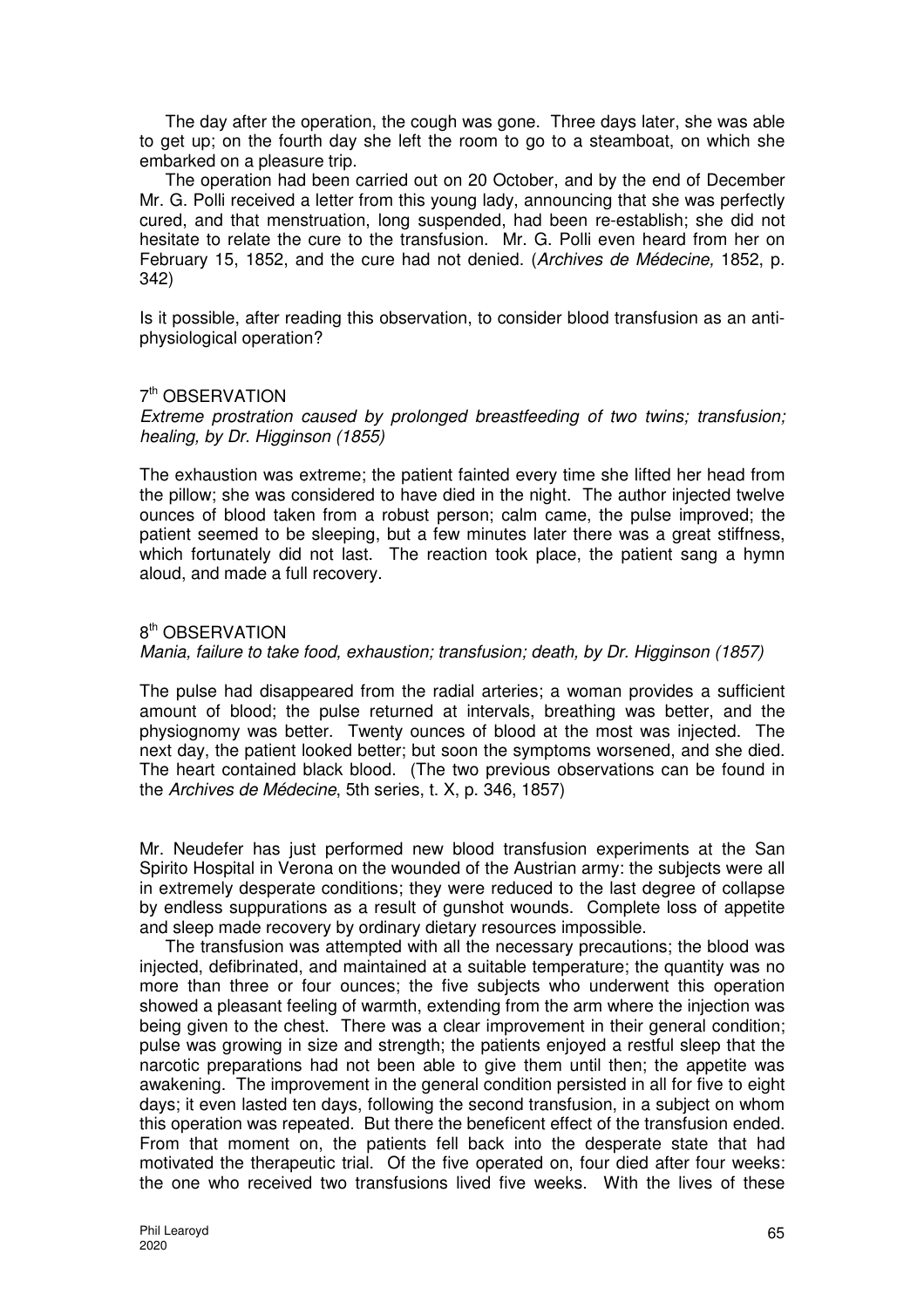The day after the operation, the cough was gone. Three days later, she was able to get up; on the fourth day she left the room to go to a steamboat, on which she embarked on a pleasure trip.

The operation had been carried out on 20 October, and by the end of December Mr. G. Polli received a letter from this young lady, announcing that she was perfectly cured, and that menstruation, long suspended, had been re-establish; she did not hesitate to relate the cure to the transfusion. Mr. G. Polli even heard from her on February 15, 1852, and the cure had not denied. (*Archives de Médecine,* 1852, p. 342)

Is it possible, after reading this observation, to consider blood transfusion as an anti-physiological operation?

### 7th OBSERVATION

*Extreme prostration caused by prolonged breastfeeding of two twins; transfusion; healing, by Dr. Higginson (1855)*

The exhaustion was extreme; the patient fainted every time she lifted her head from the pillow; she was considered to have died in the night. The author injected twelve ounces of blood taken from a robust person; calm came, the pulse improved; the patient seemed to be sleeping, but a few minutes later there was a great stiffness, which fortunately did not last. The reaction took place, the patient sang a hymn aloud, and made a full recovery.

### 8th OBSERVATION

*Mania, failure to take food, exhaustion; transfusion; death, by Dr. Higginson (1857)*

The pulse had disappeared from the radial arteries; a woman provides a sufficient amount of blood; the pulse returned at intervals, breathing was better, and the physiognomy was better. Twenty ounces of blood at the most was injected. The next day, the patient looked better; but soon the symptoms worsened, and she died. The heart contained black blood. (The two previous observations can be found in the *Archives de Médecine*, 5th series, t. X, p. 346, 1857)

Mr. Neudefer has just performed new blood transfusion experiments at the San Spirito Hospital in Verona on the wounded of the Austrian army: the subjects were all in extremely desperate conditions; they were reduced to the last degree of collapse by endless suppurations as a result of gunshot wounds. Complete loss of appetite and sleep made recovery by ordinary dietary resources impossible.

The transfusion was attempted with all the necessary precautions; the blood was injected, defibrinated, and maintained at a suitable temperature; the quantity was no more than three or four ounces; the five subjects who underwent this operation showed a pleasant feeling of warmth, extending from the arm where the injection was being given to the chest. There was a clear improvement in their general condition; pulse was growing in size and strength; the patients enjoyed a restful sleep that the narcotic preparations had not been able to give them until then; the appetite was awakening. The improvement in the general condition persisted in all for five to eight days; it even lasted ten days, following the second transfusion, in a subject on whom this operation was repeated. But there the beneficent effect of the transfusion ended. From that moment on, the patients fell back into the desperate state that had motivated the therapeutic trial. Of the five operated on, four died after four weeks: the one who received two transfusions lived five weeks. With the lives of these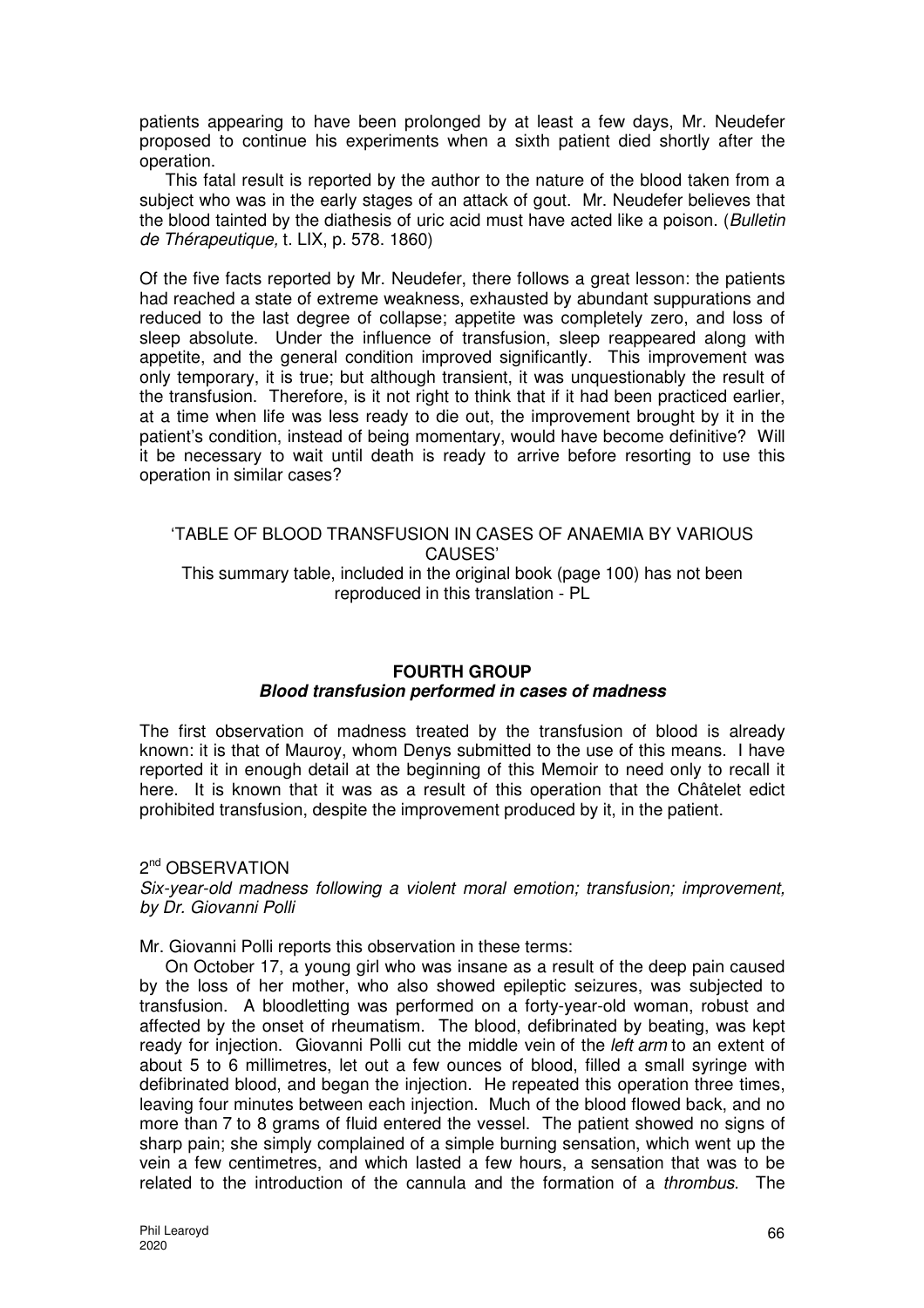patients appearing to have been prolonged by at least a few days, Mr. Neudefer proposed to continue his experiments when a sixth patient died shortly after the operation.

This fatal result is reported by the author to the nature of the blood taken from a subject who was in the early stages of an attack of gout. Mr. Neudefer believes that the blood tainted by the diathesis of uric acid must have acted like a poison. (*Bulletin de Thérapeutique,* t. LIX, p. 578. 1860)

Of the five facts reported by Mr. Neudefer, there follows a great lesson: the patients had reached a state of extreme weakness, exhausted by abundant suppurations and reduced to the last degree of collapse; appetite was completely zero, and loss of sleep absolute. Under the influence of transfusion, sleep reappeared along with appetite, and the general condition improved significantly. This improvement was only temporary, it is true; but although transient, it was unquestionably the result of the transfusion. Therefore, is it not right to think that if it had been practiced earlier, at a time when life was less ready to die out, the improvement brought by it in the patient's condition, instead of being momentary, would have become definitive? Will it be necessary to wait until death is ready to arrive before resorting to use this operation in similar cases?

'TABLE OF BLOOD TRANSFUSION IN CASES OF ANAEMIA BY VARIOUS CAUSES'

This summary table, included in the original book (page 100) has not been reproduced in this translation - PL

## FOURTH GROUP

### *Blood transfusion performed in cases of madness*

The first observation of madness treated by the transfusion of blood is already known: it is that of Mauroy, whom Denys submitted to the use of this means. I have reported it in enough detail at the beginning of this Memoir to need only to recall it here. It is known that it was as a result of this operation that the Châtelet edict prohibited transfusion, despite the improvement produced by it, in the patient.

2nd OBSERVATION

*Six-year-old madness following a violent moral emotion; transfusion; improvement, by Dr. Giovanni Polli*

Mr. Giovanni Polli reports this observation in these terms:

On October 17, a young girl who was insane as a result of the deep pain caused by the loss of her mother, who also showed epileptic seizures, was subjected to transfusion. A bloodletting was performed on a forty-year-old woman, robust and affected by the onset of rheumatism. The blood, defibrinated by beating, was kept ready for injection. Giovanni Polli cut the middle vein of the *left arm* to an extent of about 5 to 6 millimetres, let out a few ounces of blood, filled a small syringe with defibrinated blood, and began the injection. He repeated this operation three times, leaving four minutes between each injection. Much of the blood flowed back, and no more than 7 to 8 grams of fluid entered the vessel. The patient showed no signs of sharp pain; she simply complained of a simple burning sensation, which went up the vein a few centimetres, and which lasted a few hours, a sensation that was to be related to the introduction of the cannula and the formation of a *thrombus*. The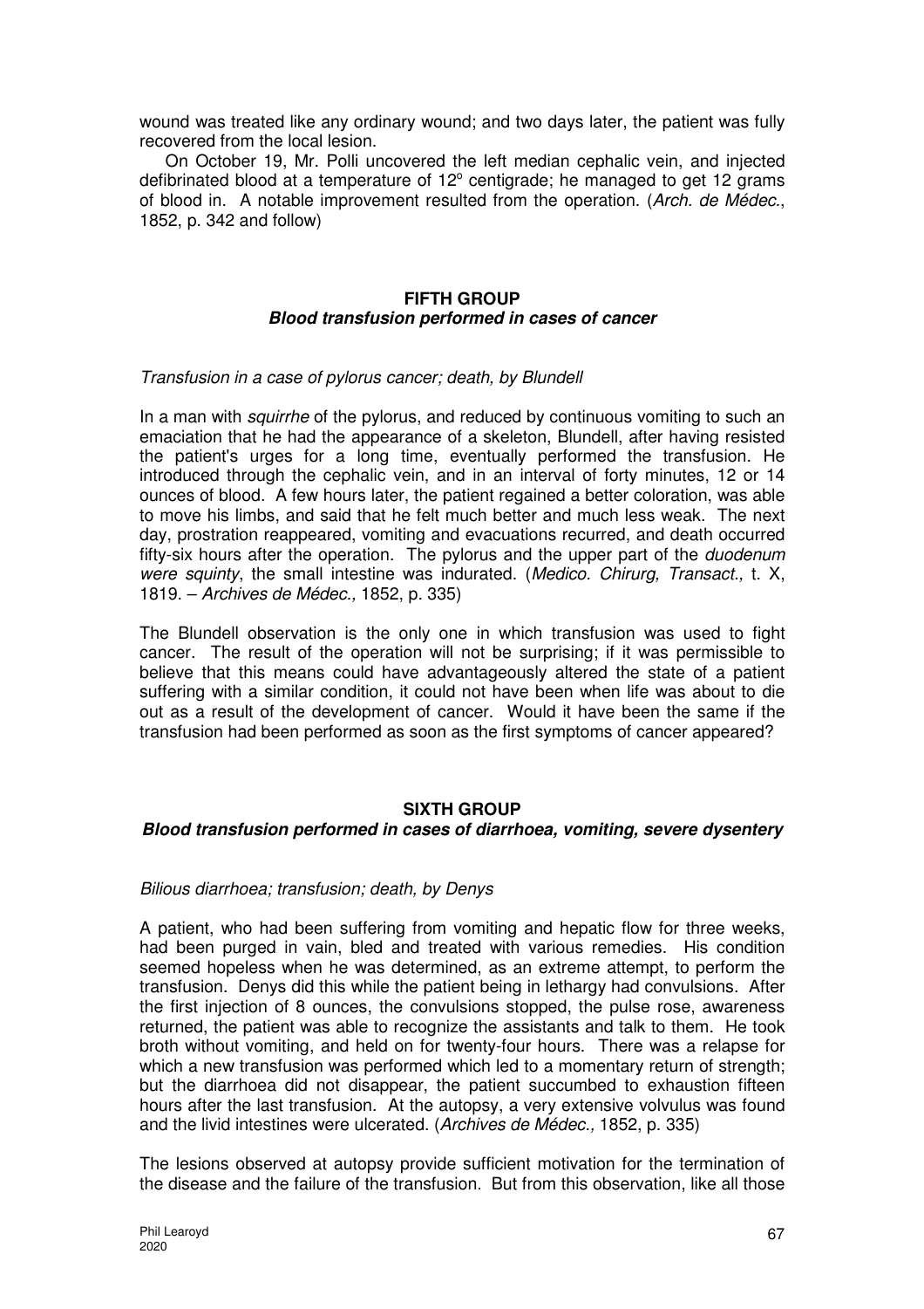wound was treated like any ordinary wound; and two days later, the patient was fully recovered from the local lesion.

On October 19, Mr. Polli uncovered the left median cephalic vein, and injected defibrinated blood at a temperature of 12° centigrade; he managed to get 12 grams of blood in. A notable improvement resulted from the operation. (*Arch. de Médec.*, 1852, p. 342 and follow)

## FIFTH GROUP
### *Blood transfusion performed in cases of cancer*

*Transfusion in a case of pylorus cancer; death, by Blundell*

In a man with *squirrhe* of the pylorus, and reduced by continuous vomiting to such an emaciation that he had the appearance of a skeleton, Blundell, after having resisted the patient's urges for a long time, eventually performed the transfusion. He introduced through the cephalic vein, and in an interval of forty minutes, 12 or 14 ounces of blood. A few hours later, the patient regained a better coloration, was able to move his limbs, and said that he felt much better and much less weak. The next day, prostration reappeared, vomiting and evacuations recurred, and death occurred fifty-six hours after the operation. The pylorus and the upper part of the *duodenum were squinty*, the small intestine was indurated. (*Medico. Chirurg, Transact.,* t. X, 1819. – *Archives de Médec.,* 1852, p. 335)

The Blundell observation is the only one in which transfusion was used to fight cancer. The result of the operation will not be surprising; if it was permissible to believe that this means could have advantageously altered the state of a patient suffering with a similar condition, it could not have been when life was about to die out as a result of the development of cancer. Would it have been the same if the transfusion had been performed as soon as the first symptoms of cancer appeared?

## SIXTH GROUP
### *Blood transfusion performed in cases of diarrhoea, vomiting, severe dysentery*

*Bilious diarrhoea; transfusion; death, by Denys*

A patient, who had been suffering from vomiting and hepatic flow for three weeks, had been purged in vain, bled and treated with various remedies. His condition seemed hopeless when he was determined, as an extreme attempt, to perform the transfusion. Denys did this while the patient being in lethargy had convulsions. After the first injection of 8 ounces, the convulsions stopped, the pulse rose, awareness returned, the patient was able to recognize the assistants and talk to them. He took broth without vomiting, and held on for twenty-four hours. There was a relapse for which a new transfusion was performed which led to a momentary return of strength; but the diarrhoea did not disappear, the patient succumbed to exhaustion fifteen hours after the last transfusion. At the autopsy, a very extensive volvulus was found and the livid intestines were ulcerated. (*Archives de Médec.,* 1852, p. 335)

The lesions observed at autopsy provide sufficient motivation for the termination of the disease and the failure of the transfusion. But from this observation, like all those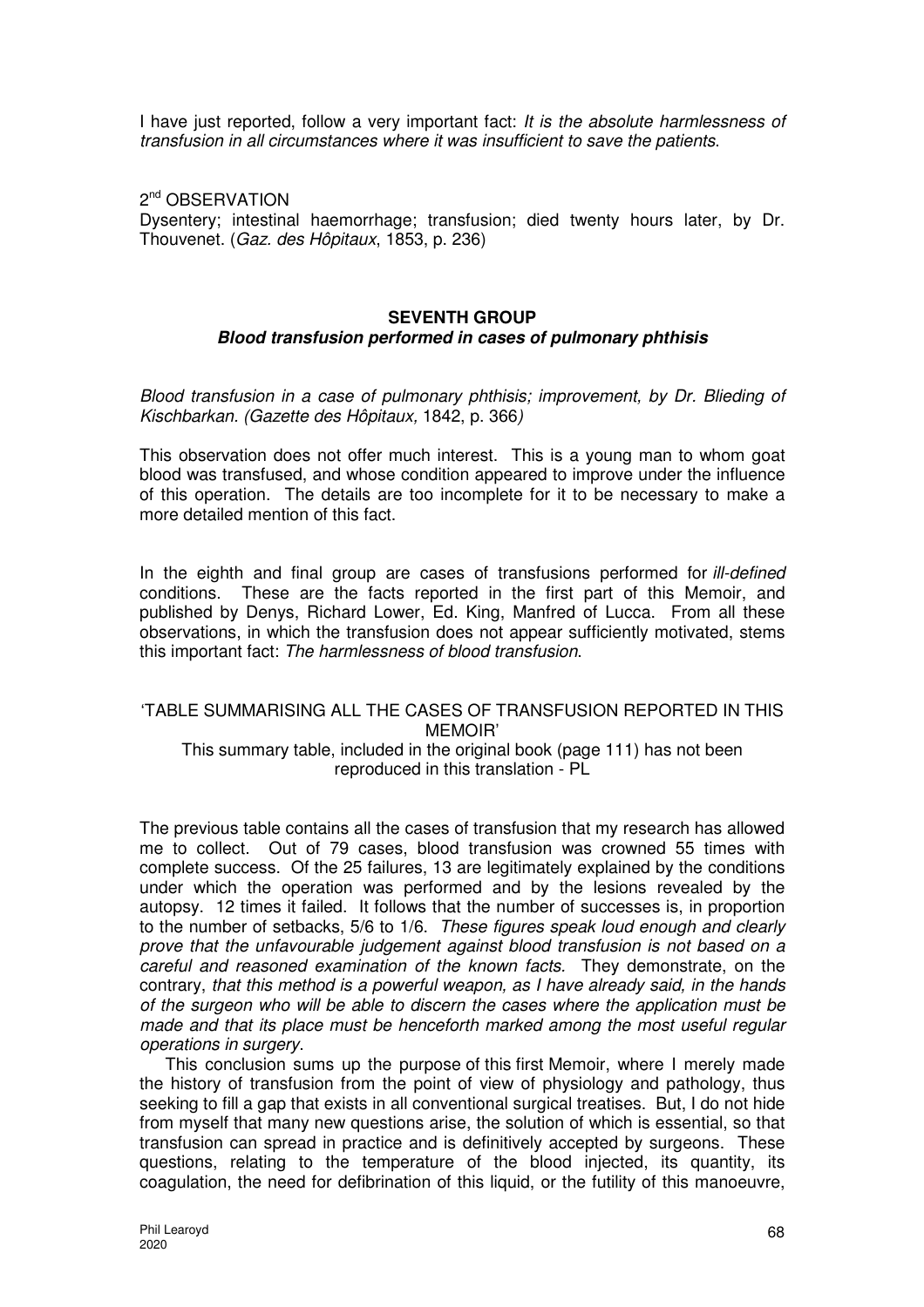I have just reported, follow a very important fact: *It is the absolute harmlessness of transfusion in all circumstances where it was insufficient to save the patients.*

2nd OBSERVATION

Dysentery; intestinal haemorrhage; transfusion; died twenty hours later, by Dr. Thouvenet. (*Gaz. des Hôpitaux*, 1853, p. 236)

## SEVENTH GROUP

### *Blood transfusion performed in cases of pulmonary phthisis*

*Blood transfusion in a case of pulmonary phthisis; improvement, by Dr. Blieding of Kischbarkan. (Gazette des Hôpitaux,* 1842, p. 366*)*

This observation does not offer much interest. This is a young man to whom goat blood was transfused, and whose condition appeared to improve under the influence of this operation. The details are too incomplete for it to be necessary to make a more detailed mention of this fact.

In the eighth and final group are cases of transfusions performed for *ill-defined* conditions. These are the facts reported in the first part of this Memoir, and published by Denys, Richard Lower, Ed. King, Manfred of Lucca. From all these observations, in which the transfusion does not appear sufficiently motivated, stems this important fact: *The harmlessness of blood transfusion.*

'TABLE SUMMARISING ALL THE CASES OF TRANSFUSION REPORTED IN THIS MEMOIR'

This summary table, included in the original book (page 111) has not been reproduced in this translation - PL

The previous table contains all the cases of transfusion that my research has allowed me to collect. Out of 79 cases, blood transfusion was crowned 55 times with complete success. Of the 25 failures, 13 are legitimately explained by the conditions under which the operation was performed and by the lesions revealed by the autopsy. 12 times it failed. It follows that the number of successes is, in proportion to the number of setbacks, 5/6 to 1/6. *These figures speak loud enough and clearly prove that the unfavourable judgement against blood transfusion is not based on a careful and reasoned examination of the known facts.* They demonstrate, on the contrary, *that this method is a powerful weapon, as I have already said, in the hands of the surgeon who will be able to discern the cases where the application must be made and that its place must be henceforth marked among the most useful regular operations in surgery.*

This conclusion sums up the purpose of this first Memoir, where I merely made the history of transfusion from the point of view of physiology and pathology, thus seeking to fill a gap that exists in all conventional surgical treatises. But, I do not hide from myself that many new questions arise, the solution of which is essential, so that transfusion can spread in practice and is definitively accepted by surgeons. These questions, relating to the temperature of the blood injected, its quantity, its coagulation, the need for defibrination of this liquid, or the futility of this manoeuvre,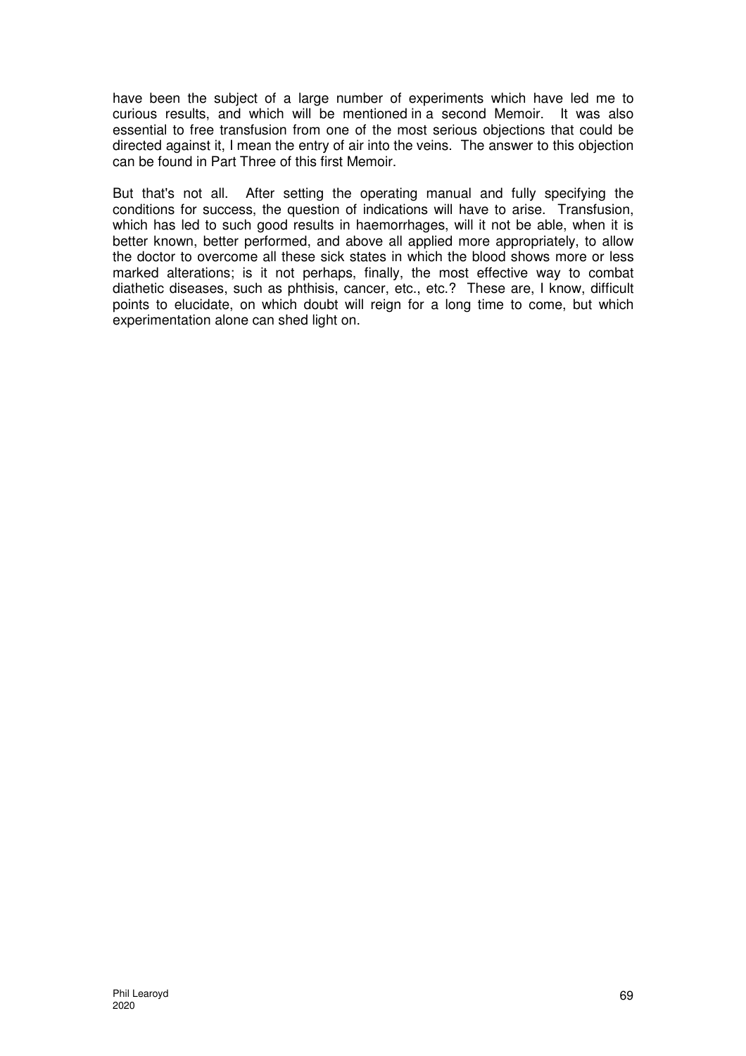have been the subject of a large number of experiments which have led me to curious results, and which will be mentioned in a second Memoir. It was also essential to free transfusion from one of the most serious objections that could be directed against it, I mean the entry of air into the veins. The answer to this objection can be found in Part Three of this first Memoir.

But that's not all. After setting the operating manual and fully specifying the conditions for success, the question of indications will have to arise. Transfusion, which has led to such good results in haemorrhages, will it not be able, when it is better known, better performed, and above all applied more appropriately, to allow the doctor to overcome all these sick states in which the blood shows more or less marked alterations; is it not perhaps, finally, the most effective way to combat diathetic diseases, such as phthisis, cancer, etc., etc.? These are, I know, difficult points to elucidate, on which doubt will reign for a long time to come, but which experimentation alone can shed light on.